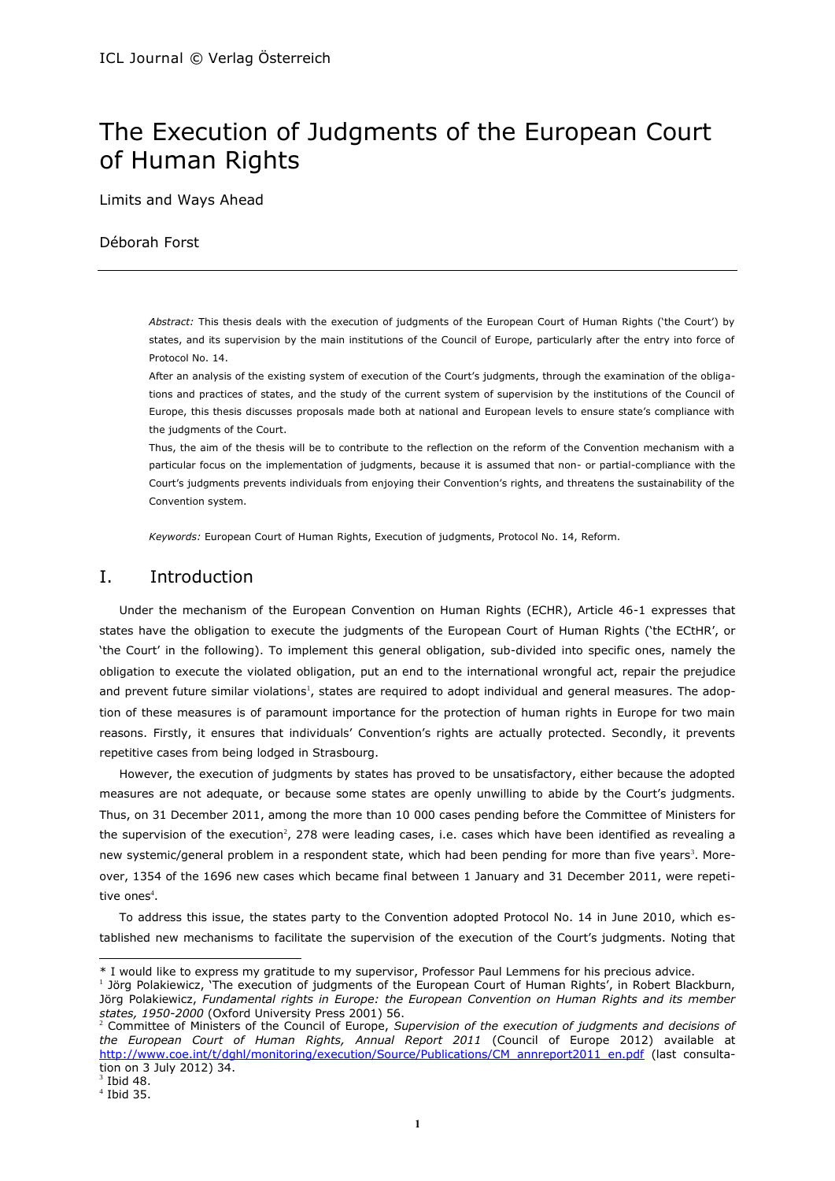# The Execution of Judgments of the European Court of Human Rights

Limits and Ways Ahead

Déborah Forst

---

*Abstract:* This thesis deals with the execution of judgments of the European Court of Human Rights ('the Court') by states, and its supervision by the main institutions of the Council of Europe, particularly after the entry into force of Protocol No. 14.

After an analysis of the existing system of execution of the Court's judgments, through the examination of the obligations and practices of states, and the study of the current system of supervision by the institutions of the Council of Europe, this thesis discusses proposals made both at national and European levels to ensure state's compliance with the judgments of the Court.

Thus, the aim of the thesis will be to contribute to the reflection on the reform of the Convention mechanism with a particular focus on the implementation of judgments, because it is assumed that non- or partial-compliance with the Court's judgments prevents individuals from enjoying their Convention's rights, and threatens the sustainability of the Convention system.

*Keywords:* European Court of Human Rights, Execution of judgments, Protocol No. 14, Reform.

## I. Introduction

Under the mechanism of the European Convention on Human Rights (ECHR), Article 46-1 expresses that states have the obligation to execute the judgments of the European Court of Human Rights ('the ECtHR', or 'the Court' in the following). To implement this general obligation, sub-divided into specific ones, namely the obligation to execute the violated obligation, put an end to the international wrongful act, repair the prejudice and prevent future similar violations[1], states are required to adopt individual and general measures. The adoption of these measures is of paramount importance for the protection of human rights in Europe for two main reasons. Firstly, it ensures that individuals' Convention's rights are actually protected. Secondly, it prevents repetitive cases from being lodged in Strasbourg.

However, the execution of judgments by states has proved to be unsatisfactory, either because the adopted measures are not adequate, or because some states are openly unwilling to abide by the Court's judgments. Thus, on 31 December 2011, among the more than 10 000 cases pending before the Committee of Ministers for the supervision of the execution[2], 278 were leading cases, i.e. cases which have been identified as revealing a new systemic/general problem in a respondent state, which had been pending for more than five years[3]. Moreover, 1354 of the 1696 new cases which became final between 1 January and 31 December 2011, were repetitive ones[4].

To address this issue, the states party to the Convention adopted Protocol No. 14 in June 2010, which established new mechanisms to facilitate the supervision of the execution of the Court's judgments. Noting that

---

\* I would like to express my gratitude to my supervisor, Professor Paul Lemmens for his precious advice.

[1] Jörg Polakiewicz, 'The execution of judgments of the European Court of Human Rights', in Robert Blackburn, Jörg Polakiewicz, *Fundamental rights in Europe: the European Convention on Human Rights and its member states, 1950-2000* (Oxford University Press 2001) 56.

[2] Committee of Ministers of the Council of Europe, *Supervision of the execution of judgments and decisions of the European Court of Human Rights, Annual Report 2011* (Council of Europe 2012) available at http://www.coe.int/t/dghl/monitoring/execution/Source/Publications/CM_annreport2011_en.pdf (last consultation on 3 July 2012) 34.

[3] Ibid 48.

[4] Ibid 35.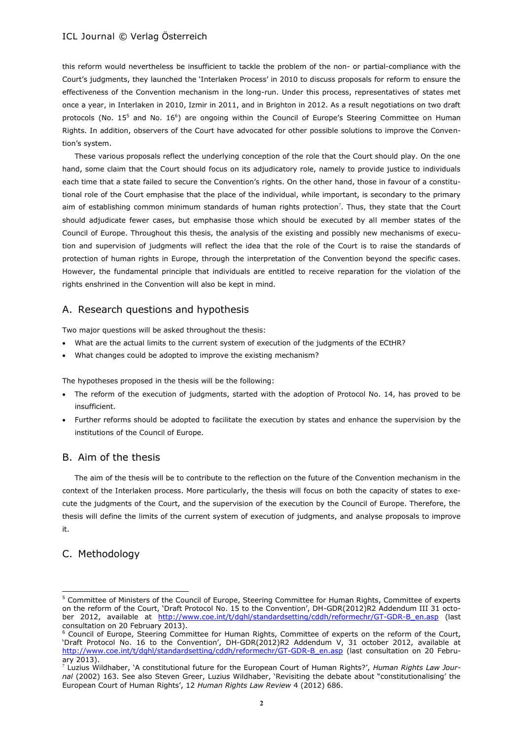this reform would nevertheless be insufficient to tackle the problem of the non- or partial-compliance with the Court's judgments, they launched the 'Interlaken Process' in 2010 to discuss proposals for reform to ensure the effectiveness of the Convention mechanism in the long-run. Under this process, representatives of states met once a year, in Interlaken in 2010, Izmir in 2011, and in Brighton in 2012. As a result negotiations on two draft protocols (No. 15[5] and No. 16[6]) are ongoing within the Council of Europe's Steering Committee on Human Rights. In addition, observers of the Court have advocated for other possible solutions to improve the Convention's system.

These various proposals reflect the underlying conception of the role that the Court should play. On the one hand, some claim that the Court should focus on its adjudicatory role, namely to provide justice to individuals each time that a state failed to secure the Convention's rights. On the other hand, those in favour of a constitutional role of the Court emphasise that the place of the individual, while important, is secondary to the primary aim of establishing common minimum standards of human rights protection[7]. Thus, they state that the Court should adjudicate fewer cases, but emphasise those which should be executed by all member states of the Council of Europe. Throughout this thesis, the analysis of the existing and possibly new mechanisms of execution and supervision of judgments will reflect the idea that the role of the Court is to raise the standards of protection of human rights in Europe, through the interpretation of the Convention beyond the specific cases. However, the fundamental principle that individuals are entitled to receive reparation for the violation of the rights enshrined in the Convention will also be kept in mind.

## A. Research questions and hypothesis

Two major questions will be asked throughout the thesis:

- What are the actual limits to the current system of execution of the judgments of the ECtHR?
- What changes could be adopted to improve the existing mechanism?

The hypotheses proposed in the thesis will be the following:

- The reform of the execution of judgments, started with the adoption of Protocol No. 14, has proved to be insufficient.
- Further reforms should be adopted to facilitate the execution by states and enhance the supervision by the institutions of the Council of Europe.

## B. Aim of the thesis

The aim of the thesis will be to contribute to the reflection on the future of the Convention mechanism in the context of the Interlaken process. More particularly, the thesis will focus on both the capacity of states to execute the judgments of the Court, and the supervision of the execution by the Council of Europe. Therefore, the thesis will define the limits of the current system of execution of judgments, and analyse proposals to improve it.

## C. Methodology

---

[5] Committee of Ministers of the Council of Europe, Steering Committee for Human Rights, Committee of experts on the reform of the Court, 'Draft Protocol No. 15 to the Convention', DH-GDR(2012)R2 Addendum III 31 october 2012, available at http://www.coe.int/t/dghl/standardsetting/cddh/reformechr/GT-GDR-B_en.asp (last consultation on 20 February 2013).

[6] Council of Europe, Steering Committee for Human Rights, Committee of experts on the reform of the Court, 'Draft Protocol No. 16 to the Convention', DH-GDR(2012)R2 Addendum V, 31 october 2012, available at http://www.coe.int/t/dghl/standardsetting/cddh/reformechr/GT-GDR-B_en.asp (last consultation on 20 February 2013).

[7] Luzius Wildhaber, 'A constitutional future for the European Court of Human Rights?', *Human Rights Law Journal* (2002) 163. See also Steven Greer, Luzius Wildhaber, 'Revisiting the debate about "constitutionalising' the European Court of Human Rights', 12 *Human Rights Law Review* 4 (2012) 686.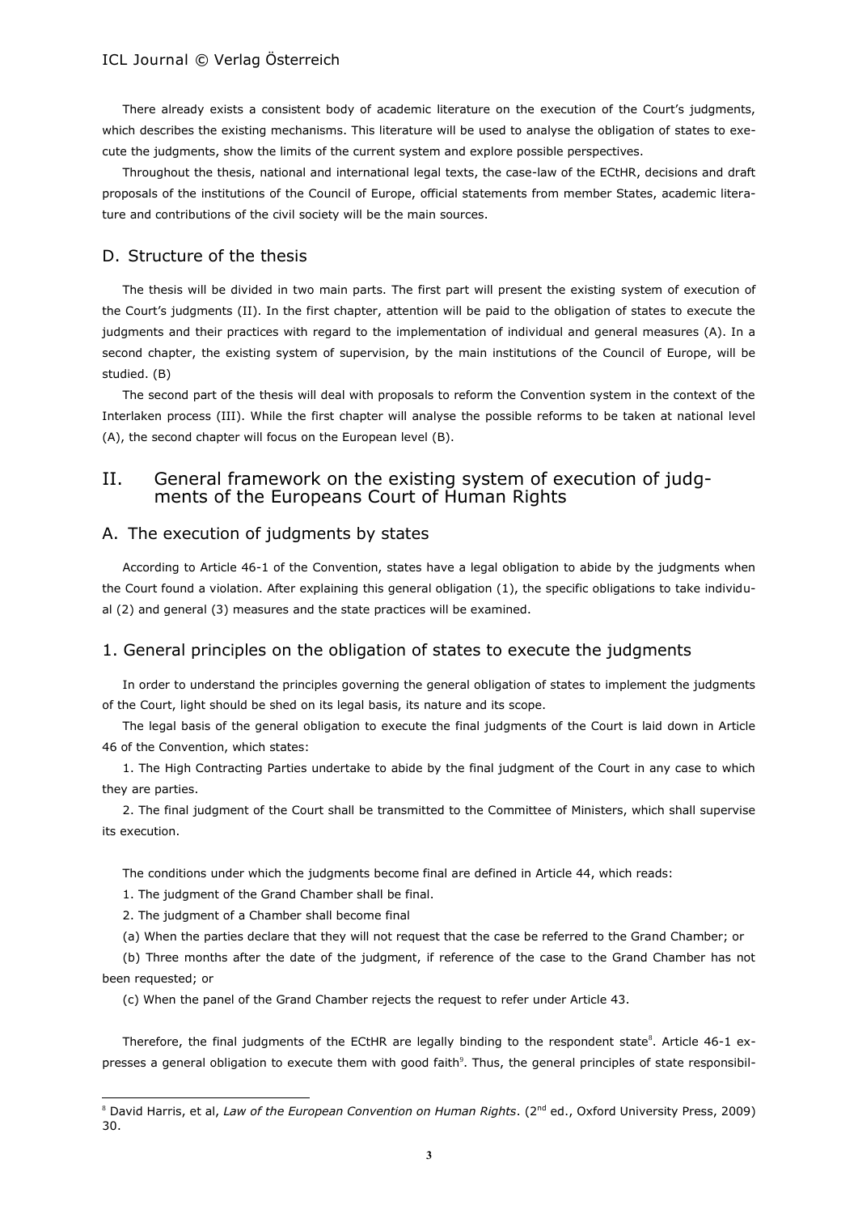There already exists a consistent body of academic literature on the execution of the Court's judgments, which describes the existing mechanisms. This literature will be used to analyse the obligation of states to execute the judgments, show the limits of the current system and explore possible perspectives.

Throughout the thesis, national and international legal texts, the case-law of the ECtHR, decisions and draft proposals of the institutions of the Council of Europe, official statements from member States, academic literature and contributions of the civil society will be the main sources.

## D. Structure of the thesis

The thesis will be divided in two main parts. The first part will present the existing system of execution of the Court's judgments (II). In the first chapter, attention will be paid to the obligation of states to execute the judgments and their practices with regard to the implementation of individual and general measures (A). In a second chapter, the existing system of supervision, by the main institutions of the Council of Europe, will be studied. (B)

The second part of the thesis will deal with proposals to reform the Convention system in the context of the Interlaken process (III). While the first chapter will analyse the possible reforms to be taken at national level (A), the second chapter will focus on the European level (B).

# II. General framework on the existing system of execution of judgments of the Europeans Court of Human Rights

## A. The execution of judgments by states

According to Article 46-1 of the Convention, states have a legal obligation to abide by the judgments when the Court found a violation. After explaining this general obligation (1), the specific obligations to take individual (2) and general (3) measures and the state practices will be examined.

### 1. General principles on the obligation of states to execute the judgments

In order to understand the principles governing the general obligation of states to implement the judgments of the Court, light should be shed on its legal basis, its nature and its scope.

The legal basis of the general obligation to execute the final judgments of the Court is laid down in Article 46 of the Convention, which states:

1. The High Contracting Parties undertake to abide by the final judgment of the Court in any case to which they are parties.

2. The final judgment of the Court shall be transmitted to the Committee of Ministers, which shall supervise its execution.

The conditions under which the judgments become final are defined in Article 44, which reads:

1. The judgment of the Grand Chamber shall be final.

2. The judgment of a Chamber shall become final

(a) When the parties declare that they will not request that the case be referred to the Grand Chamber; or

(b) Three months after the date of the judgment, if reference of the case to the Grand Chamber has not been requested; or

(c) When the panel of the Grand Chamber rejects the request to refer under Article 43.

Therefore, the final judgments of the ECtHR are legally binding to the respondent state[8]. Article 46-1 expresses a general obligation to execute them with good faith[9]. Thus, the general principles of state responsibil-

---

[8] David Harris, et al, *Law of the European Convention on Human Rights*. (2nd ed., Oxford University Press, 2009) 30.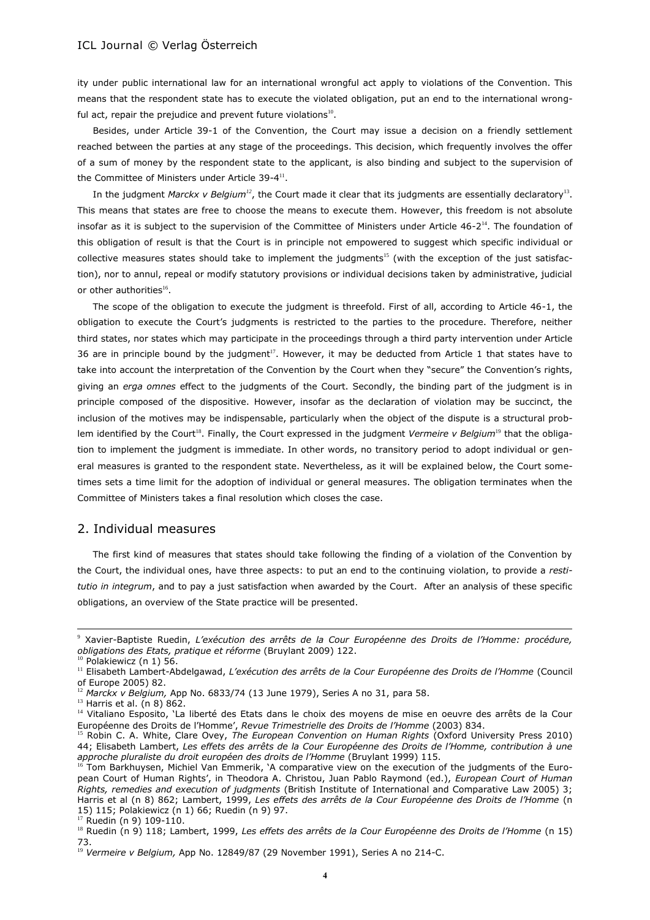ity under public international law for an international wrongful act apply to violations of the Convention. This means that the respondent state has to execute the violated obligation, put an end to the international wrongful act, repair the prejudice and prevent future violations[10].

Besides, under Article 39-1 of the Convention, the Court may issue a decision on a friendly settlement reached between the parties at any stage of the proceedings. This decision, which frequently involves the offer of a sum of money by the respondent state to the applicant, is also binding and subject to the supervision of the Committee of Ministers under Article 39-4[11].

In the judgment *Marckx v Belgium*[12], the Court made it clear that its judgments are essentially declaratory[13]. This means that states are free to choose the means to execute them. However, this freedom is not absolute insofar as it is subject to the supervision of the Committee of Ministers under Article 46-2[14]. The foundation of this obligation of result is that the Court is in principle not empowered to suggest which specific individual or collective measures states should take to implement the judgments[15] (with the exception of the just satisfaction), nor to annul, repeal or modify statutory provisions or individual decisions taken by administrative, judicial or other authorities[16].

The scope of the obligation to execute the judgment is threefold. First of all, according to Article 46-1, the obligation to execute the Court's judgments is restricted to the parties to the procedure. Therefore, neither third states, nor states which may participate in the proceedings through a third party intervention under Article 36 are in principle bound by the judgment[17]. However, it may be deducted from Article 1 that states have to take into account the interpretation of the Convention by the Court when they "secure" the Convention's rights, giving an *erga omnes* effect to the judgments of the Court. Secondly, the binding part of the judgment is in principle composed of the dispositive. However, insofar as the declaration of violation may be succinct, the inclusion of the motives may be indispensable, particularly when the object of the dispute is a structural problem identified by the Court[18]. Finally, the Court expressed in the judgment *Vermeire v Belgium*[19] that the obligation to implement the judgment is immediate. In other words, no transitory period to adopt individual or general measures is granted to the respondent state. Nevertheless, as it will be explained below, the Court sometimes sets a time limit for the adoption of individual or general measures. The obligation terminates when the Committee of Ministers takes a final resolution which closes the case.

## 2. Individual measures

The first kind of measures that states should take following the finding of a violation of the Convention by the Court, the individual ones, have three aspects: to put an end to the continuing violation, to provide a *restitutio in integrum*, and to pay a just satisfaction when awarded by the Court. After an analysis of these specific obligations, an overview of the State practice will be presented.

---

[9] Xavier-Baptiste Ruedin, *L'exécution des arrêts de la Cour Européenne des Droits de l'Homme: procédure, obligations des Etats, pratique et réforme* (Bruylant 2009) 122.

[10] Polakiewicz (n 1) 56.

[11] Elisabeth Lambert-Abdelgawad, *L'exécution des arrêts de la Cour Européenne des Droits de l'Homme* (Council of Europe 2005) 82.

[12] *Marckx v Belgium,* App No. 6833/74 (13 June 1979), Series A no 31, para 58.

[13] Harris et al. (n 8) 862.

[14] Vitaliano Esposito, 'La liberté des Etats dans le choix des moyens de mise en oeuvre des arrêts de la Cour Européenne des Droits de l'Homme', *Revue Trimestrielle des Droits de l'Homme* (2003) 834.

[15] Robin C. A. White, Clare Ovey, *The European Convention on Human Rights* (Oxford University Press 2010) 44; Elisabeth Lambert, *Les effets des arrêts de la Cour Européenne des Droits de l'Homme, contribution à une approche pluraliste du droit européen des droits de l'Homme* (Bruylant 1999) 115.

[16] Tom Barkhuysen, Michiel Van Emmerik, 'A comparative view on the execution of the judgments of the European Court of Human Rights', in Theodora A. Christou, Juan Pablo Raymond (ed.), *European Court of Human Rights, remedies and execution of judgments* (British Institute of International and Comparative Law 2005) 3; Harris et al (n 8) 862; Lambert, 1999, *Les effets des arrêts de la Cour Européenne des Droits de l'Homme* (n 15) 115; Polakiewicz (n 1) 66; Ruedin (n 9) 97.

[17] Ruedin (n 9) 109-110.

[18] Ruedin (n 9) 118; Lambert, 1999, *Les effets des arrêts de la Cour Européenne des Droits de l'Homme* (n 15) 73.

[19] *Vermeire v Belgium,* App No. 12849/87 (29 November 1991), Series A no 214-C.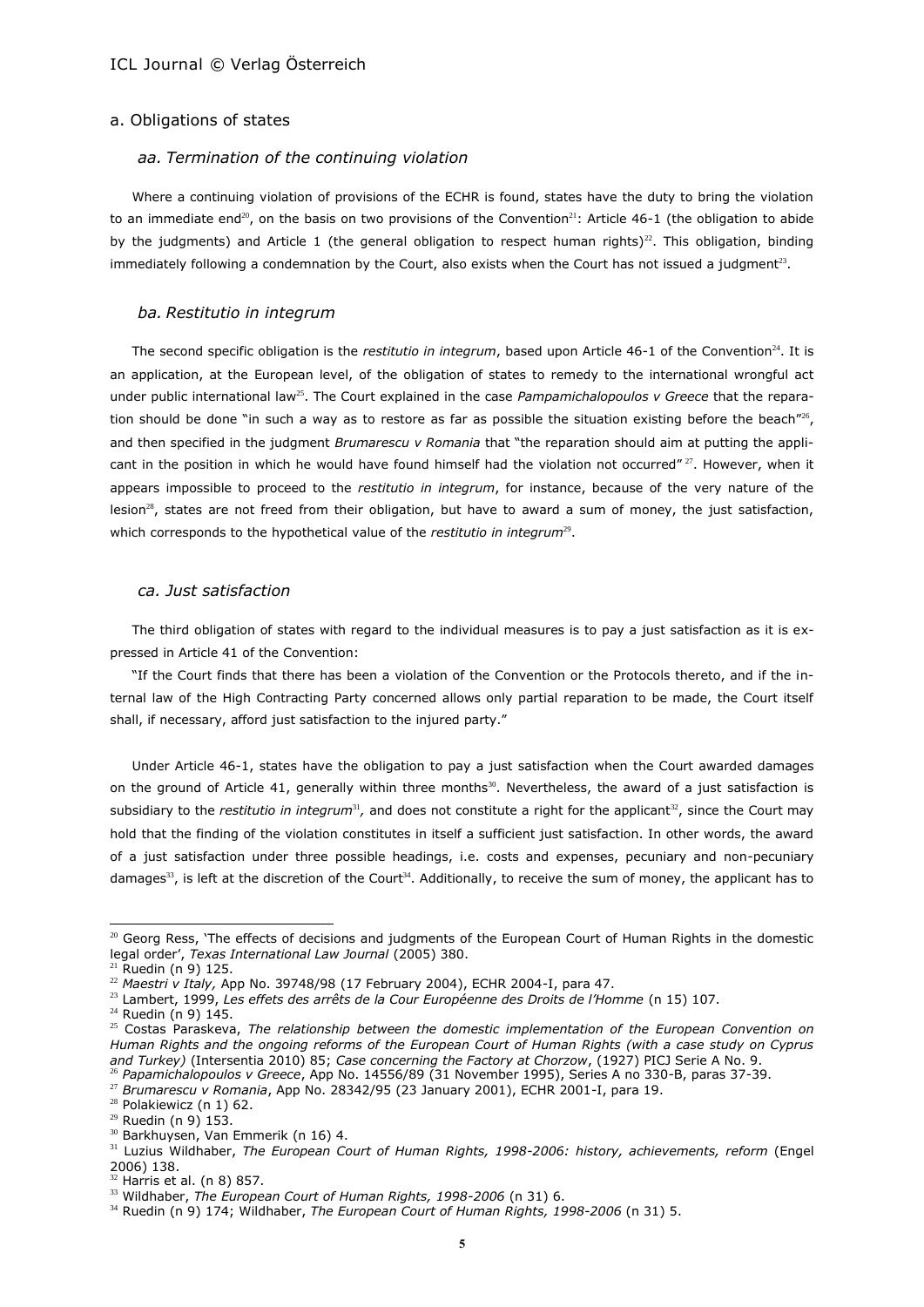### a. Obligations of states

#### aa. Termination of the continuing violation

Where a continuing violation of provisions of the ECHR is found, states have the duty to bring the violation to an immediate end[20], on the basis on two provisions of the Convention[21]: Article 46-1 (the obligation to abide by the judgments) and Article 1 (the general obligation to respect human rights)[22]. This obligation, binding immediately following a condemnation by the Court, also exists when the Court has not issued a judgment[23].

#### ba. Restitutio in integrum

The second specific obligation is the *restitutio in integrum*, based upon Article 46-1 of the Convention[24]. It is an application, at the European level, of the obligation of states to remedy to the international wrongful act under public international law[25]. The Court explained in the case *Pampamichalopoulos v Greece* that the reparation should be done "in such a way as to restore as far as possible the situation existing before the beach"[26], and then specified in the judgment *Brumarescu v Romania* that "the reparation should aim at putting the applicant in the position in which he would have found himself had the violation not occurred" [27]. However, when it appears impossible to proceed to the *restitutio in integrum*, for instance, because of the very nature of the lesion[28], states are not freed from their obligation, but have to award a sum of money, the just satisfaction, which corresponds to the hypothetical value of the *restitutio in integrum*[29].

#### ca. Just satisfaction

The third obligation of states with regard to the individual measures is to pay a just satisfaction as it is expressed in Article 41 of the Convention:

"If the Court finds that there has been a violation of the Convention or the Protocols thereto, and if the internal law of the High Contracting Party concerned allows only partial reparation to be made, the Court itself shall, if necessary, afford just satisfaction to the injured party."

Under Article 46-1, states have the obligation to pay a just satisfaction when the Court awarded damages on the ground of Article 41, generally within three months[30]. Nevertheless, the award of a just satisfaction is subsidiary to the *restitutio in integrum*[31], and does not constitute a right for the applicant[32], since the Court may hold that the finding of the violation constitutes in itself a sufficient just satisfaction. In other words, the award of a just satisfaction under three possible headings, i.e. costs and expenses, pecuniary and non-pecuniary damages[33], is left at the discretion of the Court[34]. Additionally, to receive the sum of money, the applicant has to

---

[20] Georg Ress, 'The effects of decisions and judgments of the European Court of Human Rights in the domestic legal order', *Texas International Law Journal* (2005) 380.

[21] Ruedin (n 9) 125.

[22] *Maestri v Italy,* App No. 39748/98 (17 February 2004), ECHR 2004-I, para 47.

[23] Lambert, 1999, *Les effets des arrêts de la Cour Européenne des Droits de l'Homme* (n 15) 107.

[24] Ruedin (n 9) 145.

[25] Costas Paraskeva, *The relationship between the domestic implementation of the European Convention on Human Rights and the ongoing reforms of the European Court of Human Rights (with a case study on Cyprus and Turkey)* (Intersentia 2010) 85; *Case concerning the Factory at Chorzow*, (1927) PICJ Serie A No. 9.

[26] *Papamichalopoulos v Greece*, App No. 14556/89 (31 November 1995), Series A no 330-B, paras 37-39.

[27] *Brumarescu v Romania*, App No. 28342/95 (23 January 2001), ECHR 2001-I, para 19.

[28] Polakiewicz (n 1) 62.

[29] Ruedin (n 9) 153.

[30] Barkhuysen, Van Emmerik (n 16) 4.

[31] Luzius Wildhaber, *The European Court of Human Rights, 1998-2006: history, achievements, reform* (Engel 2006) 138.

[32] Harris et al. (n 8) 857.

[33] Wildhaber, *The European Court of Human Rights, 1998-2006* (n 31) 6.

[34] Ruedin (n 9) 174; Wildhaber, *The European Court of Human Rights, 1998-2006* (n 31) 5.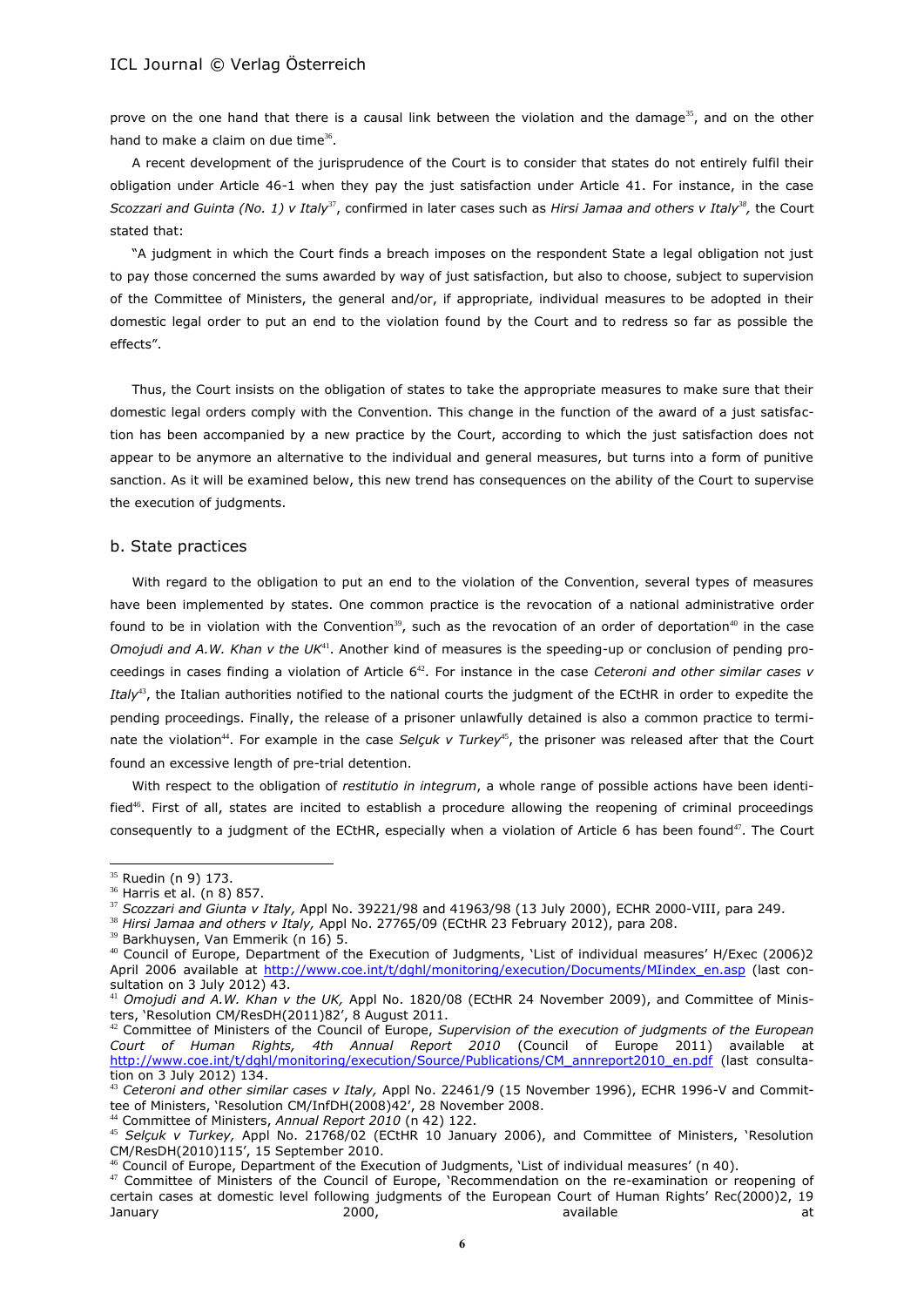prove on the one hand that there is a causal link between the violation and the damage[35], and on the other hand to make a claim on due time[36].

A recent development of the jurisprudence of the Court is to consider that states do not entirely fulfil their obligation under Article 46-1 when they pay the just satisfaction under Article 41. For instance, in the case *Scozzari and Guinta (No. 1) v Italy*[37], confirmed in later cases such as *Hirsi Jamaa and others v Italy*[38], the Court stated that:

"A judgment in which the Court finds a breach imposes on the respondent State a legal obligation not just to pay those concerned the sums awarded by way of just satisfaction, but also to choose, subject to supervision of the Committee of Ministers, the general and/or, if appropriate, individual measures to be adopted in their domestic legal order to put an end to the violation found by the Court and to redress so far as possible the effects".

Thus, the Court insists on the obligation of states to take the appropriate measures to make sure that their domestic legal orders comply with the Convention. This change in the function of the award of a just satisfaction has been accompanied by a new practice by the Court, according to which the just satisfaction does not appear to be anymore an alternative to the individual and general measures, but turns into a form of punitive sanction. As it will be examined below, this new trend has consequences on the ability of the Court to supervise the execution of judgments.

### b. State practices

With regard to the obligation to put an end to the violation of the Convention, several types of measures have been implemented by states. One common practice is the revocation of a national administrative order found to be in violation with the Convention[39], such as the revocation of an order of deportation[40] in the case *Omojudi and A.W. Khan v the UK*[41]. Another kind of measures is the speeding-up or conclusion of pending proceedings in cases finding a violation of Article 6[42]. For instance in the case *Ceteroni and other similar cases v Italy*[43], the Italian authorities notified to the national courts the judgment of the ECtHR in order to expedite the pending proceedings. Finally, the release of a prisoner unlawfully detained is also a common practice to terminate the violation[44]. For example in the case *Selçuk v Turkey*[45], the prisoner was released after that the Court found an excessive length of pre-trial detention.

With respect to the obligation of *restitutio in integrum*, a whole range of possible actions have been identified[46]. First of all, states are incited to establish a procedure allowing the reopening of criminal proceedings consequently to a judgment of the ECtHR, especially when a violation of Article 6 has been found[47]. The Court

---

[35] Ruedin (n 9) 173.

[36] Harris et al. (n 8) 857.

[37] *Scozzari and Giunta v Italy,* Appl No. 39221/98 and 41963/98 (13 July 2000), ECHR 2000-VIII, para 249.

[38] *Hirsi Jamaa and others v Italy,* Appl No. 27765/09 (ECtHR 23 February 2012), para 208.

[39] Barkhuysen, Van Emmerik (n 16) 5.

[40] Council of Europe, Department of the Execution of Judgments, 'List of individual measures' H/Exec (2006)2 April 2006 available at http://www.coe.int/t/dghl/monitoring/execution/Documents/MIindex_en.asp (last consultation on 3 July 2012) 43.

[41] *Omojudi and A.W. Khan v the UK,* Appl No. 1820/08 (ECtHR 24 November 2009), and Committee of Ministers, 'Resolution CM/ResDH(2011)82', 8 August 2011.

[42] Committee of Ministers of the Council of Europe, *Supervision of the execution of judgments of the European Court of Human Rights, 4th Annual Report 2010* (Council of Europe 2011) available at http://www.coe.int/t/dghl/monitoring/execution/Source/Publications/CM_annreport2010_en.pdf (last consultation on 3 July 2012) 134.

[43] *Ceteroni and other similar cases v Italy,* Appl No. 22461/9 (15 November 1996), ECHR 1996-V and Committee of Ministers, 'Resolution CM/InfDH(2008)42', 28 November 2008.

[44] Committee of Ministers, *Annual Report 2010* (n 42) 122.

[45] *Selçuk v Turkey,* Appl No. 21768/02 (ECtHR 10 January 2006), and Committee of Ministers, 'Resolution CM/ResDH(2010)115', 15 September 2010.

[46] Council of Europe, Department of the Execution of Judgments, 'List of individual measures' (n 40).

[47] Committee of Ministers of the Council of Europe, 'Recommendation on the re-examination or reopening of certain cases at domestic level following judgments of the European Court of Human Rights' Rec(2000)2, 19 January 2000, available at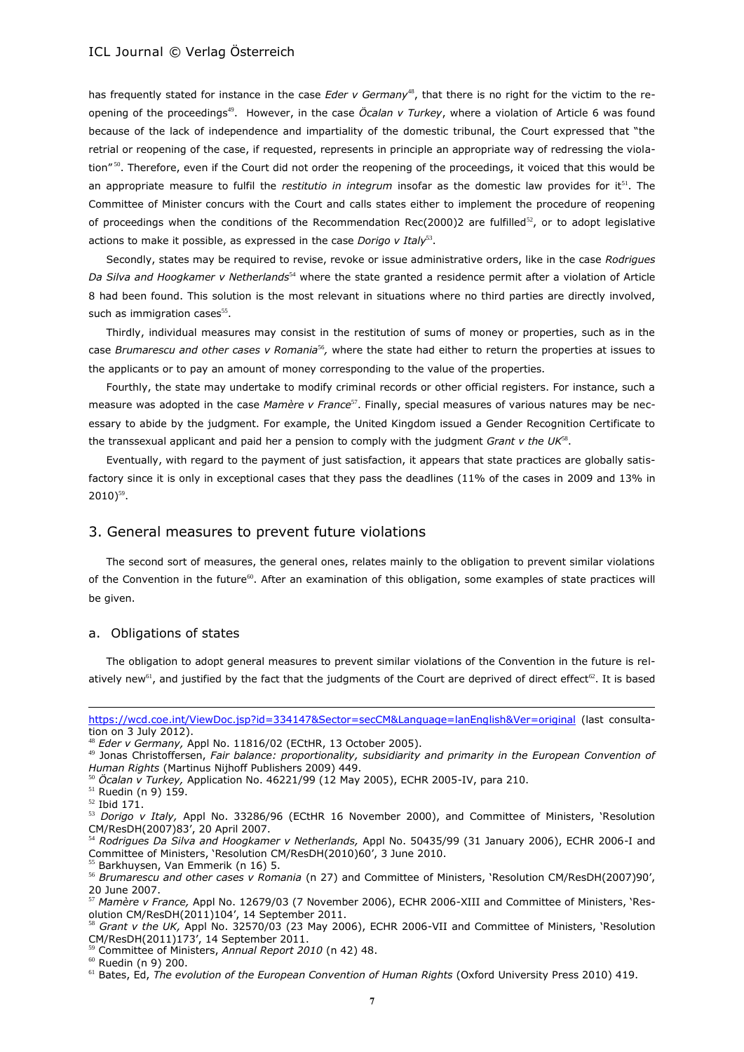has frequently stated for instance in the case *Eder v Germany*[48], that there is no right for the victim to the reopening of the proceedings[49]. However, in the case *Öcalan v Turkey*, where a violation of Article 6 was found because of the lack of independence and impartiality of the domestic tribunal, the Court expressed that "the retrial or reopening of the case, if requested, represents in principle an appropriate way of redressing the violation"[50]. Therefore, even if the Court did not order the reopening of the proceedings, it voiced that this would be an appropriate measure to fulfil the *restitutio in integrum* insofar as the domestic law provides for it[51]. The Committee of Minister concurs with the Court and calls states either to implement the procedure of reopening of proceedings when the conditions of the Recommendation Rec(2000)2 are fulfilled[52], or to adopt legislative actions to make it possible, as expressed in the case *Dorigo v Italy*[53].

Secondly, states may be required to revise, revoke or issue administrative orders, like in the case *Rodrigues Da Silva and Hoogkamer v Netherlands*[54] where the state granted a residence permit after a violation of Article 8 had been found. This solution is the most relevant in situations where no third parties are directly involved, such as immigration cases[55].

Thirdly, individual measures may consist in the restitution of sums of money or properties, such as in the case *Brumarescu and other cases v Romania*[56], where the state had either to return the properties at issues to the applicants or to pay an amount of money corresponding to the value of the properties.

Fourthly, the state may undertake to modify criminal records or other official registers. For instance, such a measure was adopted in the case *Mamère v France*[57]. Finally, special measures of various natures may be necessary to abide by the judgment. For example, the United Kingdom issued a Gender Recognition Certificate to the transsexual applicant and paid her a pension to comply with the judgment *Grant v the UK*[58].

Eventually, with regard to the payment of just satisfaction, it appears that state practices are globally satisfactory since it is only in exceptional cases that they pass the deadlines (11% of the cases in 2009 and 13% in 2010)[59].

## 3. General measures to prevent future violations

The second sort of measures, the general ones, relates mainly to the obligation to prevent similar violations of the Convention in the future[60]. After an examination of this obligation, some examples of state practices will be given.

### a. Obligations of states

The obligation to adopt general measures to prevent similar violations of the Convention in the future is relatively new[61], and justified by the fact that the judgments of the Court are deprived of direct effect[62]. It is based

---

https://wcd.coe.int/ViewDoc.jsp?id=334147&Sector=secCM&Language=lanEnglish&Ver=original (last consultation on 3 July 2012).

[48] *Eder v Germany,* Appl No. 11816/02 (ECtHR, 13 October 2005).

[49] Jonas Christoffersen, *Fair balance: proportionality, subsidiarity and primarity in the European Convention of Human Rights* (Martinus Nijhoff Publishers 2009) 449.

[50] *Öcalan v Turkey,* Application No. 46221/99 (12 May 2005), ECHR 2005-IV, para 210.

[51] Ruedin (n 9) 159.

[52] Ibid 171.

[53] *Dorigo v Italy,* Appl No. 33286/96 (ECtHR 16 November 2000), and Committee of Ministers, 'Resolution CM/ResDH(2007)83', 20 April 2007.

[54] *Rodrigues Da Silva and Hoogkamer v Netherlands,* Appl No. 50435/99 (31 January 2006), ECHR 2006-I and Committee of Ministers, 'Resolution CM/ResDH(2010)60', 3 June 2010.

[55] Barkhuysen, Van Emmerik (n 16) 5.

[56] *Brumarescu and other cases v Romania* (n 27) and Committee of Ministers, 'Resolution CM/ResDH(2007)90', 20 June 2007.

[57] *Mamère v France,* Appl No. 12679/03 (7 November 2006), ECHR 2006-XIII and Committee of Ministers, 'Resolution CM/ResDH(2011)104', 14 September 2011.

[58] *Grant v the UK,* Appl No. 32570/03 (23 May 2006), ECHR 2006-VII and Committee of Ministers, 'Resolution CM/ResDH(2011)173', 14 September 2011.

[59] Committee of Ministers, *Annual Report 2010* (n 42) 48.

[60] Ruedin (n 9) 200.

[61] Bates, Ed, *The evolution of the European Convention of Human Rights* (Oxford University Press 2010) 419.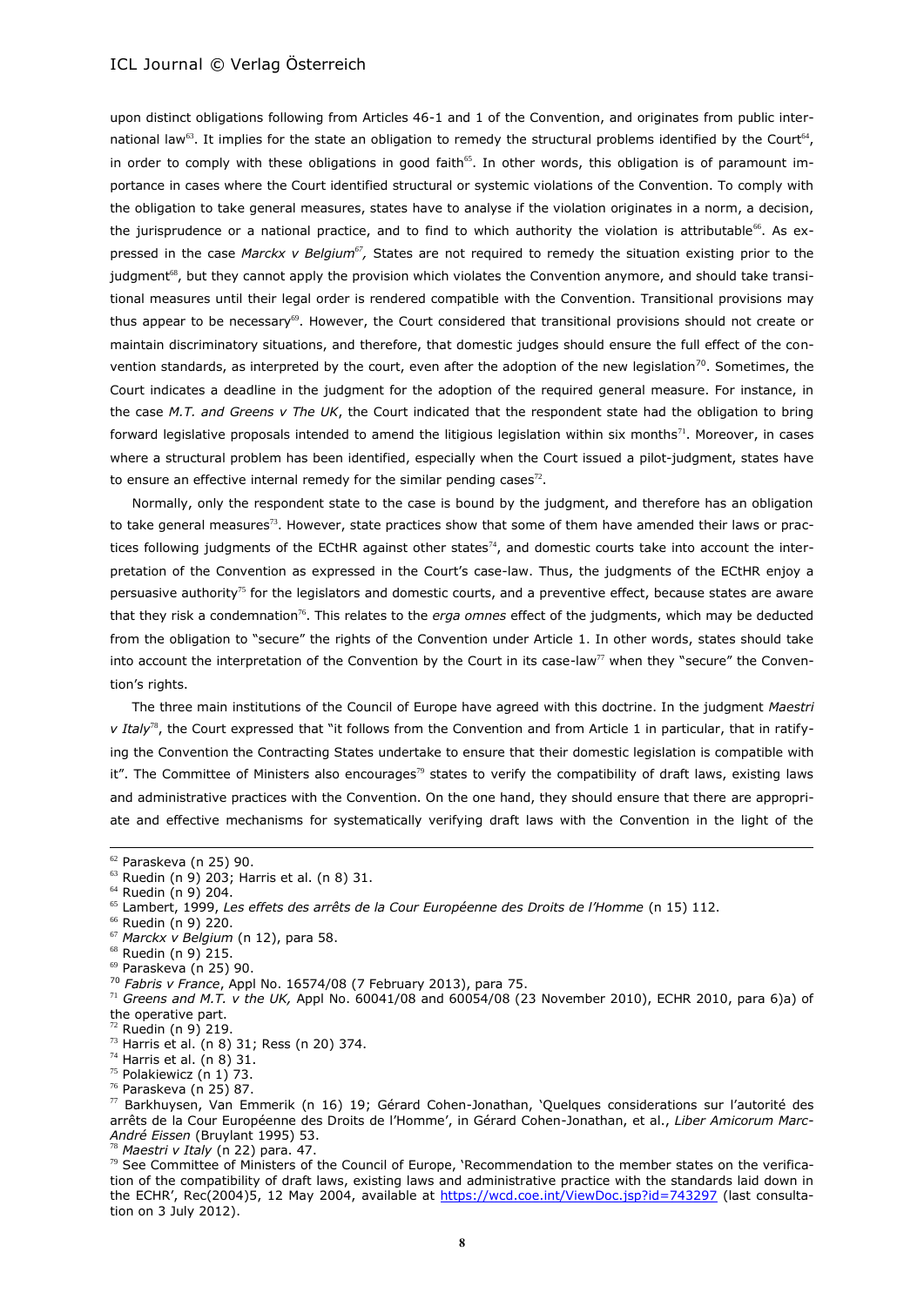upon distinct obligations following from Articles 46-1 and 1 of the Convention, and originates from public international law[63]. It implies for the state an obligation to remedy the structural problems identified by the Court[64], in order to comply with these obligations in good faith[65]. In other words, this obligation is of paramount importance in cases where the Court identified structural or systemic violations of the Convention. To comply with the obligation to take general measures, states have to analyse if the violation originates in a norm, a decision, the jurisprudence or a national practice, and to find to which authority the violation is attributable[66]. As expressed in the case *Marckx v Belgium*[67], States are not required to remedy the situation existing prior to the judgment[68], but they cannot apply the provision which violates the Convention anymore, and should take transitional measures until their legal order is rendered compatible with the Convention. Transitional provisions may thus appear to be necessary[69]. However, the Court considered that transitional provisions should not create or maintain discriminatory situations, and therefore, that domestic judges should ensure the full effect of the convention standards, as interpreted by the court, even after the adoption of the new legislation[70]. Sometimes, the Court indicates a deadline in the judgment for the adoption of the required general measure. For instance, in the case *M.T. and Greens v The UK*, the Court indicated that the respondent state had the obligation to bring forward legislative proposals intended to amend the litigious legislation within six months[71]. Moreover, in cases where a structural problem has been identified, especially when the Court issued a pilot-judgment, states have to ensure an effective internal remedy for the similar pending cases[72].

Normally, only the respondent state to the case is bound by the judgment, and therefore has an obligation to take general measures[73]. However, state practices show that some of them have amended their laws or practices following judgments of the ECtHR against other states[74], and domestic courts take into account the interpretation of the Convention as expressed in the Court's case-law. Thus, the judgments of the ECtHR enjoy a persuasive authority[75] for the legislators and domestic courts, and a preventive effect, because states are aware that they risk a condemnation[76]. This relates to the *erga omnes* effect of the judgments, which may be deducted from the obligation to "secure" the rights of the Convention under Article 1. In other words, states should take into account the interpretation of the Convention by the Court in its case-law[77] when they "secure" the Convention's rights.

The three main institutions of the Council of Europe have agreed with this doctrine. In the judgment *Maestri v Italy*[78], the Court expressed that "it follows from the Convention and from Article 1 in particular, that in ratifying the Convention the Contracting States undertake to ensure that their domestic legislation is compatible with it". The Committee of Ministers also encourages[79] states to verify the compatibility of draft laws, existing laws and administrative practices with the Convention. On the one hand, they should ensure that there are appropriate and effective mechanisms for systematically verifying draft laws with the Convention in the light of the

---

[62] Paraskeva (n 25) 90.
[63] Ruedin (n 9) 203; Harris et al. (n 8) 31.
[64] Ruedin (n 9) 204.
[65] Lambert, 1999, *Les effets des arrêts de la Cour Européenne des Droits de l'Homme* (n 15) 112.
[66] Ruedin (n 9) 220.
[67] *Marckx v Belgium* (n 12), para 58.
[68] Ruedin (n 9) 215.
[69] Paraskeva (n 25) 90.
[70] *Fabris v France*, Appl No. 16574/08 (7 February 2013), para 75.
[71] *Greens and M.T. v the UK,* Appl No. 60041/08 and 60054/08 (23 November 2010), ECHR 2010, para 6)a) of the operative part.
[72] Ruedin (n 9) 219.
[73] Harris et al. (n 8) 31; Ress (n 20) 374.
[74] Harris et al. (n 8) 31.
[75] Polakiewicz (n 1) 73.
[76] Paraskeva (n 25) 87.
[77] Barkhuysen, Van Emmerik (n 16) 19; Gérard Cohen-Jonathan, 'Quelques considerations sur l'autorité des arrêts de la Cour Européenne des Droits de l'Homme', in Gérard Cohen-Jonathan, et al., *Liber Amicorum Marc-André Eissen* (Bruylant 1995) 53.
[78] *Maestri v Italy* (n 22) para. 47.
[79] See Committee of Ministers of the Council of Europe, 'Recommendation to the member states on the verification of the compatibility of draft laws, existing laws and administrative practice with the standards laid down in the ECHR', Rec(2004)5, 12 May 2004, available at https://wcd.coe.int/ViewDoc.jsp?id=743297 (last consultation on 3 July 2012).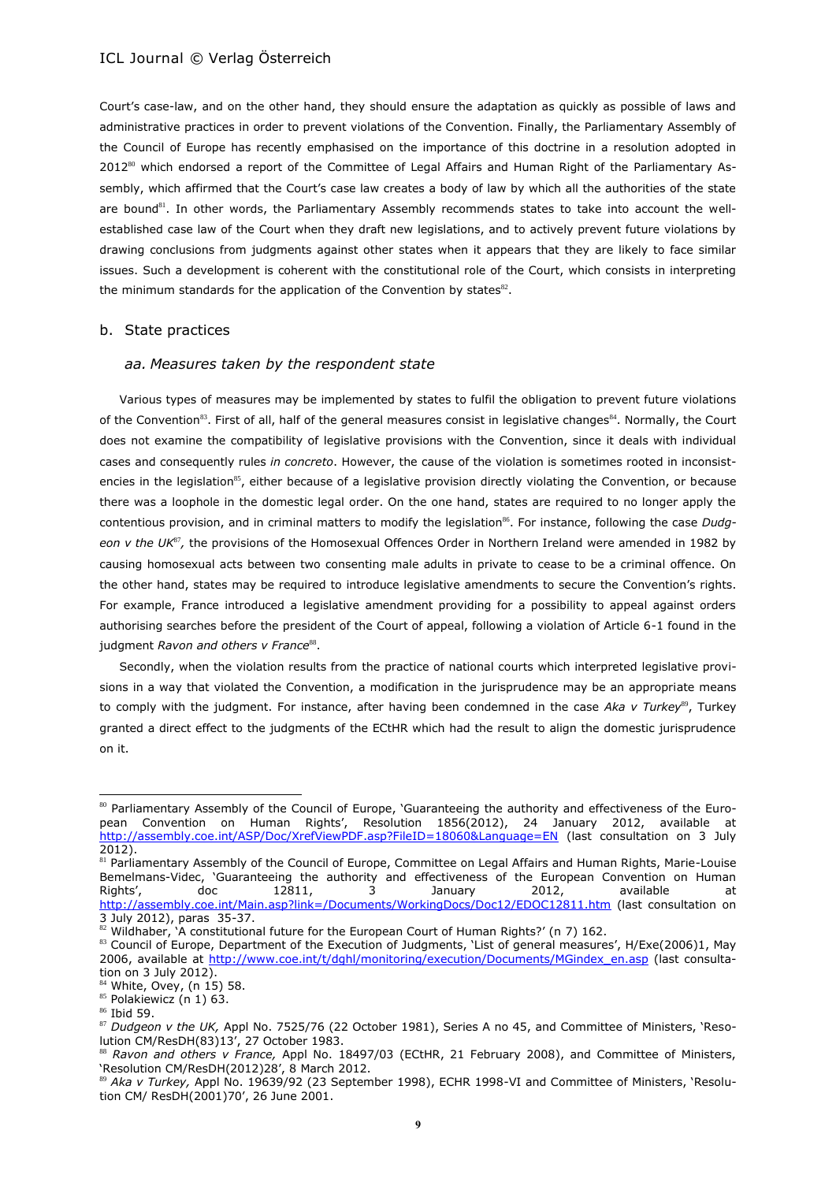Court's case-law, and on the other hand, they should ensure the adaptation as quickly as possible of laws and administrative practices in order to prevent violations of the Convention. Finally, the Parliamentary Assembly of the Council of Europe has recently emphasised on the importance of this doctrine in a resolution adopted in 2012[80] which endorsed a report of the Committee of Legal Affairs and Human Right of the Parliamentary Assembly, which affirmed that the Court's case law creates a body of law by which all the authorities of the state are bound[81]. In other words, the Parliamentary Assembly recommends states to take into account the well-established case law of the Court when they draft new legislations, and to actively prevent future violations by drawing conclusions from judgments against other states when it appears that they are likely to face similar issues. Such a development is coherent with the constitutional role of the Court, which consists in interpreting the minimum standards for the application of the Convention by states[82].

## b. State practices

### *aa. Measures taken by the respondent state*

Various types of measures may be implemented by states to fulfil the obligation to prevent future violations of the Convention[83]. First of all, half of the general measures consist in legislative changes[84]. Normally, the Court does not examine the compatibility of legislative provisions with the Convention, since it deals with individual cases and consequently rules *in concreto*. However, the cause of the violation is sometimes rooted in inconsistencies in the legislation[85], either because of a legislative provision directly violating the Convention, or because there was a loophole in the domestic legal order. On the one hand, states are required to no longer apply the contentious provision, and in criminal matters to modify the legislation[86]. For instance, following the case *Dudgeon v the UK*[87], the provisions of the Homosexual Offences Order in Northern Ireland were amended in 1982 by causing homosexual acts between two consenting male adults in private to cease to be a criminal offence. On the other hand, states may be required to introduce legislative amendments to secure the Convention's rights. For example, France introduced a legislative amendment providing for a possibility to appeal against orders authorising searches before the president of the Court of appeal, following a violation of Article 6-1 found in the judgment *Ravon and others v France*[88].

Secondly, when the violation results from the practice of national courts which interpreted legislative provisions in a way that violated the Convention, a modification in the jurisprudence may be an appropriate means to comply with the judgment. For instance, after having been condemned in the case *Aka v Turkey*[89], Turkey granted a direct effect to the judgments of the ECtHR which had the result to align the domestic jurisprudence on it.

---

[80] Parliamentary Assembly of the Council of Europe, 'Guaranteeing the authority and effectiveness of the European Convention on Human Rights', Resolution 1856(2012), 24 January 2012, available at http://assembly.coe.int/ASP/Doc/XrefViewPDF.asp?FileID=18060&Language=EN (last consultation on 3 July 2012).

[81] Parliamentary Assembly of the Council of Europe, Committee on Legal Affairs and Human Rights, Marie-Louise Bemelmans-Videc, 'Guaranteeing the authority and effectiveness of the European Convention on Human Rights', doc 12811, 3 January 2012, available at http://assembly.coe.int/Main.asp?link=/Documents/WorkingDocs/Doc12/EDOC12811.htm (last consultation on 3 July 2012), paras 35-37.

[82] Wildhaber, 'A constitutional future for the European Court of Human Rights?' (n 7) 162.

[83] Council of Europe, Department of the Execution of Judgments, 'List of general measures', H/Exe(2006)1, May 2006, available at http://www.coe.int/t/dghl/monitoring/execution/Documents/MGindex_en.asp (last consultation on 3 July 2012).

[84] White, Ovey, (n 15) 58.

[85] Polakiewicz (n 1) 63.

[86] Ibid 59.

[87] *Dudgeon v the UK,* Appl No. 7525/76 (22 October 1981), Series A no 45, and Committee of Ministers, 'Resolution CM/ResDH(83)13', 27 October 1983.

[88] *Ravon and others v France,* Appl No. 18497/03 (ECtHR, 21 February 2008), and Committee of Ministers, 'Resolution CM/ResDH(2012)28', 8 March 2012.

[89] *Aka v Turkey,* Appl No. 19639/92 (23 September 1998), ECHR 1998-VI and Committee of Ministers, 'Resolution CM/ ResDH(2001)70', 26 June 2001.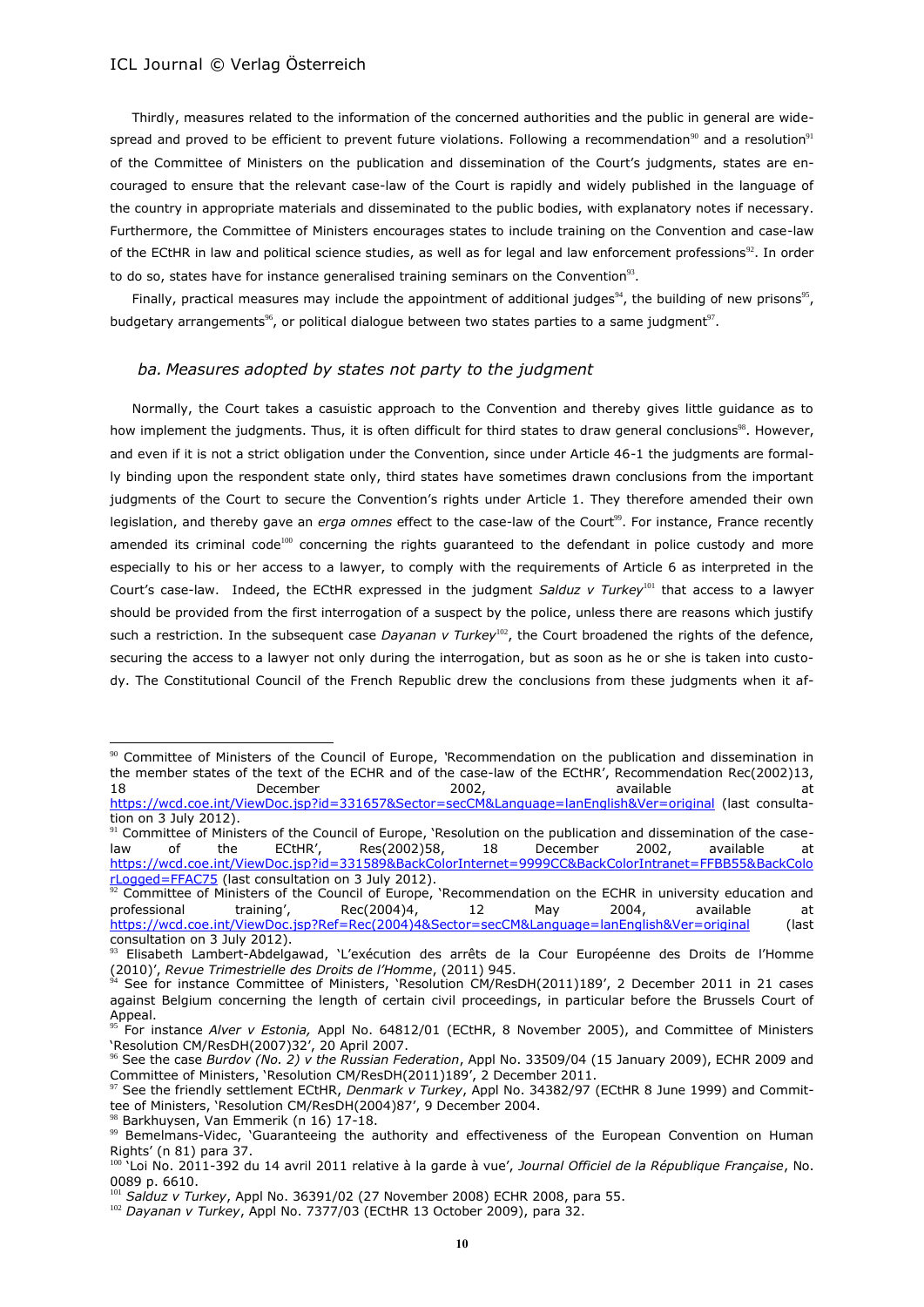Thirdly, measures related to the information of the concerned authorities and the public in general are widespread and proved to be efficient to prevent future violations. Following a recommendation[90] and a resolution[91] of the Committee of Ministers on the publication and dissemination of the Court's judgments, states are encouraged to ensure that the relevant case-law of the Court is rapidly and widely published in the language of the country in appropriate materials and disseminated to the public bodies, with explanatory notes if necessary. Furthermore, the Committee of Ministers encourages states to include training on the Convention and case-law of the ECtHR in law and political science studies, as well as for legal and law enforcement professions[92]. In order to do so, states have for instance generalised training seminars on the Convention[93].

Finally, practical measures may include the appointment of additional judges[94], the building of new prisons[95], budgetary arrangements[96], or political dialogue between two states parties to a same judgment[97].

### *ba. Measures adopted by states not party to the judgment*

Normally, the Court takes a casuistic approach to the Convention and thereby gives little guidance as to how implement the judgments. Thus, it is often difficult for third states to draw general conclusions[98]. However, and even if it is not a strict obligation under the Convention, since under Article 46-1 the judgments are formally binding upon the respondent state only, third states have sometimes drawn conclusions from the important judgments of the Court to secure the Convention's rights under Article 1. They therefore amended their own legislation, and thereby gave an *erga omnes* effect to the case-law of the Court[99]. For instance, France recently amended its criminal code[100] concerning the rights guaranteed to the defendant in police custody and more especially to his or her access to a lawyer, to comply with the requirements of Article 6 as interpreted in the Court's case-law. Indeed, the ECtHR expressed in the judgment *Salduz v Turkey*[101] that access to a lawyer should be provided from the first interrogation of a suspect by the police, unless there are reasons which justify such a restriction. In the subsequent case *Dayanan v Turkey*[102], the Court broadened the rights of the defence, securing the access to a lawyer not only during the interrogation, but as soon as he or she is taken into custody. The Constitutional Council of the French Republic drew the conclusions from these judgments when it af-

---

[90] Committee of Ministers of the Council of Europe, 'Recommendation on the publication and dissemination in the member states of the text of the ECHR and of the case-law of the ECtHR', Recommendation Rec(2002)13, 18 December 2002, available at https://wcd.coe.int/ViewDoc.jsp?id=331657&Sector=secCM&Language=lanEnglish&Ver=original (last consultation on 3 July 2012).

[91] Committee of Ministers of the Council of Europe, 'Resolution on the publication and dissemination of the case-law of the ECtHR', Res(2002)58, 18 December 2002, available at https://wcd.coe.int/ViewDoc.jsp?id=331589&BackColorInternet=9999CC&BackColorIntranet=FFBB55&BackColorLogged=FFAC75 (last consultation on 3 July 2012).

[92] Committee of Ministers of the Council of Europe, 'Recommendation on the ECHR in university education and professional training', Rec(2004)4, 12 May 2004, available at https://wcd.coe.int/ViewDoc.jsp?Ref=Rec(2004)4&Sector=secCM&Language=lanEnglish&Ver=original (last consultation on 3 July 2012).

[93] Elisabeth Lambert-Abdelgawad, 'L'exécution des arrêts de la Cour Européenne des Droits de l'Homme (2010)', *Revue Trimestrielle des Droits de l'Homme*, (2011) 945.

[94] See for instance Committee of Ministers, 'Resolution CM/ResDH(2011)189', 2 December 2011 in 21 cases against Belgium concerning the length of certain civil proceedings, in particular before the Brussels Court of Appeal.

[95] For instance *Alver v Estonia,* Appl No. 64812/01 (ECtHR, 8 November 2005), and Committee of Ministers 'Resolution CM/ResDH(2007)32', 20 April 2007.

[96] See the case *Burdov (No. 2) v the Russian Federation*, Appl No. 33509/04 (15 January 2009), ECHR 2009 and Committee of Ministers, 'Resolution CM/ResDH(2011)189', 2 December 2011.

[97] See the friendly settlement ECtHR, *Denmark v Turkey*, Appl No. 34382/97 (ECtHR 8 June 1999) and Committee of Ministers, 'Resolution CM/ResDH(2004)87', 9 December 2004.

[98] Barkhuysen, Van Emmerik (n 16) 17-18.

[99] Bemelmans-Videc, 'Guaranteeing the authority and effectiveness of the European Convention on Human Rights' (n 81) para 37.

[100] 'Loi No. 2011-392 du 14 avril 2011 relative à la garde à vue', *Journal Officiel de la République Française*, No. 0089 p. 6610.

[101] *Salduz v Turkey*, Appl No. 36391/02 (27 November 2008) ECHR 2008, para 55.

[102] *Dayanan v Turkey*, Appl No. 7377/03 (ECtHR 13 October 2009), para 32.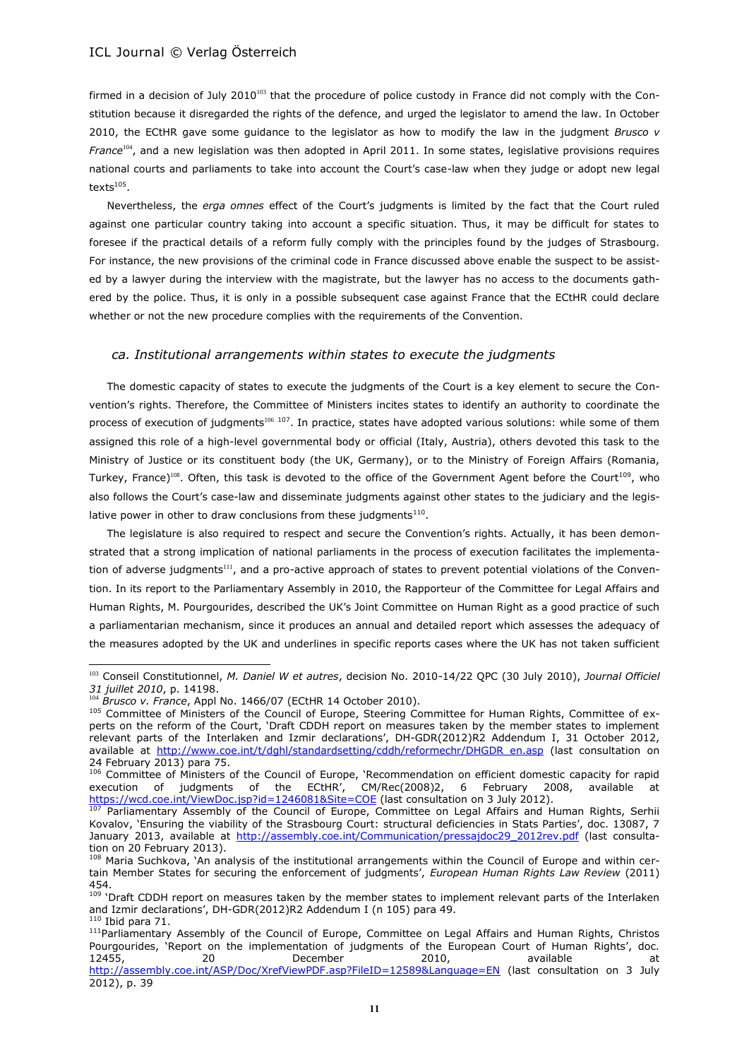firmed in a decision of July 2010[103] that the procedure of police custody in France did not comply with the Constitution because it disregarded the rights of the defence, and urged the legislator to amend the law. In October 2010, the ECtHR gave some guidance to the legislator as how to modify the law in the judgment *Brusco v France*[104], and a new legislation was then adopted in April 2011. In some states, legislative provisions requires national courts and parliaments to take into account the Court's case-law when they judge or adopt new legal texts[105].

Nevertheless, the *erga omnes* effect of the Court's judgments is limited by the fact that the Court ruled against one particular country taking into account a specific situation. Thus, it may be difficult for states to foresee if the practical details of a reform fully comply with the principles found by the judges of Strasbourg. For instance, the new provisions of the criminal code in France discussed above enable the suspect to be assisted by a lawyer during the interview with the magistrate, but the lawyer has no access to the documents gathered by the police. Thus, it is only in a possible subsequent case against France that the ECtHR could declare whether or not the new procedure complies with the requirements of the Convention.

### ca. Institutional arrangements within states to execute the judgments

The domestic capacity of states to execute the judgments of the Court is a key element to secure the Convention's rights. Therefore, the Committee of Ministers incites states to identify an authority to coordinate the process of execution of judgments[106] [107]. In practice, states have adopted various solutions: while some of them assigned this role of a high-level governmental body or official (Italy, Austria), others devoted this task to the Ministry of Justice or its constituent body (the UK, Germany), or to the Ministry of Foreign Affairs (Romania, Turkey, France)[108]. Often, this task is devoted to the office of the Government Agent before the Court[109], who also follows the Court's case-law and disseminate judgments against other states to the judiciary and the legislative power in other to draw conclusions from these judgments[110].

The legislature is also required to respect and secure the Convention's rights. Actually, it has been demonstrated that a strong implication of national parliaments in the process of execution facilitates the implementation of adverse judgments[111], and a pro-active approach of states to prevent potential violations of the Convention. In its report to the Parliamentary Assembly in 2010, the Rapporteur of the Committee for Legal Affairs and Human Rights, M. Pourgourides, described the UK's Joint Committee on Human Right as a good practice of such a parliamentarian mechanism, since it produces an annual and detailed report which assesses the adequacy of the measures adopted by the UK and underlines in specific reports cases where the UK has not taken sufficient

---

[103] Conseil Constitutionnel, *M. Daniel W et autres*, decision No. 2010-14/22 QPC (30 July 2010), *Journal Officiel 31 juillet 2010*, p. 14198.

[104] *Brusco v. France*, Appl No. 1466/07 (ECtHR 14 October 2010).

[105] Committee of Ministers of the Council of Europe, Steering Committee for Human Rights, Committee of experts on the reform of the Court, 'Draft CDDH report on measures taken by the member states to implement relevant parts of the Interlaken and Izmir declarations', DH-GDR(2012)R2 Addendum I, 31 October 2012, available at http://www.coe.int/t/dghl/standardsetting/cddh/reformechr/DHGDR_en.asp (last consultation on 24 February 2013) para 75.

[106] Committee of Ministers of the Council of Europe, 'Recommendation on efficient domestic capacity for rapid execution of judgments of the ECtHR', CM/Rec(2008)2, 6 February 2008, available at https://wcd.coe.int/ViewDoc.jsp?id=1246081&Site=COE (last consultation on 3 July 2012).

[107] Parliamentary Assembly of the Council of Europe, Committee on Legal Affairs and Human Rights, Serhii Kovalov, 'Ensuring the viability of the Strasbourg Court: structural deficiencies in Stats Parties', doc. 13087, 7 January 2013, available at http://assembly.coe.int/Communication/pressajdoc29_2012rev.pdf (last consultation on 20 February 2013).

[108] Maria Suchkova, 'An analysis of the institutional arrangements within the Council of Europe and within certain Member States for securing the enforcement of judgments', *European Human Rights Law Review* (2011) 454.

[109] 'Draft CDDH report on measures taken by the member states to implement relevant parts of the Interlaken and Izmir declarations', DH-GDR(2012)R2 Addendum I (n 105) para 49.

[110] Ibid para 71.

[111] Parliamentary Assembly of the Council of Europe, Committee on Legal Affairs and Human Rights, Christos Pourgourides, 'Report on the implementation of judgments of the European Court of Human Rights', doc. 12455, 20 December 2010, available at http://assembly.coe.int/ASP/Doc/XrefViewPDF.asp?FileID=12589&Language=EN (last consultation on 3 July 2012), p. 39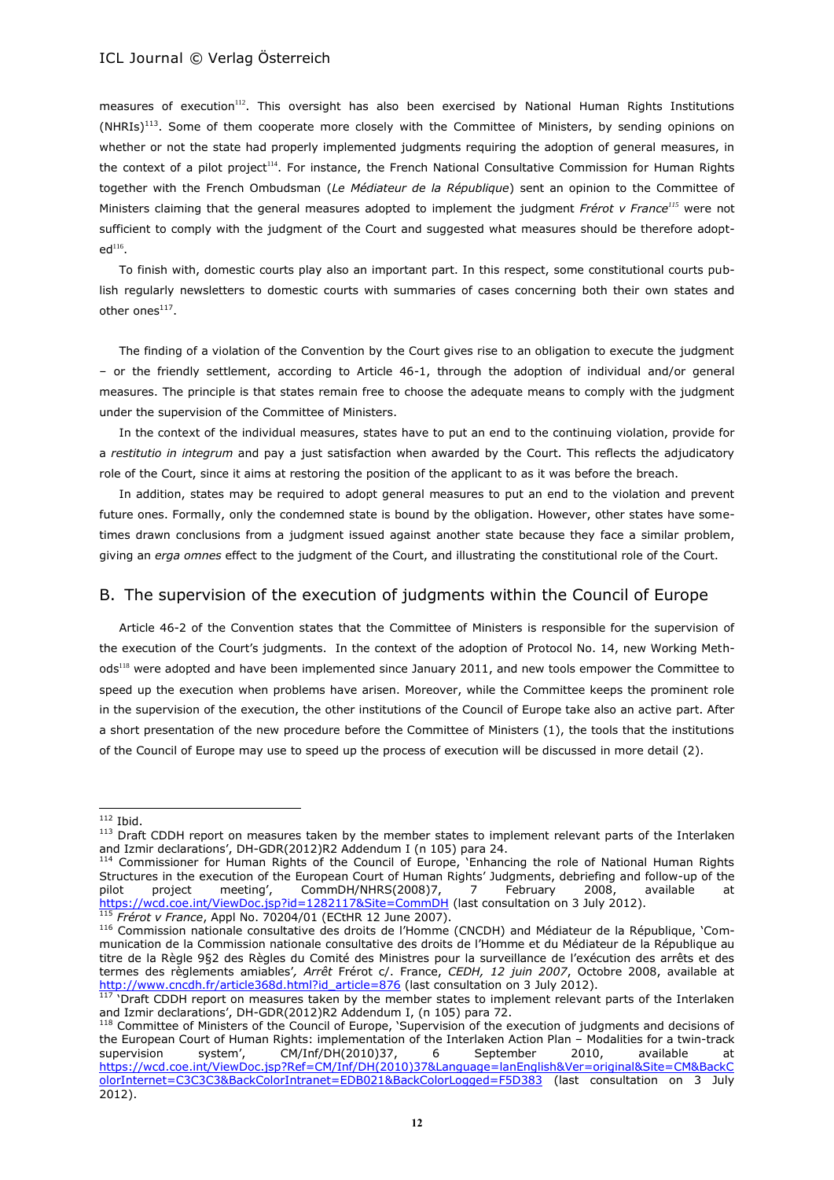measures of execution[112]. This oversight has also been exercised by National Human Rights Institutions (NHRIs)[113]. Some of them cooperate more closely with the Committee of Ministers, by sending opinions on whether or not the state had properly implemented judgments requiring the adoption of general measures, in the context of a pilot project[114]. For instance, the French National Consultative Commission for Human Rights together with the French Ombudsman (*Le Médiateur de la République*) sent an opinion to the Committee of Ministers claiming that the general measures adopted to implement the judgment *Frérot v France*[115] were not sufficient to comply with the judgment of the Court and suggested what measures should be therefore adopted[116].

To finish with, domestic courts play also an important part. In this respect, some constitutional courts publish regularly newsletters to domestic courts with summaries of cases concerning both their own states and other ones[117].

The finding of a violation of the Convention by the Court gives rise to an obligation to execute the judgment – or the friendly settlement, according to Article 46-1, through the adoption of individual and/or general measures. The principle is that states remain free to choose the adequate means to comply with the judgment under the supervision of the Committee of Ministers.

In the context of the individual measures, states have to put an end to the continuing violation, provide for a *restitutio in integrum* and pay a just satisfaction when awarded by the Court. This reflects the adjudicatory role of the Court, since it aims at restoring the position of the applicant to as it was before the breach.

In addition, states may be required to adopt general measures to put an end to the violation and prevent future ones. Formally, only the condemned state is bound by the obligation. However, other states have sometimes drawn conclusions from a judgment issued against another state because they face a similar problem, giving an *erga omnes* effect to the judgment of the Court, and illustrating the constitutional role of the Court.

## B. The supervision of the execution of judgments within the Council of Europe

Article 46-2 of the Convention states that the Committee of Ministers is responsible for the supervision of the execution of the Court's judgments. In the context of the adoption of Protocol No. 14, new Working Methods[118] were adopted and have been implemented since January 2011, and new tools empower the Committee to speed up the execution when problems have arisen. Moreover, while the Committee keeps the prominent role in the supervision of the execution, the other institutions of the Council of Europe take also an active part. After a short presentation of the new procedure before the Committee of Ministers (1), the tools that the institutions of the Council of Europe may use to speed up the process of execution will be discussed in more detail (2).

---

[112] Ibid.

[113] Draft CDDH report on measures taken by the member states to implement relevant parts of the Interlaken and Izmir declarations', DH-GDR(2012)R2 Addendum I (n 105) para 24.

[114] Commissioner for Human Rights of the Council of Europe, 'Enhancing the role of National Human Rights Structures in the execution of the European Court of Human Rights' Judgments, debriefing and follow-up of the pilot project meeting', CommDH/NHRS(2008)7, 7 February 2008, available at https://wcd.coe.int/ViewDoc.jsp?id=1282117&Site=CommDH (last consultation on 3 July 2012).

[115] *Frérot v France*, Appl No. 70204/01 (ECtHR 12 June 2007).

[116] Commission nationale consultative des droits de l'Homme (CNCDH) and Médiateur de la République, 'Communication de la Commission nationale consultative des droits de l'Homme et du Médiateur de la République au titre de la Règle 9§2 des Règles du Comité des Ministres pour la surveillance de l'exécution des arrêts et des termes des règlements amiables', *Arrêt* Frérot c/. France, *CEDH, 12 juin 2007*, Octobre 2008, available at http://www.cncdh.fr/article368d.html?id_article=876 (last consultation on 3 July 2012).

[117] 'Draft CDDH report on measures taken by the member states to implement relevant parts of the Interlaken and Izmir declarations', DH-GDR(2012)R2 Addendum I, (n 105) para 72.

[118] Committee of Ministers of the Council of Europe, 'Supervision of the execution of judgments and decisions of the European Court of Human Rights: implementation of the Interlaken Action Plan – Modalities for a twin-track supervision system', CM/Inf/DH(2010)37, 6 September 2010, available at https://wcd.coe.int/ViewDoc.jsp?Ref=CM/Inf/DH(2010)37&Language=lanEnglish&Ver=original&Site=CM&BackColorInternet=C3C3C3&BackColorIntranet=EDB021&BackColorLogged=F5D383 (last consultation on 3 July 2012).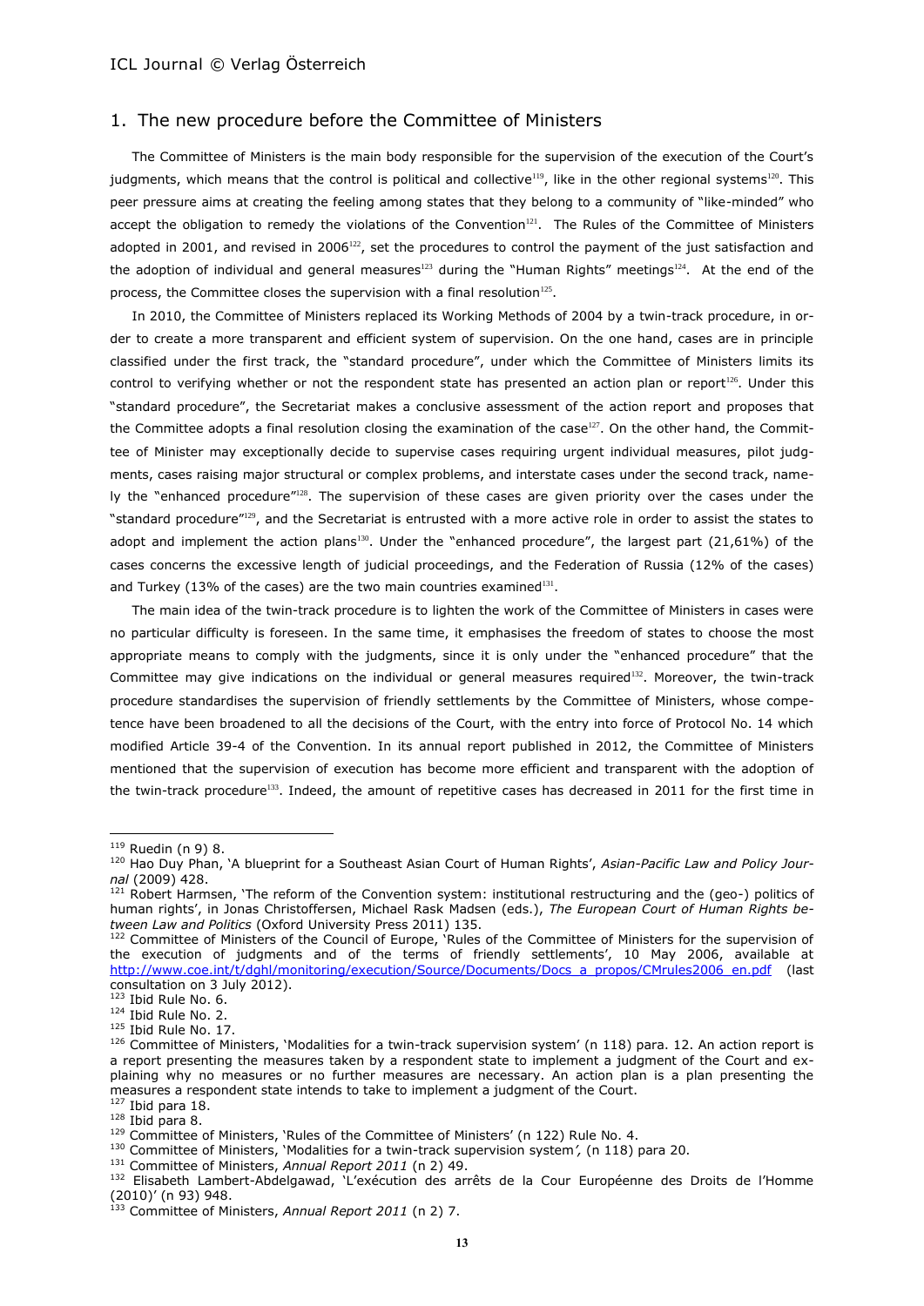## 1. The new procedure before the Committee of Ministers

The Committee of Ministers is the main body responsible for the supervision of the execution of the Court's judgments, which means that the control is political and collective[119], like in the other regional systems[120]. This peer pressure aims at creating the feeling among states that they belong to a community of "like-minded" who accept the obligation to remedy the violations of the Convention[121]. The Rules of the Committee of Ministers adopted in 2001, and revised in 2006[122], set the procedures to control the payment of the just satisfaction and the adoption of individual and general measures[123] during the "Human Rights" meetings[124]. At the end of the process, the Committee closes the supervision with a final resolution[125].

In 2010, the Committee of Ministers replaced its Working Methods of 2004 by a twin-track procedure, in order to create a more transparent and efficient system of supervision. On the one hand, cases are in principle classified under the first track, the "standard procedure", under which the Committee of Ministers limits its control to verifying whether or not the respondent state has presented an action plan or report[126]. Under this "standard procedure", the Secretariat makes a conclusive assessment of the action report and proposes that the Committee adopts a final resolution closing the examination of the case[127]. On the other hand, the Committee of Minister may exceptionally decide to supervise cases requiring urgent individual measures, pilot judgments, cases raising major structural or complex problems, and interstate cases under the second track, namely the "enhanced procedure"[128]. The supervision of these cases are given priority over the cases under the "standard procedure"[129], and the Secretariat is entrusted with a more active role in order to assist the states to adopt and implement the action plans[130]. Under the "enhanced procedure", the largest part (21,61%) of the cases concerns the excessive length of judicial proceedings, and the Federation of Russia (12% of the cases) and Turkey (13% of the cases) are the two main countries examined[131].

The main idea of the twin-track procedure is to lighten the work of the Committee of Ministers in cases were no particular difficulty is foreseen. In the same time, it emphasises the freedom of states to choose the most appropriate means to comply with the judgments, since it is only under the "enhanced procedure" that the Committee may give indications on the individual or general measures required[132]. Moreover, the twin-track procedure standardises the supervision of friendly settlements by the Committee of Ministers, whose competence have been broadened to all the decisions of the Court, with the entry into force of Protocol No. 14 which modified Article 39-4 of the Convention. In its annual report published in 2012, the Committee of Ministers mentioned that the supervision of execution has become more efficient and transparent with the adoption of the twin-track procedure[133]. Indeed, the amount of repetitive cases has decreased in 2011 for the first time in

---

[119] Ruedin (n 9) 8.

[120] Hao Duy Phan, 'A blueprint for a Southeast Asian Court of Human Rights', *Asian-Pacific Law and Policy Journal* (2009) 428.

[121] Robert Harmsen, 'The reform of the Convention system: institutional restructuring and the (geo-) politics of human rights', in Jonas Christoffersen, Michael Rask Madsen (eds.), *The European Court of Human Rights between Law and Politics* (Oxford University Press 2011) 135.

[122] Committee of Ministers of the Council of Europe, 'Rules of the Committee of Ministers for the supervision of the execution of judgments and of the terms of friendly settlements', 10 May 2006, available at http://www.coe.int/t/dghl/monitoring/execution/Source/Documents/Docs_a_propos/CMrules2006_en.pdf (last consultation on 3 July 2012).

[123] Ibid Rule No. 6.

[124] Ibid Rule No. 2.

[125] Ibid Rule No. 17.

[126] Committee of Ministers, 'Modalities for a twin-track supervision system' (n 118) para. 12. An action report is a report presenting the measures taken by a respondent state to implement a judgment of the Court and explaining why no measures or no further measures are necessary. An action plan is a plan presenting the measures a respondent state intends to take to implement a judgment of the Court.

[127] Ibid para 18.

[128] Ibid para 8.

[129] Committee of Ministers, 'Rules of the Committee of Ministers' (n 122) Rule No. 4.

[130] Committee of Ministers, 'Modalities for a twin-track supervision system', (n 118) para 20.

[131] Committee of Ministers, *Annual Report 2011* (n 2) 49.

[132] Elisabeth Lambert-Abdelgawad, 'L'exécution des arrêts de la Cour Européenne des Droits de l'Homme (2010)' (n 93) 948.

[133] Committee of Ministers, *Annual Report 2011* (n 2) 7.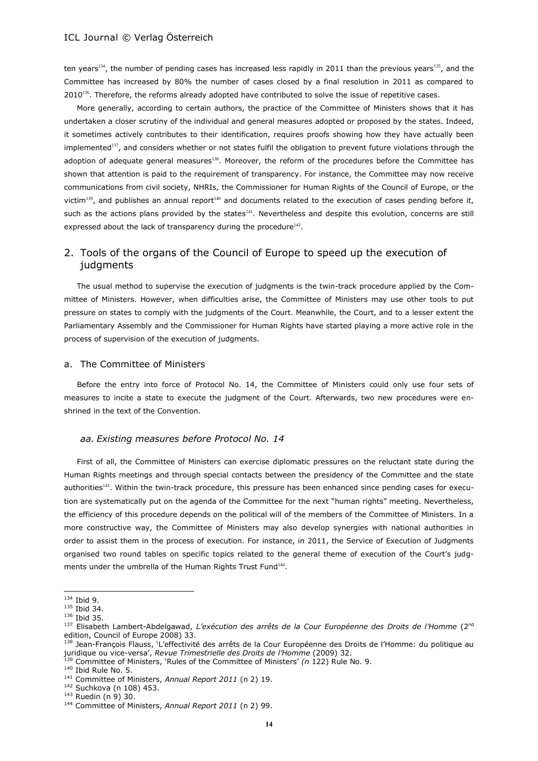ten years[134], the number of pending cases has increased less rapidly in 2011 than the previous years[135], and the Committee has increased by 80% the number of cases closed by a final resolution in 2011 as compared to 2010[136]. Therefore, the reforms already adopted have contributed to solve the issue of repetitive cases.

More generally, according to certain authors, the practice of the Committee of Ministers shows that it has undertaken a closer scrutiny of the individual and general measures adopted or proposed by the states. Indeed, it sometimes actively contributes to their identification, requires proofs showing how they have actually been implemented[137], and considers whether or not states fulfil the obligation to prevent future violations through the adoption of adequate general measures[138]. Moreover, the reform of the procedures before the Committee has shown that attention is paid to the requirement of transparency. For instance, the Committee may now receive communications from civil society, NHRIs, the Commissioner for Human Rights of the Council of Europe, or the victim[139], and publishes an annual report[140] and documents related to the execution of cases pending before it, such as the actions plans provided by the states[141]. Nevertheless and despite this evolution, concerns are still expressed about the lack of transparency during the procedure[142].

## 2. Tools of the organs of the Council of Europe to speed up the execution of judgments

The usual method to supervise the execution of judgments is the twin-track procedure applied by the Committee of Ministers. However, when difficulties arise, the Committee of Ministers may use other tools to put pressure on states to comply with the judgments of the Court. Meanwhile, the Court, and to a lesser extent the Parliamentary Assembly and the Commissioner for Human Rights have started playing a more active role in the process of supervision of the execution of judgments.

### a. The Committee of Ministers

Before the entry into force of Protocol No. 14, the Committee of Ministers could only use four sets of measures to incite a state to execute the judgment of the Court. Afterwards, two new procedures were enshrined in the text of the Convention.

#### *aa. Existing measures before Protocol No. 14*

First of all, the Committee of Ministers can exercise diplomatic pressures on the reluctant state during the Human Rights meetings and through special contacts between the presidency of the Committee and the state authorities[143]. Within the twin-track procedure, this pressure has been enhanced since pending cases for execution are systematically put on the agenda of the Committee for the next "human rights" meeting. Nevertheless, the efficiency of this procedure depends on the political will of the members of the Committee of Ministers. In a more constructive way, the Committee of Ministers may also develop synergies with national authorities in order to assist them in the process of execution. For instance, in 2011, the Service of Execution of Judgments organised two round tables on specific topics related to the general theme of execution of the Court's judgments under the umbrella of the Human Rights Trust Fund[144].

---

[134] Ibid 9.

[135] Ibid 34.

[136] Ibid 35.

[137] Elisabeth Lambert-Abdelgawad, *L'exécution des arrêts de la Cour Européenne des Droits de l'Homme* (2nd edition, Council of Europe 2008) 33.

[138] Jean-François Flauss, 'L'effectivité des arrêts de la Cour Européenne des Droits de l'Homme: du politique au juridique ou vice-versa', *Revue Trimestrielle des Droits de l'Homme* (2009) 32.

[139] Committee of Ministers, 'Rules of the Committee of Ministers' *(n* 122) Rule No. 9.

[140] Ibid Rule No. 5.

[141] Committee of Ministers, *Annual Report 2011* (n 2) 19.

[142] Suchkova (n 108) 453.

[143] Ruedin (n 9) 30.

[144] Committee of Ministers, *Annual Report 2011* (n 2) 99.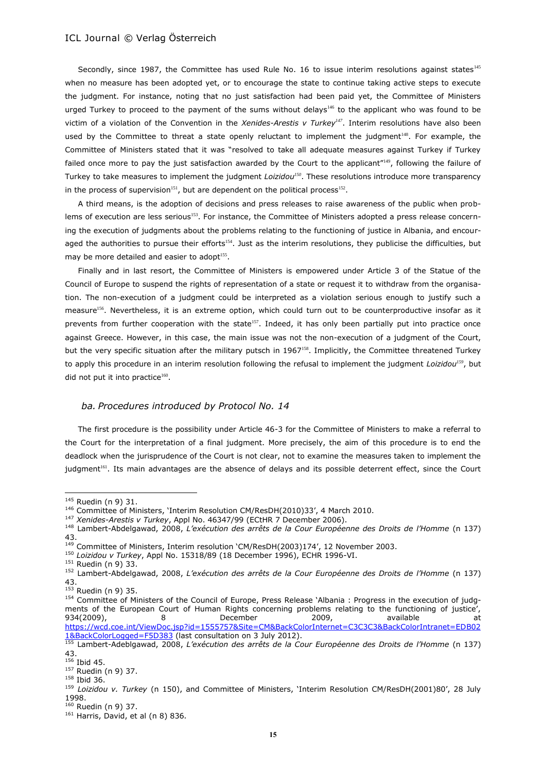Secondly, since 1987, the Committee has used Rule No. 16 to issue interim resolutions against states[145] when no measure has been adopted yet, or to encourage the state to continue taking active steps to execute the judgment. For instance, noting that no just satisfaction had been paid yet, the Committee of Ministers urged Turkey to proceed to the payment of the sums without delays[146] to the applicant who was found to be victim of a violation of the Convention in the *Xenides-Arestis v Turkey*[147]. Interim resolutions have also been used by the Committee to threat a state openly reluctant to implement the judgment[148]. For example, the Committee of Ministers stated that it was "resolved to take all adequate measures against Turkey if Turkey failed once more to pay the just satisfaction awarded by the Court to the applicant"[149], following the failure of Turkey to take measures to implement the judgment *Loizidou*[150]. These resolutions introduce more transparency in the process of supervision[151], but are dependent on the political process[152].

A third means, is the adoption of decisions and press releases to raise awareness of the public when problems of execution are less serious[153]. For instance, the Committee of Ministers adopted a press release concerning the execution of judgments about the problems relating to the functioning of justice in Albania, and encouraged the authorities to pursue their efforts[154]. Just as the interim resolutions, they publicise the difficulties, but may be more detailed and easier to adopt[155].

Finally and in last resort, the Committee of Ministers is empowered under Article 3 of the Statue of the Council of Europe to suspend the rights of representation of a state or request it to withdraw from the organisation. The non-execution of a judgment could be interpreted as a violation serious enough to justify such a measure[156]. Nevertheless, it is an extreme option, which could turn out to be counterproductive insofar as it prevents from further cooperation with the state[157]. Indeed, it has only been partially put into practice once against Greece. However, in this case, the main issue was not the non-execution of a judgment of the Court, but the very specific situation after the military putsch in 1967[158]. Implicitly, the Committee threatened Turkey to apply this procedure in an interim resolution following the refusal to implement the judgment *Loizidou*[159], but did not put it into practice[160].

### *ba. Procedures introduced by Protocol No. 14*

The first procedure is the possibility under Article 46-3 for the Committee of Ministers to make a referral to the Court for the interpretation of a final judgment. More precisely, the aim of this procedure is to end the deadlock when the jurisprudence of the Court is not clear, not to examine the measures taken to implement the judgment[161]. Its main advantages are the absence of delays and its possible deterrent effect, since the Court

---

[145] Ruedin (n 9) 31.

[146] Committee of Ministers, 'Interim Resolution CM/ResDH(2010)33', 4 March 2010.

[147] *Xenides-Arestis v Turkey*, Appl No. 46347/99 (ECtHR 7 December 2006).

[148] Lambert-Abdelgawad, 2008, *L'exécution des arrêts de la Cour Européenne des Droits de l'Homme* (n 137) 43.

[149] Committee of Ministers, Interim resolution 'CM/ResDH(2003)174', 12 November 2003.

[150] *Loizidou v Turkey*, Appl No. 15318/89 (18 December 1996), ECHR 1996-VI.

[151] Ruedin (n 9) 33.

[152] Lambert-Abdelgawad, 2008, *L'exécution des arrêts de la Cour Européenne des Droits de l'Homme* (n 137) 43.

[153] Ruedin (n 9) 35.

[154] Committee of Ministers of the Council of Europe, Press Release 'Albania : Progress in the execution of judgments of the European Court of Human Rights concerning problems relating to the functioning of justice', 934(2009), 8 December 2009, available at https://wcd.coe.int/ViewDoc.jsp?id=1555757&Site=CM&BackColorInternet=C3C3C3&BackColorIntranet=EDB021&BackColorLogged=F5D383 (last consultation on 3 July 2012).

[155] Lambert-Adeblgawad, 2008, *L'exécution des arrêts de la Cour Européenne des Droits de l'Homme* (n 137) 43.

[156] Ibid 45.

[157] Ruedin (n 9) 37.

[158] Ibid 36.

[159] *Loizidou v. Turkey* (n 150), and Committee of Ministers, 'Interim Resolution CM/ResDH(2001)80', 28 July 1998.

[160] Ruedin (n 9) 37.

[161] Harris, David, et al (n 8) 836.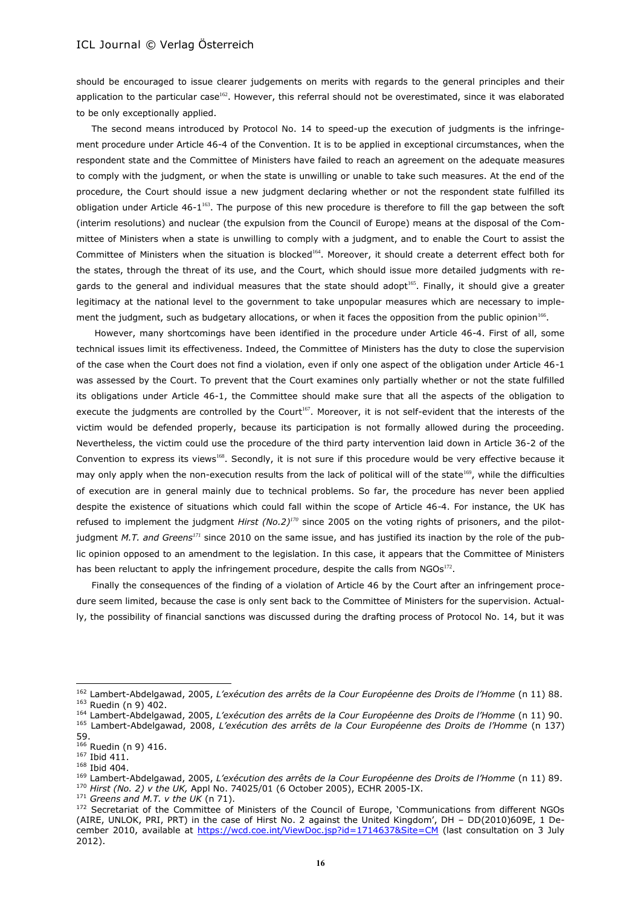should be encouraged to issue clearer judgements on merits with regards to the general principles and their application to the particular case[162]. However, this referral should not be overestimated, since it was elaborated to be only exceptionally applied.

The second means introduced by Protocol No. 14 to speed-up the execution of judgments is the infringement procedure under Article 46-4 of the Convention. It is to be applied in exceptional circumstances, when the respondent state and the Committee of Ministers have failed to reach an agreement on the adequate measures to comply with the judgment, or when the state is unwilling or unable to take such measures. At the end of the procedure, the Court should issue a new judgment declaring whether or not the respondent state fulfilled its obligation under Article 46-1[163]. The purpose of this new procedure is therefore to fill the gap between the soft (interim resolutions) and nuclear (the expulsion from the Council of Europe) means at the disposal of the Committee of Ministers when a state is unwilling to comply with a judgment, and to enable the Court to assist the Committee of Ministers when the situation is blocked[164]. Moreover, it should create a deterrent effect both for the states, through the threat of its use, and the Court, which should issue more detailed judgments with regards to the general and individual measures that the state should adopt[165]. Finally, it should give a greater legitimacy at the national level to the government to take unpopular measures which are necessary to implement the judgment, such as budgetary allocations, or when it faces the opposition from the public opinion[166].

However, many shortcomings have been identified in the procedure under Article 46-4. First of all, some technical issues limit its effectiveness. Indeed, the Committee of Ministers has the duty to close the supervision of the case when the Court does not find a violation, even if only one aspect of the obligation under Article 46-1 was assessed by the Court. To prevent that the Court examines only partially whether or not the state fulfilled its obligations under Article 46-1, the Committee should make sure that all the aspects of the obligation to execute the judgments are controlled by the Court[167]. Moreover, it is not self-evident that the interests of the victim would be defended properly, because its participation is not formally allowed during the proceeding. Nevertheless, the victim could use the procedure of the third party intervention laid down in Article 36-2 of the Convention to express its views[168]. Secondly, it is not sure if this procedure would be very effective because it may only apply when the non-execution results from the lack of political will of the state[169], while the difficulties of execution are in general mainly due to technical problems. So far, the procedure has never been applied despite the existence of situations which could fall within the scope of Article 46-4. For instance, the UK has refused to implement the judgment *Hirst (No.2)*[170] since 2005 on the voting rights of prisoners, and the pilot-judgment *M.T. and Greens*[171] since 2010 on the same issue, and has justified its inaction by the role of the public opinion opposed to an amendment to the legislation. In this case, it appears that the Committee of Ministers has been reluctant to apply the infringement procedure, despite the calls from NGOs[172].

Finally the consequences of the finding of a violation of Article 46 by the Court after an infringement procedure seem limited, because the case is only sent back to the Committee of Ministers for the supervision. Actually, the possibility of financial sanctions was discussed during the drafting process of Protocol No. 14, but it was

---

[162] Lambert-Abdelgawad, 2005, *L'exécution des arrêts de la Cour Européenne des Droits de l'Homme* (n 11) 88.
[163] Ruedin (n 9) 402.
[164] Lambert-Abdelgawad, 2005, *L'exécution des arrêts de la Cour Européenne des Droits de l'Homme* (n 11) 90.
[165] Lambert-Abdelgawad, 2008, *L'exécution des arrêts de la Cour Européenne des Droits de l'Homme* (n 137) 59.
[166] Ruedin (n 9) 416.
[167] Ibid 411.
[168] Ibid 404.
[169] Lambert-Abdelgawad, 2005, *L'exécution des arrêts de la Cour Européenne des Droits de l'Homme* (n 11) 89.
[170] *Hirst (No. 2) v the UK,* Appl No. 74025/01 (6 October 2005), ECHR 2005-IX.
[171] *Greens and M.T. v the UK* (n 71).
[172] Secretariat of the Committee of Ministers of the Council of Europe, 'Communications from different NGOs (AIRE, UNLOK, PRI, PRT) in the case of Hirst No. 2 against the United Kingdom', DH – DD(2010)609E, 1 December 2010, available at https://wcd.coe.int/ViewDoc.jsp?id=1714637&Site=CM (last consultation on 3 July 2012).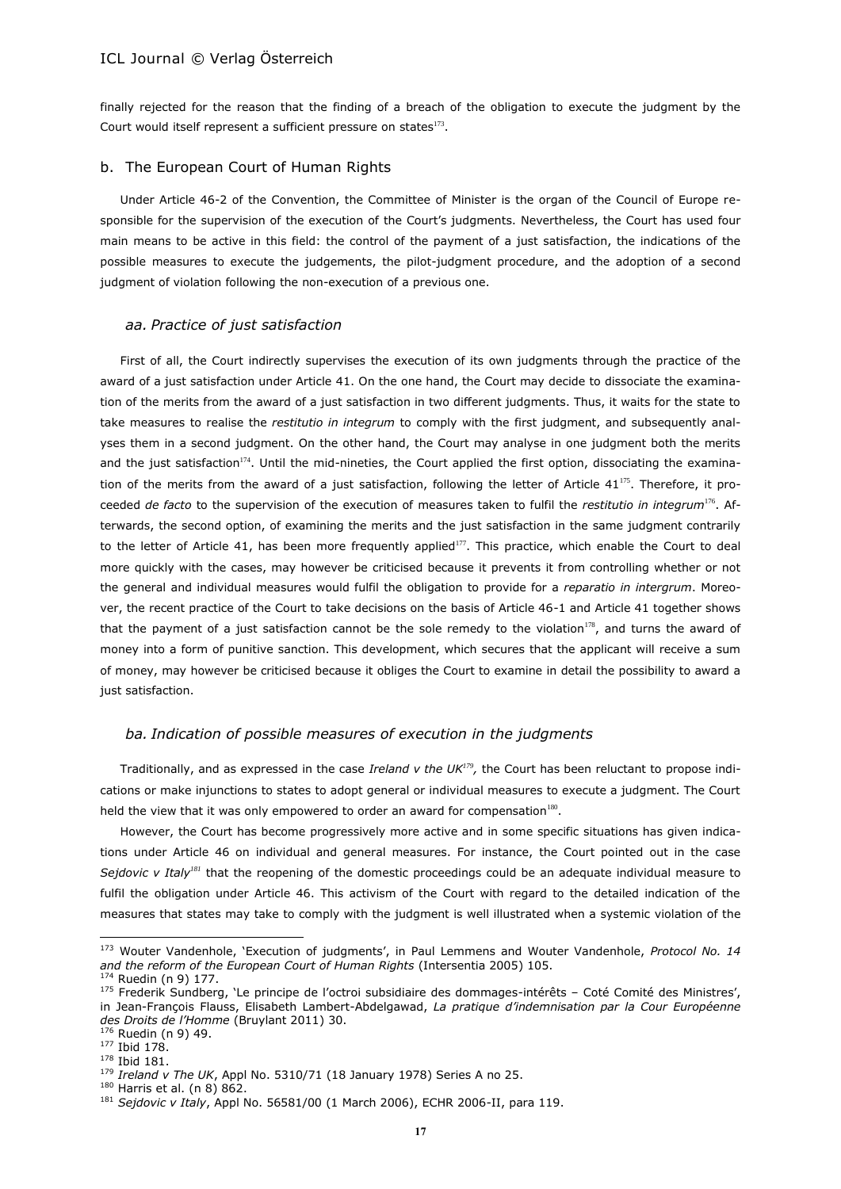finally rejected for the reason that the finding of a breach of the obligation to execute the judgment by the Court would itself represent a sufficient pressure on states[173].

## b. The European Court of Human Rights

Under Article 46-2 of the Convention, the Committee of Minister is the organ of the Council of Europe responsible for the supervision of the execution of the Court's judgments. Nevertheless, the Court has used four main means to be active in this field: the control of the payment of a just satisfaction, the indications of the possible measures to execute the judgements, the pilot-judgment procedure, and the adoption of a second judgment of violation following the non-execution of a previous one.

### *aa. Practice of just satisfaction*

First of all, the Court indirectly supervises the execution of its own judgments through the practice of the award of a just satisfaction under Article 41. On the one hand, the Court may decide to dissociate the examination of the merits from the award of a just satisfaction in two different judgments. Thus, it waits for the state to take measures to realise the *restitutio in integrum* to comply with the first judgment, and subsequently analyses them in a second judgment. On the other hand, the Court may analyse in one judgment both the merits and the just satisfaction[174]. Until the mid-nineties, the Court applied the first option, dissociating the examination of the merits from the award of a just satisfaction, following the letter of Article 41[175]. Therefore, it proceeded *de facto* to the supervision of the execution of measures taken to fulfil the *restitutio in integrum*[176]. Afterwards, the second option, of examining the merits and the just satisfaction in the same judgment contrarily to the letter of Article 41, has been more frequently applied[177]. This practice, which enable the Court to deal more quickly with the cases, may however be criticised because it prevents it from controlling whether or not the general and individual measures would fulfil the obligation to provide for a *reparatio in intergrum*. Moreover, the recent practice of the Court to take decisions on the basis of Article 46-1 and Article 41 together shows that the payment of a just satisfaction cannot be the sole remedy to the violation[178], and turns the award of money into a form of punitive sanction. This development, which secures that the applicant will receive a sum of money, may however be criticised because it obliges the Court to examine in detail the possibility to award a just satisfaction.

### *ba. Indication of possible measures of execution in the judgments*

Traditionally, and as expressed in the case *Ireland v the UK*[179], the Court has been reluctant to propose indications or make injunctions to states to adopt general or individual measures to execute a judgment. The Court held the view that it was only empowered to order an award for compensation[180].

However, the Court has become progressively more active and in some specific situations has given indications under Article 46 on individual and general measures. For instance, the Court pointed out in the case *Sejdovic v Italy*[181] that the reopening of the domestic proceedings could be an adequate individual measure to fulfil the obligation under Article 46. This activism of the Court with regard to the detailed indication of the measures that states may take to comply with the judgment is well illustrated when a systemic violation of the

---

[173] Wouter Vandenhole, 'Execution of judgments', in Paul Lemmens and Wouter Vandenhole, *Protocol No. 14 and the reform of the European Court of Human Rights* (Intersentia 2005) 105.

[174] Ruedin (n 9) 177.

[175] Frederik Sundberg, 'Le principe de l'octroi subsidiaire des dommages-intérêts – Coté Comité des Ministres', in Jean-François Flauss, Elisabeth Lambert-Abdelgawad, *La pratique d'indemnisation par la Cour Européenne des Droits de l'Homme* (Bruylant 2011) 30.

[176] Ruedin (n 9) 49.

[177] Ibid 178.

[178] Ibid 181.

[179] *Ireland v The UK*, Appl No. 5310/71 (18 January 1978) Series A no 25.

[180] Harris et al. (n 8) 862.

[181] *Sejdovic v Italy*, Appl No. 56581/00 (1 March 2006), ECHR 2006-II, para 119.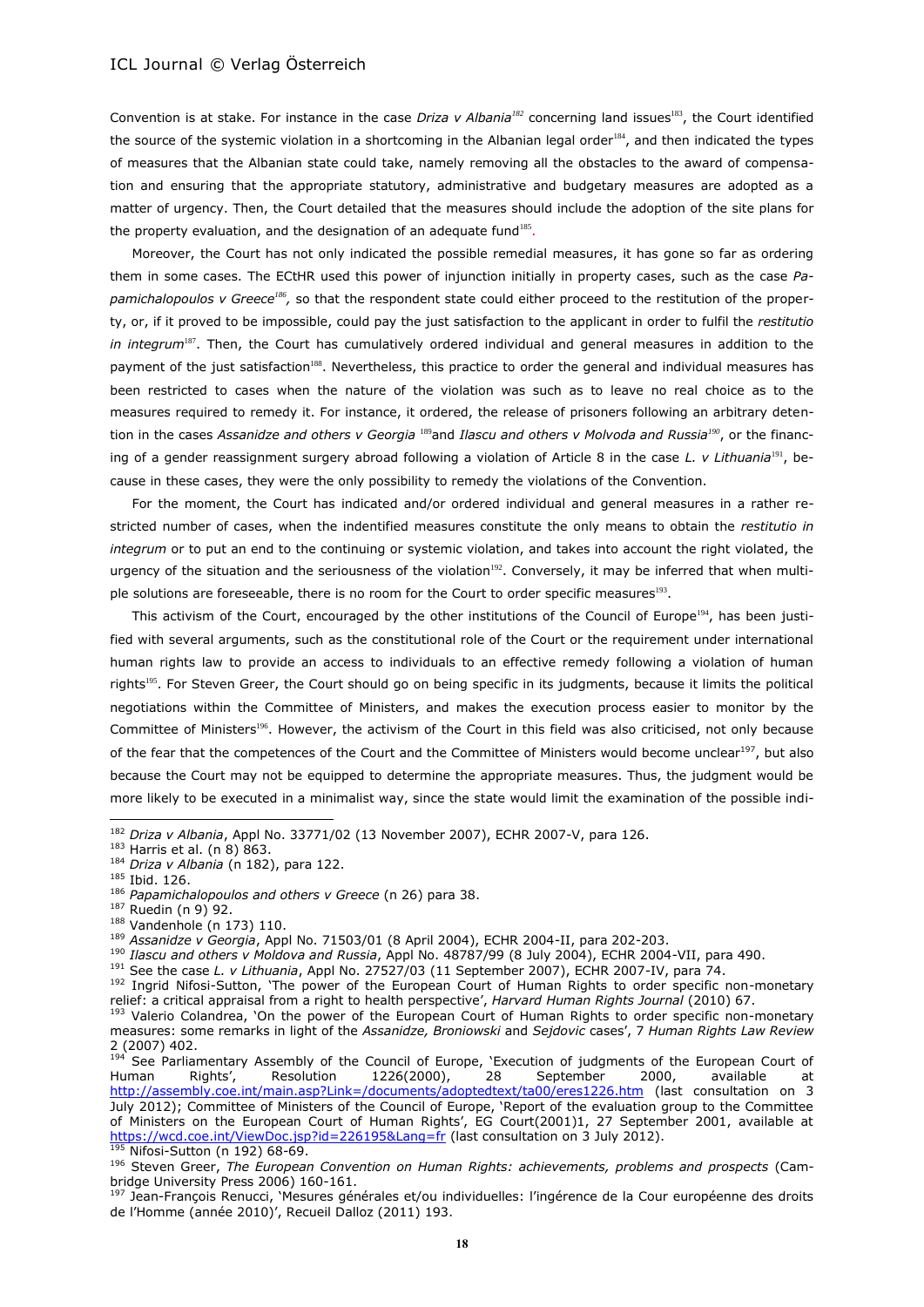Convention is at stake. For instance in the case *Driza v Albania*[182] concerning land issues[183], the Court identified the source of the systemic violation in a shortcoming in the Albanian legal order[184], and then indicated the types of measures that the Albanian state could take, namely removing all the obstacles to the award of compensation and ensuring that the appropriate statutory, administrative and budgetary measures are adopted as a matter of urgency. Then, the Court detailed that the measures should include the adoption of the site plans for the property evaluation, and the designation of an adequate fund[185].

Moreover, the Court has not only indicated the possible remedial measures, it has gone so far as ordering them in some cases. The ECtHR used this power of injunction initially in property cases, such as the case *Papamichalopoulos v Greece*[186], so that the respondent state could either proceed to the restitution of the property, or, if it proved to be impossible, could pay the just satisfaction to the applicant in order to fulfil the *restitutio in integrum*[187]. Then, the Court has cumulatively ordered individual and general measures in addition to the payment of the just satisfaction[188]. Nevertheless, this practice to order the general and individual measures has been restricted to cases when the nature of the violation was such as to leave no real choice as to the measures required to remedy it. For instance, it ordered, the release of prisoners following an arbitrary detention in the cases *Assanidze and others v Georgia* [189]and *Ilascu and others v Molvoda and Russia*[190], or the financing of a gender reassignment surgery abroad following a violation of Article 8 in the case *L. v Lithuania*[191], because in these cases, they were the only possibility to remedy the violations of the Convention.

For the moment, the Court has indicated and/or ordered individual and general measures in a rather restricted number of cases, when the indentified measures constitute the only means to obtain the *restitutio in integrum* or to put an end to the continuing or systemic violation, and takes into account the right violated, the urgency of the situation and the seriousness of the violation[192]. Conversely, it may be inferred that when multiple solutions are foreseeable, there is no room for the Court to order specific measures[193].

This activism of the Court, encouraged by the other institutions of the Council of Europe[194], has been justified with several arguments, such as the constitutional role of the Court or the requirement under international human rights law to provide an access to individuals to an effective remedy following a violation of human rights[195]. For Steven Greer, the Court should go on being specific in its judgments, because it limits the political negotiations within the Committee of Ministers, and makes the execution process easier to monitor by the Committee of Ministers[196]. However, the activism of the Court in this field was also criticised, not only because of the fear that the competences of the Court and the Committee of Ministers would become unclear[197], but also because the Court may not be equipped to determine the appropriate measures. Thus, the judgment would be more likely to be executed in a minimalist way, since the state would limit the examination of the possible indi-

---

[182] *Driza v Albania*, Appl No. 33771/02 (13 November 2007), ECHR 2007-V, para 126.

[183] Harris et al. (n 8) 863.

[184] *Driza v Albania* (n 182), para 122.

[185] Ibid. 126.

[186] *Papamichalopoulos and others v Greece* (n 26) para 38.

[187] Ruedin (n 9) 92.

[188] Vandenhole (n 173) 110.

[189] *Assanidze v Georgia*, Appl No. 71503/01 (8 April 2004), ECHR 2004-II, para 202-203.

[190] *Ilascu and others v Moldova and Russia*, Appl No. 48787/99 (8 July 2004), ECHR 2004-VII, para 490.

[191] See the case *L. v Lithuania*, Appl No. 27527/03 (11 September 2007), ECHR 2007-IV, para 74.

[192] Ingrid Nifosi-Sutton, 'The power of the European Court of Human Rights to order specific non-monetary relief: a critical appraisal from a right to health perspective', *Harvard Human Rights Journal* (2010) 67.

[193] Valerio Colandrea, 'On the power of the European Court of Human Rights to order specific non-monetary measures: some remarks in light of the *Assanidze, Broniowski* and *Sejdovic* cases', 7 *Human Rights Law Review* 2 (2007) 402.

[194] See Parliamentary Assembly of the Council of Europe, 'Execution of judgments of the European Court of Human Rights', Resolution 1226(2000), 28 September 2000, available at http://assembly.coe.int/main.asp?Link=/documents/adoptedtext/ta00/eres1226.htm (last consultation on 3 July 2012); Committee of Ministers of the Council of Europe, 'Report of the evaluation group to the Committee of Ministers on the European Court of Human Rights', EG Court(2001)1, 27 September 2001, available at https://wcd.coe.int/ViewDoc.jsp?id=226195&Lang=fr (last consultation on 3 July 2012).

[195] Nifosi-Sutton (n 192) 68-69.

[196] Steven Greer, *The European Convention on Human Rights: achievements, problems and prospects* (Cambridge University Press 2006) 160-161.

[197] Jean-François Renucci, 'Mesures générales et/ou individuelles: l'ingérence de la Cour européenne des droits de l'Homme (année 2010)', Recueil Dalloz (2011) 193.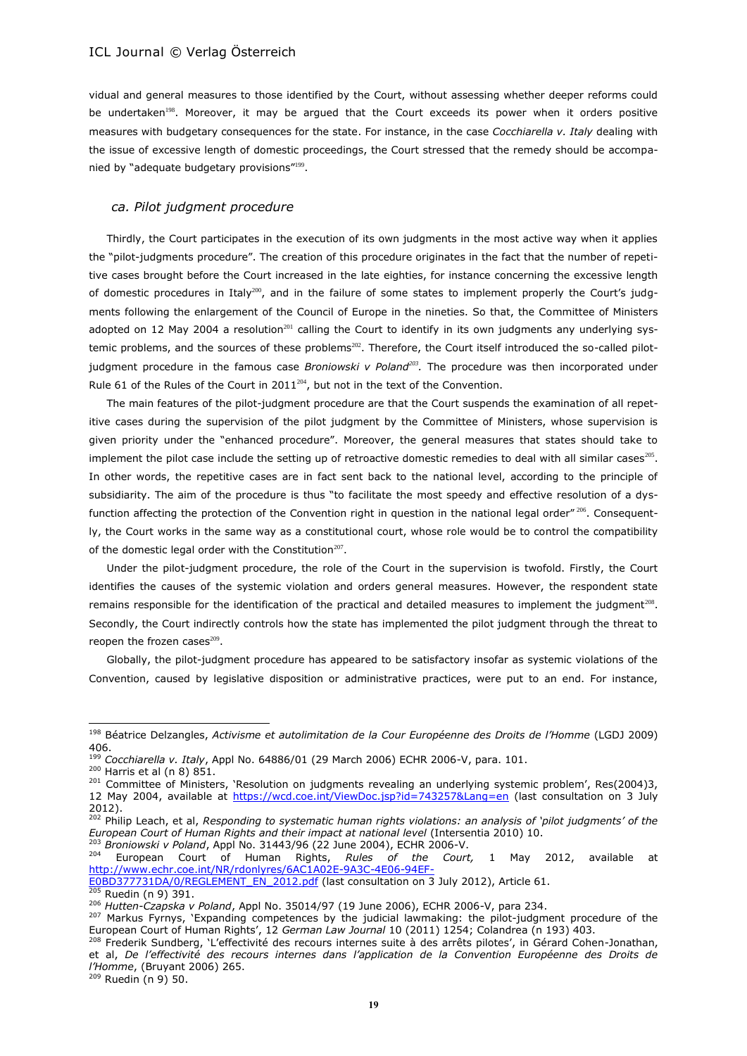vidual and general measures to those identified by the Court, without assessing whether deeper reforms could be undertaken[198]. Moreover, it may be argued that the Court exceeds its power when it orders positive measures with budgetary consequences for the state. For instance, in the case *Cocchiarella v. Italy* dealing with the issue of excessive length of domestic proceedings, the Court stressed that the remedy should be accompanied by "adequate budgetary provisions"[199].

### *ca. Pilot judgment procedure*

Thirdly, the Court participates in the execution of its own judgments in the most active way when it applies the "pilot-judgments procedure". The creation of this procedure originates in the fact that the number of repetitive cases brought before the Court increased in the late eighties, for instance concerning the excessive length of domestic procedures in Italy[200], and in the failure of some states to implement properly the Court's judgments following the enlargement of the Council of Europe in the nineties. So that, the Committee of Ministers adopted on 12 May 2004 a resolution[201] calling the Court to identify in its own judgments any underlying systemic problems, and the sources of these problems[202]. Therefore, the Court itself introduced the so-called pilot-judgment procedure in the famous case *Broniowski v Poland*[203]. The procedure was then incorporated under Rule 61 of the Rules of the Court in 2011[204], but not in the text of the Convention.

The main features of the pilot-judgment procedure are that the Court suspends the examination of all repetitive cases during the supervision of the pilot judgment by the Committee of Ministers, whose supervision is given priority under the "enhanced procedure". Moreover, the general measures that states should take to implement the pilot case include the setting up of retroactive domestic remedies to deal with all similar cases[205]. In other words, the repetitive cases are in fact sent back to the national level, according to the principle of subsidiarity. The aim of the procedure is thus "to facilitate the most speedy and effective resolution of a dysfunction affecting the protection of the Convention right in question in the national legal order"[206]. Consequently, the Court works in the same way as a constitutional court, whose role would be to control the compatibility of the domestic legal order with the Constitution[207].

Under the pilot-judgment procedure, the role of the Court in the supervision is twofold. Firstly, the Court identifies the causes of the systemic violation and orders general measures. However, the respondent state remains responsible for the identification of the practical and detailed measures to implement the judgment[208]. Secondly, the Court indirectly controls how the state has implemented the pilot judgment through the threat to reopen the frozen cases[209].

Globally, the pilot-judgment procedure has appeared to be satisfactory insofar as systemic violations of the Convention, caused by legislative disposition or administrative practices, were put to an end. For instance,

---

[198] Béatrice Delzangles, *Activisme et autolimitation de la Cour Européenne des Droits de l'Homme* (LGDJ 2009) 406.

[199] *Cocchiarella v. Italy*, Appl No. 64886/01 (29 March 2006) ECHR 2006-V, para. 101.

[200] Harris et al (n 8) 851.

[201] Committee of Ministers, 'Resolution on judgments revealing an underlying systemic problem', Res(2004)3, 12 May 2004, available at https://wcd.coe.int/ViewDoc.jsp?id=743257&Lang=en (last consultation on 3 July 2012).

[202] Philip Leach, et al, *Responding to systematic human rights violations: an analysis of 'pilot judgments' of the European Court of Human Rights and their impact at national level* (Intersentia 2010) 10.

[203] *Broniowski v Poland*, Appl No. 31443/96 (22 June 2004), ECHR 2006-V.

[204] European Court of Human Rights, *Rules of the Court,* 1 May 2012, available at http://www.echr.coe.int/NR/rdonlyres/6AC1A02E-9A3C-4E06-94EF-E0BD377731DA/0/REGLEMENT_EN_2012.pdf (last consultation on 3 July 2012), Article 61.

[205] Ruedin (n 9) 391.

[206] *Hutten-Czapska v Poland*, Appl No. 35014/97 (19 June 2006), ECHR 2006-V, para 234.

[207] Markus Fyrnys, 'Expanding competences by the judicial lawmaking: the pilot-judgment procedure of the European Court of Human Rights', 12 *German Law Journal* 10 (2011) 1254; Colandrea (n 193) 403.

[208] Frederik Sundberg, 'L'effectivité des recours internes suite à des arrêts pilotes', in Gérard Cohen-Jonathan, et al, *De l'effectivité des recours internes dans l'application de la Convention Européenne des Droits de l'Homme*, (Bruyant 2006) 265.

[209] Ruedin (n 9) 50.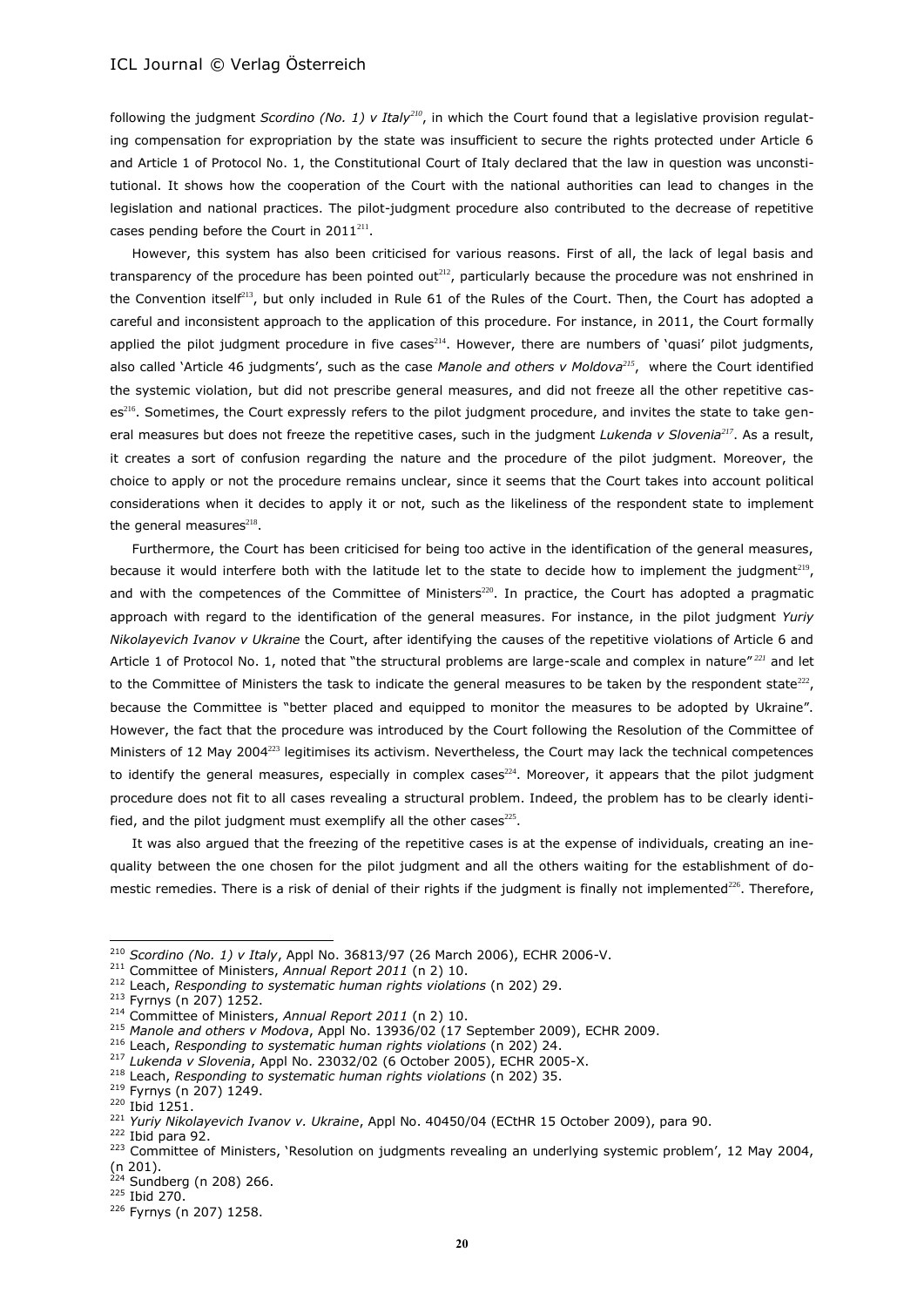following the judgment *Scordino (No. 1) v Italy*[210], in which the Court found that a legislative provision regulating compensation for expropriation by the state was insufficient to secure the rights protected under Article 6 and Article 1 of Protocol No. 1, the Constitutional Court of Italy declared that the law in question was unconstitutional. It shows how the cooperation of the Court with the national authorities can lead to changes in the legislation and national practices. The pilot-judgment procedure also contributed to the decrease of repetitive cases pending before the Court in 2011[211].

However, this system has also been criticised for various reasons. First of all, the lack of legal basis and transparency of the procedure has been pointed out[212], particularly because the procedure was not enshrined in the Convention itself[213], but only included in Rule 61 of the Rules of the Court. Then, the Court has adopted a careful and inconsistent approach to the application of this procedure. For instance, in 2011, the Court formally applied the pilot judgment procedure in five cases[214]. However, there are numbers of 'quasi' pilot judgments, also called 'Article 46 judgments', such as the case *Manole and others v Moldova*[215], where the Court identified the systemic violation, but did not prescribe general measures, and did not freeze all the other repetitive cases[216]. Sometimes, the Court expressly refers to the pilot judgment procedure, and invites the state to take general measures but does not freeze the repetitive cases, such in the judgment *Lukenda v Slovenia*[217]. As a result, it creates a sort of confusion regarding the nature and the procedure of the pilot judgment. Moreover, the choice to apply or not the procedure remains unclear, since it seems that the Court takes into account political considerations when it decides to apply it or not, such as the likeliness of the respondent state to implement the general measures[218].

Furthermore, the Court has been criticised for being too active in the identification of the general measures, because it would interfere both with the latitude let to the state to decide how to implement the judgment[219], and with the competences of the Committee of Ministers[220]. In practice, the Court has adopted a pragmatic approach with regard to the identification of the general measures. For instance, in the pilot judgment *Yuriy Nikolayevich Ivanov v Ukraine* the Court, after identifying the causes of the repetitive violations of Article 6 and Article 1 of Protocol No. 1, noted that "the structural problems are large-scale and complex in nature"[221] and let to the Committee of Ministers the task to indicate the general measures to be taken by the respondent state[222], because the Committee is "better placed and equipped to monitor the measures to be adopted by Ukraine". However, the fact that the procedure was introduced by the Court following the Resolution of the Committee of Ministers of 12 May 2004[223] legitimises its activism. Nevertheless, the Court may lack the technical competences to identify the general measures, especially in complex cases[224]. Moreover, it appears that the pilot judgment procedure does not fit to all cases revealing a structural problem. Indeed, the problem has to be clearly identified, and the pilot judgment must exemplify all the other cases[225].

It was also argued that the freezing of the repetitive cases is at the expense of individuals, creating an inequality between the one chosen for the pilot judgment and all the others waiting for the establishment of domestic remedies. There is a risk of denial of their rights if the judgment is finally not implemented[226]. Therefore,

---

[210] *Scordino (No. 1) v Italy*, Appl No. 36813/97 (26 March 2006), ECHR 2006-V.
[211] Committee of Ministers, *Annual Report 2011* (n 2) 10.
[212] Leach, *Responding to systematic human rights violations* (n 202) 29.
[213] Fyrnys (n 207) 1252.
[214] Committee of Ministers, *Annual Report 2011* (n 2) 10.
[215] *Manole and others v Modova*, Appl No. 13936/02 (17 September 2009), ECHR 2009.
[216] Leach, *Responding to systematic human rights violations* (n 202) 24.
[217] *Lukenda v Slovenia*, Appl No. 23032/02 (6 October 2005), ECHR 2005-X.
[218] Leach, *Responding to systematic human rights violations* (n 202) 35.
[219] Fyrnys (n 207) 1249.
[220] Ibid 1251.
[221] *Yuriy Nikolayevich Ivanov v. Ukraine*, Appl No. 40450/04 (ECtHR 15 October 2009), para 90.
[222] Ibid para 92.
[223] Committee of Ministers, 'Resolution on judgments revealing an underlying systemic problem', 12 May 2004, (n 201).
[224] Sundberg (n 208) 266.
[225] Ibid 270.
[226] Fyrnys (n 207) 1258.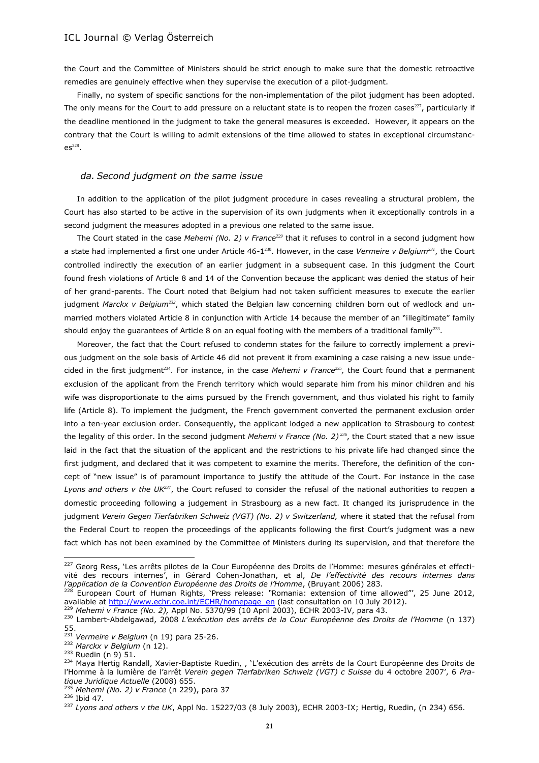the Court and the Committee of Ministers should be strict enough to make sure that the domestic retroactive remedies are genuinely effective when they supervise the execution of a pilot-judgment.

Finally, no system of specific sanctions for the non-implementation of the pilot judgment has been adopted. The only means for the Court to add pressure on a reluctant state is to reopen the frozen cases[227], particularly if the deadline mentioned in the judgment to take the general measures is exceeded. However, it appears on the contrary that the Court is willing to admit extensions of the time allowed to states in exceptional circumstances[228].

### *da. Second judgment on the same issue*

In addition to the application of the pilot judgment procedure in cases revealing a structural problem, the Court has also started to be active in the supervision of its own judgments when it exceptionally controls in a second judgment the measures adopted in a previous one related to the same issue.

The Court stated in the case *Mehemi (No. 2) v France*[229] that it refuses to control in a second judgment how a state had implemented a first one under Article 46-1[230]. However, in the case *Vermeire v Belgium*[231], the Court controlled indirectly the execution of an earlier judgment in a subsequent case. In this judgment the Court found fresh violations of Article 8 and 14 of the Convention because the applicant was denied the status of heir of her grand-parents. The Court noted that Belgium had not taken sufficient measures to execute the earlier judgment *Marckx v Belgium*[232], which stated the Belgian law concerning children born out of wedlock and unmarried mothers violated Article 8 in conjunction with Article 14 because the member of an "illegitimate" family should enjoy the guarantees of Article 8 on an equal footing with the members of a traditional family[233].

Moreover, the fact that the Court refused to condemn states for the failure to correctly implement a previous judgment on the sole basis of Article 46 did not prevent it from examining a case raising a new issue undecided in the first judgment[234]. For instance, in the case *Mehemi v France*[235], the Court found that a permanent exclusion of the applicant from the French territory which would separate him from his minor children and his wife was disproportionate to the aims pursued by the French government, and thus violated his right to family life (Article 8). To implement the judgment, the French government converted the permanent exclusion order into a ten-year exclusion order. Consequently, the applicant lodged a new application to Strasbourg to contest the legality of this order. In the second judgment *Mehemi v France (No. 2)*[236], the Court stated that a new issue laid in the fact that the situation of the applicant and the restrictions to his private life had changed since the first judgment, and declared that it was competent to examine the merits. Therefore, the definition of the concept of "new issue" is of paramount importance to justify the attitude of the Court. For instance in the case *Lyons and others v the UK*[237], the Court refused to consider the refusal of the national authorities to reopen a domestic proceeding following a judgement in Strasbourg as a new fact. It changed its jurisprudence in the judgment *Verein Gegen Tierfabriken Schweiz (VGT) (No. 2) v Switzerland,* where it stated that the refusal from the Federal Court to reopen the proceedings of the applicants following the first Court's judgment was a new fact which has not been examined by the Committee of Ministers during its supervision, and that therefore the

---

[227] Georg Ress, 'Les arrêts pilotes de la Cour Européenne des Droits de l'Homme: mesures générales et effectivité des recours internes', in Gérard Cohen-Jonathan, et al, *De l'effectivité des recours internes dans l'application de la Convention Européenne des Droits de l'Homme*, (Bruyant 2006) 283.

[228] European Court of Human Rights, 'Press release: "Romania: extension of time allowed"', 25 June 2012, available at http://www.echr.coe.int/ECHR/homepage_en (last consultation on 10 July 2012).

[229] *Mehemi v France (No. 2),* Appl No. 5370/99 (10 April 2003), ECHR 2003-IV, para 43.

[230] Lambert-Abdelgawad, 2008 *L'exécution des arrêts de la Cour Européenne des Droits de l'Homme* (n 137) 55.

[231] *Vermeire v Belgium* (n 19) para 25-26.

[232] *Marckx v Belgium* (n 12).

[233] Ruedin (n 9) 51.

[234] Maya Hertig Randall, Xavier-Baptiste Ruedin, , 'L'exécution des arrêts de la Court Européenne des Droits de l'Homme à la lumière de l'arrêt *Verein gegen Tierfabriken Schweiz (VGT) c Suisse* du 4 octobre 2007', 6 *Pratique Juridique Actuelle* (2008) 655.

[235] *Mehemi (No. 2) v France* (n 229), para 37

[236] Ibid 47.

[237] *Lyons and others v the UK*, Appl No. 15227/03 (8 July 2003), ECHR 2003-IX; Hertig, Ruedin, (n 234) 656.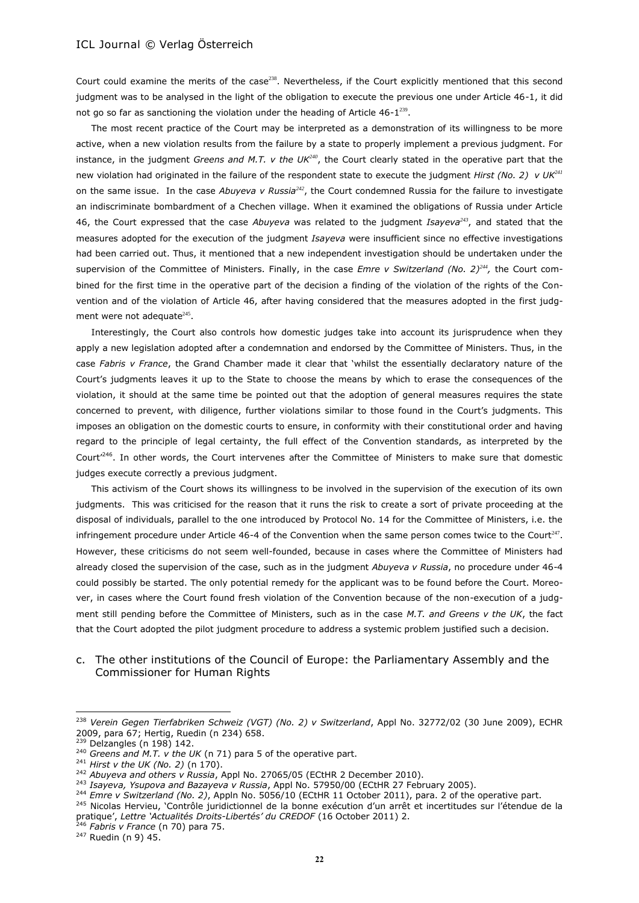Court could examine the merits of the case[238]. Nevertheless, if the Court explicitly mentioned that this second judgment was to be analysed in the light of the obligation to execute the previous one under Article 46-1, it did not go so far as sanctioning the violation under the heading of Article 46-1[239].

The most recent practice of the Court may be interpreted as a demonstration of its willingness to be more active, when a new violation results from the failure by a state to properly implement a previous judgment. For instance, in the judgment *Greens and M.T. v the UK*[240], the Court clearly stated in the operative part that the new violation had originated in the failure of the respondent state to execute the judgment *Hirst (No. 2) v UK*[241] on the same issue. In the case *Abuyeva v Russia*[242], the Court condemned Russia for the failure to investigate an indiscriminate bombardment of a Chechen village. When it examined the obligations of Russia under Article 46, the Court expressed that the case *Abuyeva* was related to the judgment *Isayeva*[243], and stated that the measures adopted for the execution of the judgment *Isayeva* were insufficient since no effective investigations had been carried out. Thus, it mentioned that a new independent investigation should be undertaken under the supervision of the Committee of Ministers. Finally, in the case *Emre v Switzerland (No. 2)*[244], the Court combined for the first time in the operative part of the decision a finding of the violation of the rights of the Convention and of the violation of Article 46, after having considered that the measures adopted in the first judgment were not adequate[245].

Interestingly, the Court also controls how domestic judges take into account its jurisprudence when they apply a new legislation adopted after a condemnation and endorsed by the Committee of Ministers. Thus, in the case *Fabris v France*, the Grand Chamber made it clear that 'whilst the essentially declaratory nature of the Court's judgments leaves it up to the State to choose the means by which to erase the consequences of the violation, it should at the same time be pointed out that the adoption of general measures requires the state concerned to prevent, with diligence, further violations similar to those found in the Court's judgments. This imposes an obligation on the domestic courts to ensure, in conformity with their constitutional order and having regard to the principle of legal certainty, the full effect of the Convention standards, as interpreted by the Court'[246]. In other words, the Court intervenes after the Committee of Ministers to make sure that domestic judges execute correctly a previous judgment.

This activism of the Court shows its willingness to be involved in the supervision of the execution of its own judgments. This was criticised for the reason that it runs the risk to create a sort of private proceeding at the disposal of individuals, parallel to the one introduced by Protocol No. 14 for the Committee of Ministers, i.e. the infringement procedure under Article 46-4 of the Convention when the same person comes twice to the Court[247]. However, these criticisms do not seem well-founded, because in cases where the Committee of Ministers had already closed the supervision of the case, such as in the judgment *Abuyeva v Russia*, no procedure under 46-4 could possibly be started. The only potential remedy for the applicant was to be found before the Court. Moreover, in cases where the Court found fresh violation of the Convention because of the non-execution of a judgment still pending before the Committee of Ministers, such as in the case *M.T. and Greens v the UK*, the fact that the Court adopted the pilot judgment procedure to address a systemic problem justified such a decision.

### c. The other institutions of the Council of Europe: the Parliamentary Assembly and the Commissioner for Human Rights

---

[238] *Verein Gegen Tierfabriken Schweiz (VGT) (No. 2) v Switzerland*, Appl No. 32772/02 (30 June 2009), ECHR 2009, para 67; Hertig, Ruedin (n 234) 658.

[239] Delzangles (n 198) 142.

[240] *Greens and M.T. v the UK* (n 71) para 5 of the operative part.

[241] *Hirst v the UK (No. 2)* (n 170).

[242] *Abuyeva and others v Russia*, Appl No. 27065/05 (ECtHR 2 December 2010).

[243] *Isayeva, Ysupova and Bazayeva v Russia*, Appl No. 57950/00 (ECtHR 27 February 2005).

[244] *Emre v Switzerland (No. 2)*, Appln No. 5056/10 (ECtHR 11 October 2011), para. 2 of the operative part.

[245] Nicolas Hervieu, 'Contrôle juridictionnel de la bonne exécution d'un arrêt et incertitudes sur l'étendue de la pratique', *Lettre 'Actualités Droits-Libertés' du CREDOF* (16 October 2011) 2.

[246] *Fabris v France* (n 70) para 75.

[247] Ruedin (n 9) 45.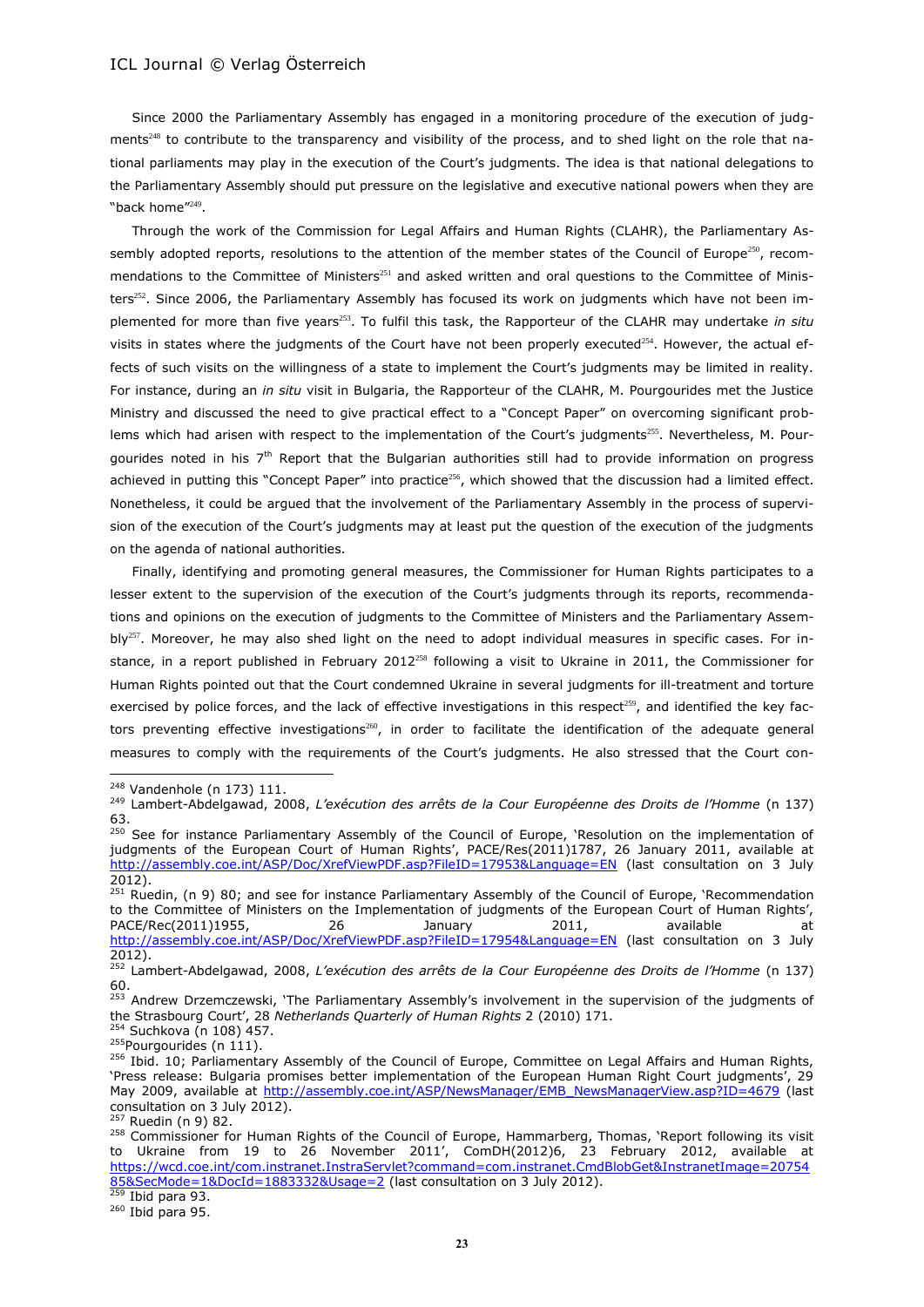Since 2000 the Parliamentary Assembly has engaged in a monitoring procedure of the execution of judgments[248] to contribute to the transparency and visibility of the process, and to shed light on the role that national parliaments may play in the execution of the Court's judgments. The idea is that national delegations to the Parliamentary Assembly should put pressure on the legislative and executive national powers when they are "back home"[249].

Through the work of the Commission for Legal Affairs and Human Rights (CLAHR), the Parliamentary Assembly adopted reports, resolutions to the attention of the member states of the Council of Europe[250], recommendations to the Committee of Ministers[251] and asked written and oral questions to the Committee of Ministers[252]. Since 2006, the Parliamentary Assembly has focused its work on judgments which have not been implemented for more than five years[253]. To fulfil this task, the Rapporteur of the CLAHR may undertake *in situ* visits in states where the judgments of the Court have not been properly executed[254]. However, the actual effects of such visits on the willingness of a state to implement the Court's judgments may be limited in reality. For instance, during an *in situ* visit in Bulgaria, the Rapporteur of the CLAHR, M. Pourgourides met the Justice Ministry and discussed the need to give practical effect to a "Concept Paper" on overcoming significant problems which had arisen with respect to the implementation of the Court's judgments[255]. Nevertheless, M. Pourgourides noted in his 7th Report that the Bulgarian authorities still had to provide information on progress achieved in putting this "Concept Paper" into practice[256], which showed that the discussion had a limited effect. Nonetheless, it could be argued that the involvement of the Parliamentary Assembly in the process of supervision of the execution of the Court's judgments may at least put the question of the execution of the judgments on the agenda of national authorities.

Finally, identifying and promoting general measures, the Commissioner for Human Rights participates to a lesser extent to the supervision of the execution of the Court's judgments through its reports, recommendations and opinions on the execution of judgments to the Committee of Ministers and the Parliamentary Assembly[257]. Moreover, he may also shed light on the need to adopt individual measures in specific cases. For instance, in a report published in February 2012[258] following a visit to Ukraine in 2011, the Commissioner for Human Rights pointed out that the Court condemned Ukraine in several judgments for ill-treatment and torture exercised by police forces, and the lack of effective investigations in this respect[259], and identified the key factors preventing effective investigations[260], in order to facilitate the identification of the adequate general measures to comply with the requirements of the Court's judgments. He also stressed that the Court con-

---

[248] Vandenhole (n 173) 111.

[249] Lambert-Abdelgawad, 2008, *L'exécution des arrêts de la Cour Européenne des Droits de l'Homme* (n 137) 63.

[250] See for instance Parliamentary Assembly of the Council of Europe, 'Resolution on the implementation of judgments of the European Court of Human Rights', PACE/Res(2011)1787, 26 January 2011, available at http://assembly.coe.int/ASP/Doc/XrefViewPDF.asp?FileID=17953&Language=EN (last consultation on 3 July 2012).

[251] Ruedin, (n 9) 80; and see for instance Parliamentary Assembly of the Council of Europe, 'Recommendation to the Committee of Ministers on the Implementation of judgments of the European Court of Human Rights', PACE/Rec(2011)1955, 26 January 2011, available at http://assembly.coe.int/ASP/Doc/XrefViewPDF.asp?FileID=17954&Language=EN (last consultation on 3 July 2012).

[252] Lambert-Abdelgawad, 2008, *L'exécution des arrêts de la Cour Européenne des Droits de l'Homme* (n 137) 60.

[253] Andrew Drzemczewski, 'The Parliamentary Assembly's involvement in the supervision of the judgments of the Strasbourg Court', 28 *Netherlands Quarterly of Human Rights* 2 (2010) 171.

[254] Suchkova (n 108) 457.

[255] Pourgourides (n 111).

[256] Ibid. 10; Parliamentary Assembly of the Council of Europe, Committee on Legal Affairs and Human Rights, 'Press release: Bulgaria promises better implementation of the European Human Right Court judgments', 29 May 2009, available at http://assembly.coe.int/ASP/NewsManager/EMB_NewsManagerView.asp?ID=4679 (last consultation on 3 July 2012).

[257] Ruedin (n 9) 82.

[258] Commissioner for Human Rights of the Council of Europe, Hammarberg, Thomas, 'Report following its visit to Ukraine from 19 to 26 November 2011', ComDH(2012)6, 23 February 2012, available at https://wcd.coe.int/com.instranet.InstraServlet?command=com.instranet.CmdBlobGet&InstranetImage=2075485&SecMode=1&DocId=1883332&Usage=2 (last consultation on 3 July 2012).

[259] Ibid para 93.

[260] Ibid para 95.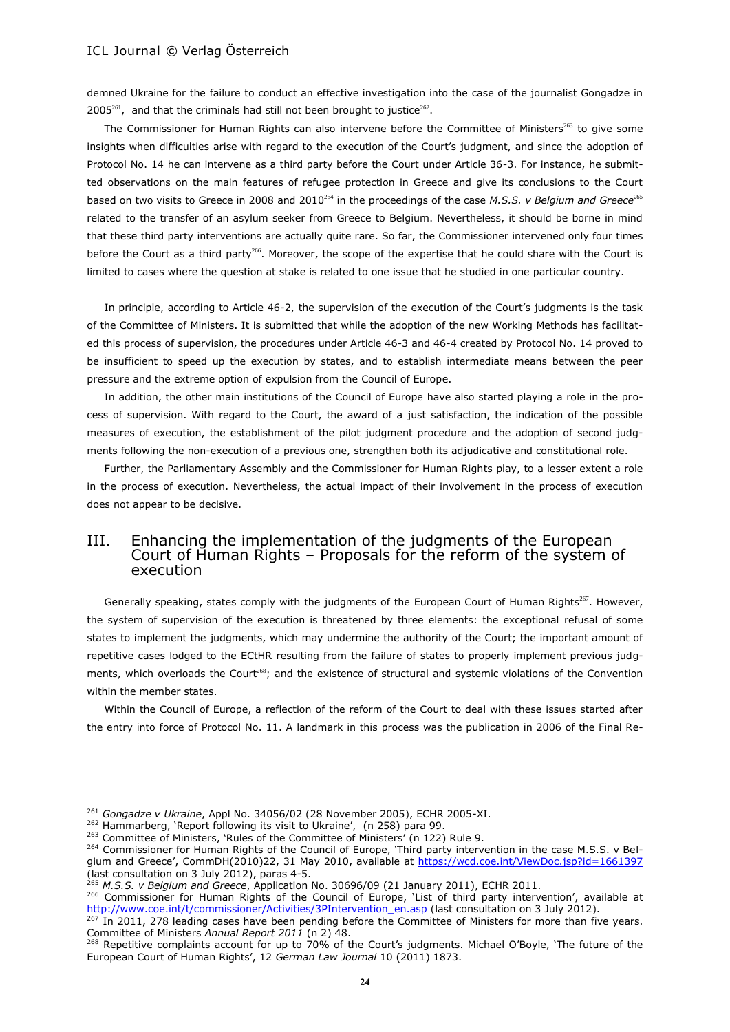demned Ukraine for the failure to conduct an effective investigation into the case of the journalist Gongadze in 2005[261], and that the criminals had still not been brought to justice[262].

The Commissioner for Human Rights can also intervene before the Committee of Ministers[263] to give some insights when difficulties arise with regard to the execution of the Court's judgment, and since the adoption of Protocol No. 14 he can intervene as a third party before the Court under Article 36-3. For instance, he submitted observations on the main features of refugee protection in Greece and give its conclusions to the Court based on two visits to Greece in 2008 and 2010[264] in the proceedings of the case *M.S.S. v Belgium and Greece*[265] related to the transfer of an asylum seeker from Greece to Belgium. Nevertheless, it should be borne in mind that these third party interventions are actually quite rare. So far, the Commissioner intervened only four times before the Court as a third party[266]. Moreover, the scope of the expertise that he could share with the Court is limited to cases where the question at stake is related to one issue that he studied in one particular country.

In principle, according to Article 46-2, the supervision of the execution of the Court's judgments is the task of the Committee of Ministers. It is submitted that while the adoption of the new Working Methods has facilitated this process of supervision, the procedures under Article 46-3 and 46-4 created by Protocol No. 14 proved to be insufficient to speed up the execution by states, and to establish intermediate means between the peer pressure and the extreme option of expulsion from the Council of Europe.

In addition, the other main institutions of the Council of Europe have also started playing a role in the process of supervision. With regard to the Court, the award of a just satisfaction, the indication of the possible measures of execution, the establishment of the pilot judgment procedure and the adoption of second judgments following the non-execution of a previous one, strengthen both its adjudicative and constitutional role.

Further, the Parliamentary Assembly and the Commissioner for Human Rights play, to a lesser extent a role in the process of execution. Nevertheless, the actual impact of their involvement in the process of execution does not appear to be decisive.

## III. Enhancing the implementation of the judgments of the European Court of Human Rights – Proposals for the reform of the system of execution

Generally speaking, states comply with the judgments of the European Court of Human Rights[267]. However, the system of supervision of the execution is threatened by three elements: the exceptional refusal of some states to implement the judgments, which may undermine the authority of the Court; the important amount of repetitive cases lodged to the ECtHR resulting from the failure of states to properly implement previous judgments, which overloads the Court[268]; and the existence of structural and systemic violations of the Convention within the member states.

Within the Council of Europe, a reflection of the reform of the Court to deal with these issues started after the entry into force of Protocol No. 11. A landmark in this process was the publication in 2006 of the Final Re-

---

[261] *Gongadze v Ukraine*, Appl No. 34056/02 (28 November 2005), ECHR 2005-XI.

[262] Hammarberg, 'Report following its visit to Ukraine', (n 258) para 99.

[263] Committee of Ministers, 'Rules of the Committee of Ministers' (n 122) Rule 9.

[264] Commissioner for Human Rights of the Council of Europe, 'Third party intervention in the case M.S.S. v Belgium and Greece', CommDH(2010)22, 31 May 2010, available at https://wcd.coe.int/ViewDoc.jsp?id=1661397 (last consultation on 3 July 2012), paras 4-5.

[265] *M.S.S. v Belgium and Greece*, Application No. 30696/09 (21 January 2011), ECHR 2011.

[266] Commissioner for Human Rights of the Council of Europe, 'List of third party intervention', available at http://www.coe.int/t/commissioner/Activities/3PIntervention_en.asp (last consultation on 3 July 2012).

[267] In 2011, 278 leading cases have been pending before the Committee of Ministers for more than five years. Committee of Ministers *Annual Report 2011* (n 2) 48.

[268] Repetitive complaints account for up to 70% of the Court's judgments. Michael O'Boyle, 'The future of the European Court of Human Rights', 12 *German Law Journal* 10 (2011) 1873.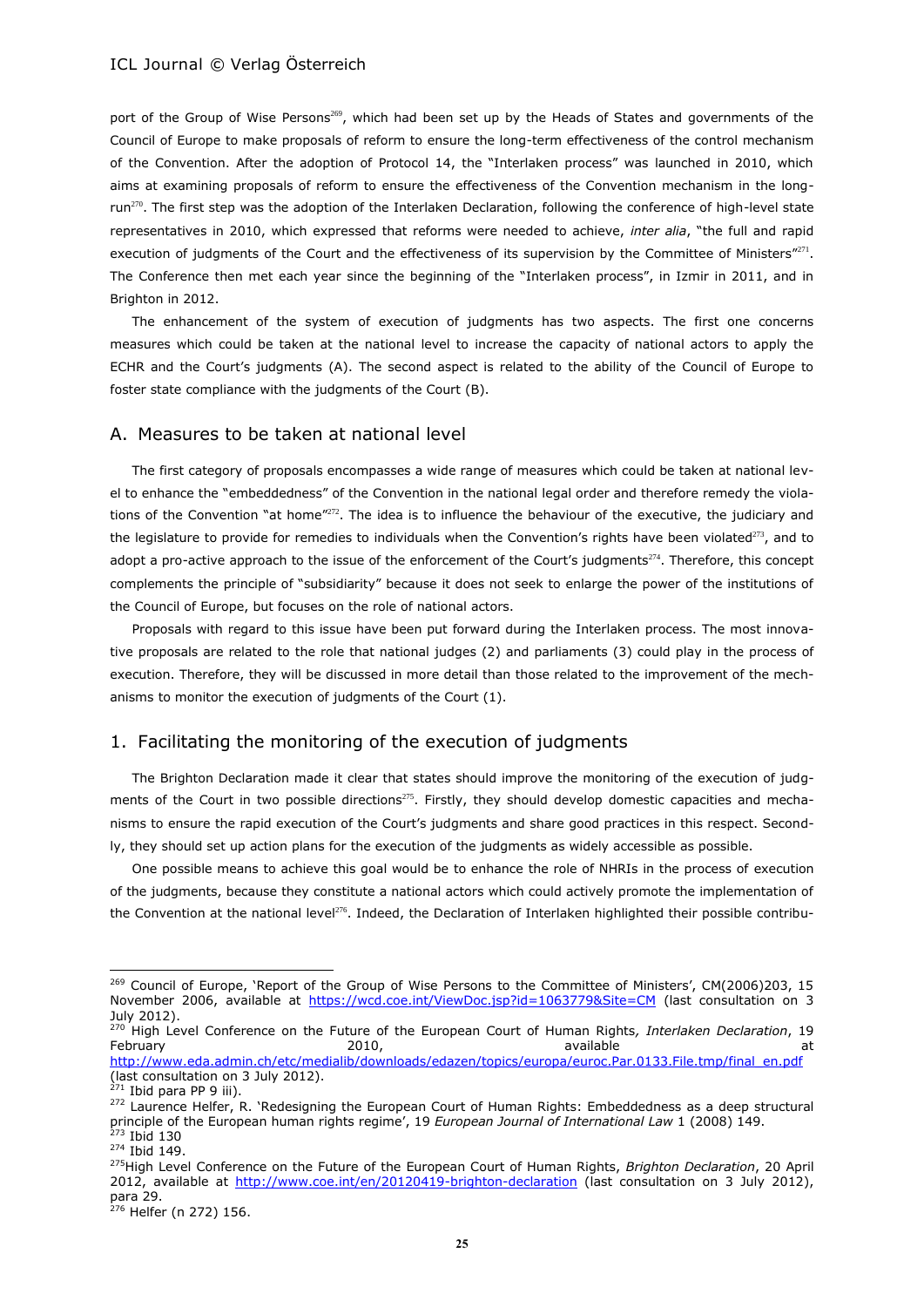port of the Group of Wise Persons[269], which had been set up by the Heads of States and governments of the Council of Europe to make proposals of reform to ensure the long-term effectiveness of the control mechanism of the Convention. After the adoption of Protocol 14, the "Interlaken process" was launched in 2010, which aims at examining proposals of reform to ensure the effectiveness of the Convention mechanism in the long-run[270]. The first step was the adoption of the Interlaken Declaration, following the conference of high-level state representatives in 2010, which expressed that reforms were needed to achieve, *inter alia*, "the full and rapid execution of judgments of the Court and the effectiveness of its supervision by the Committee of Ministers"[271]. The Conference then met each year since the beginning of the "Interlaken process", in Izmir in 2011, and in Brighton in 2012.

The enhancement of the system of execution of judgments has two aspects. The first one concerns measures which could be taken at the national level to increase the capacity of national actors to apply the ECHR and the Court's judgments (A). The second aspect is related to the ability of the Council of Europe to foster state compliance with the judgments of the Court (B).

## A. Measures to be taken at national level

The first category of proposals encompasses a wide range of measures which could be taken at national level to enhance the "embeddedness" of the Convention in the national legal order and therefore remedy the violations of the Convention "at home"[272]. The idea is to influence the behaviour of the executive, the judiciary and the legislature to provide for remedies to individuals when the Convention's rights have been violated[273], and to adopt a pro-active approach to the issue of the enforcement of the Court's judgments[274]. Therefore, this concept complements the principle of "subsidiarity" because it does not seek to enlarge the power of the institutions of the Council of Europe, but focuses on the role of national actors.

Proposals with regard to this issue have been put forward during the Interlaken process. The most innovative proposals are related to the role that national judges (2) and parliaments (3) could play in the process of execution. Therefore, they will be discussed in more detail than those related to the improvement of the mechanisms to monitor the execution of judgments of the Court (1).

### 1. Facilitating the monitoring of the execution of judgments

The Brighton Declaration made it clear that states should improve the monitoring of the execution of judgments of the Court in two possible directions[275]. Firstly, they should develop domestic capacities and mechanisms to ensure the rapid execution of the Court's judgments and share good practices in this respect. Secondly, they should set up action plans for the execution of the judgments as widely accessible as possible.

One possible means to achieve this goal would be to enhance the role of NHRIs in the process of execution of the judgments, because they constitute a national actors which could actively promote the implementation of the Convention at the national level[276]. Indeed, the Declaration of Interlaken highlighted their possible contribu-

---

[269] Council of Europe, 'Report of the Group of Wise Persons to the Committee of Ministers', CM(2006)203, 15 November 2006, available at https://wcd.coe.int/ViewDoc.jsp?id=1063779&Site=CM (last consultation on 3 July 2012).

[270] High Level Conference on the Future of the European Court of Human Rights*, Interlaken Declaration*, 19 February 2010, available at http://www.eda.admin.ch/etc/medialib/downloads/edazen/topics/europa/euroc.Par.0133.File.tmp/final_en.pdf (last consultation on 3 July 2012).

[271] Ibid para PP 9 iii).

[272] Laurence Helfer, R. 'Redesigning the European Court of Human Rights: Embeddedness as a deep structural principle of the European human rights regime', 19 *European Journal of International Law* 1 (2008) 149.

[273] Ibid 130

[274] Ibid 149.

[275] High Level Conference on the Future of the European Court of Human Rights, *Brighton Declaration*, 20 April 2012, available at http://www.coe.int/en/20120419-brighton-declaration (last consultation on 3 July 2012), para 29.

[276] Helfer (n 272) 156.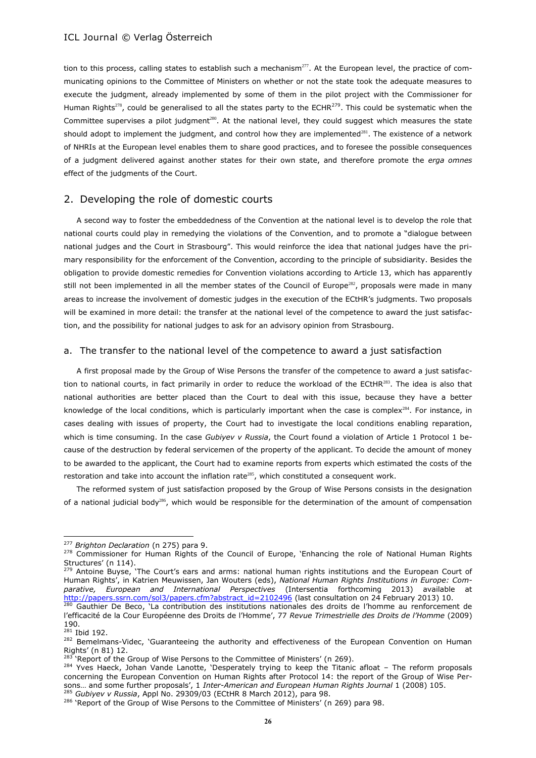tion to this process, calling states to establish such a mechanism[277]. At the European level, the practice of communicating opinions to the Committee of Ministers on whether or not the state took the adequate measures to execute the judgment, already implemented by some of them in the pilot project with the Commissioner for Human Rights[278], could be generalised to all the states party to the ECHR[279]. This could be systematic when the Committee supervises a pilot judgment[280]. At the national level, they could suggest which measures the state should adopt to implement the judgment, and control how they are implemented[281]. The existence of a network of NHRIs at the European level enables them to share good practices, and to foresee the possible consequences of a judgment delivered against another states for their own state, and therefore promote the *erga omnes* effect of the judgments of the Court.

## 2. Developing the role of domestic courts

A second way to foster the embeddedness of the Convention at the national level is to develop the role that national courts could play in remedying the violations of the Convention, and to promote a "dialogue between national judges and the Court in Strasbourg". This would reinforce the idea that national judges have the primary responsibility for the enforcement of the Convention, according to the principle of subsidiarity. Besides the obligation to provide domestic remedies for Convention violations according to Article 13, which has apparently still not been implemented in all the member states of the Council of Europe[282], proposals were made in many areas to increase the involvement of domestic judges in the execution of the ECtHR's judgments. Two proposals will be examined in more detail: the transfer at the national level of the competence to award the just satisfaction, and the possibility for national judges to ask for an advisory opinion from Strasbourg.

### a. The transfer to the national level of the competence to award a just satisfaction

A first proposal made by the Group of Wise Persons the transfer of the competence to award a just satisfaction to national courts, in fact primarily in order to reduce the workload of the ECtHR[283]. The idea is also that national authorities are better placed than the Court to deal with this issue, because they have a better knowledge of the local conditions, which is particularly important when the case is complex[284]. For instance, in cases dealing with issues of property, the Court had to investigate the local conditions enabling reparation, which is time consuming. In the case *Gubiyev v Russia*, the Court found a violation of Article 1 Protocol 1 because of the destruction by federal servicemen of the property of the applicant. To decide the amount of money to be awarded to the applicant, the Court had to examine reports from experts which estimated the costs of the restoration and take into account the inflation rate[285], which constituted a consequent work.

The reformed system of just satisfaction proposed by the Group of Wise Persons consists in the designation of a national judicial body[286], which would be responsible for the determination of the amount of compensation

---

[277] *Brighton Declaration* (n 275) para 9.

[278] Commissioner for Human Rights of the Council of Europe, 'Enhancing the role of National Human Rights Structures' (n 114).

[279] Antoine Buyse, 'The Court's ears and arms: national human rights institutions and the European Court of Human Rights', in Katrien Meuwissen, Jan Wouters (eds), *National Human Rights Institutions in Europe: Comparative, European and International Perspectives* (Intersentia forthcoming 2013) available at http://papers.ssrn.com/sol3/papers.cfm?abstract_id=2102496 (last consultation on 24 February 2013) 10.

[280] Gauthier De Beco, 'La contribution des institutions nationales des droits de l'homme au renforcement de l'efficacité de la Cour Européenne des Droits de l'Homme', 77 *Revue Trimestrielle des Droits de l'Homme* (2009) 190.

[281] Ibid 192.

[282] Bemelmans-Videc, 'Guaranteeing the authority and effectiveness of the European Convention on Human Rights' (n 81) 12.

[283] 'Report of the Group of Wise Persons to the Committee of Ministers' (n 269).

[284] Yves Haeck, Johan Vande Lanotte, 'Desperately trying to keep the Titanic afloat – The reform proposals concerning the European Convention on Human Rights after Protocol 14: the report of the Group of Wise Persons… and some further proposals', 1 *Inter-American and European Human Rights Journal* 1 (2008) 105.

[285] *Gubiyev v Russia*, Appl No. 29309/03 (ECtHR 8 March 2012), para 98.

[286] 'Report of the Group of Wise Persons to the Committee of Ministers' (n 269) para 98.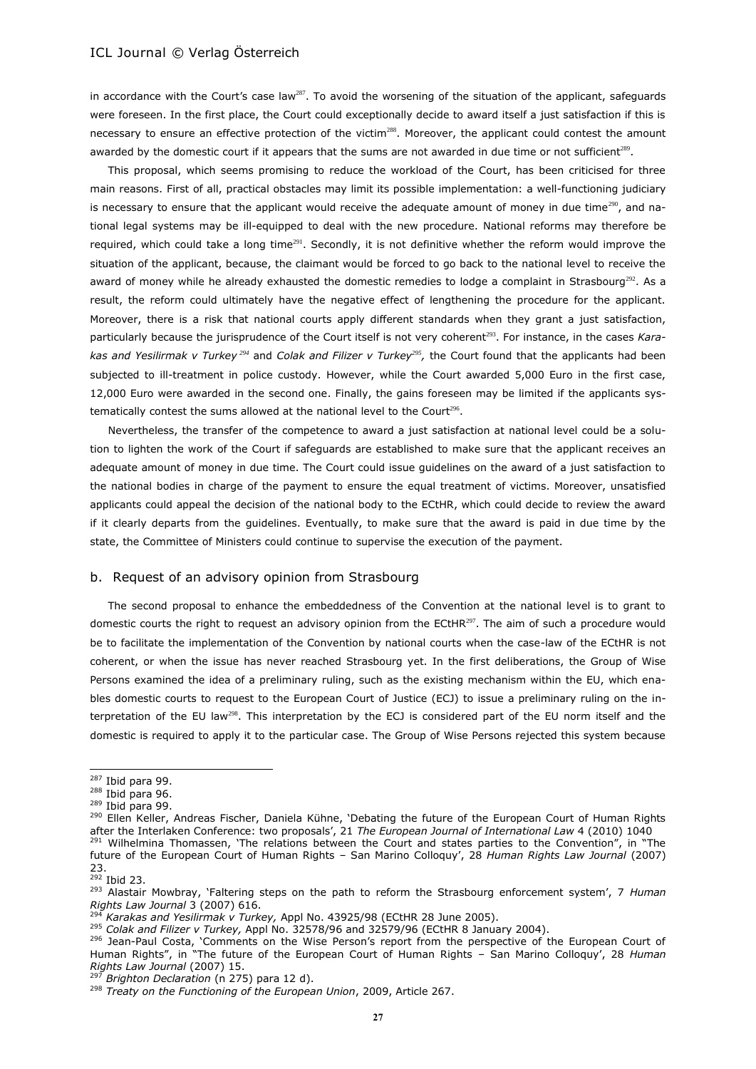in accordance with the Court's case law[287]. To avoid the worsening of the situation of the applicant, safeguards were foreseen. In the first place, the Court could exceptionally decide to award itself a just satisfaction if this is necessary to ensure an effective protection of the victim[288]. Moreover, the applicant could contest the amount awarded by the domestic court if it appears that the sums are not awarded in due time or not sufficient[289].

This proposal, which seems promising to reduce the workload of the Court, has been criticised for three main reasons. First of all, practical obstacles may limit its possible implementation: a well-functioning judiciary is necessary to ensure that the applicant would receive the adequate amount of money in due time[290], and national legal systems may be ill-equipped to deal with the new procedure. National reforms may therefore be required, which could take a long time[291]. Secondly, it is not definitive whether the reform would improve the situation of the applicant, because, the claimant would be forced to go back to the national level to receive the award of money while he already exhausted the domestic remedies to lodge a complaint in Strasbourg[292]. As a result, the reform could ultimately have the negative effect of lengthening the procedure for the applicant. Moreover, there is a risk that national courts apply different standards when they grant a just satisfaction, particularly because the jurisprudence of the Court itself is not very coherent[293]. For instance, in the cases *Karakas and Yesilirmak v Turkey* [294] and *Colak and Filizer v Turkey*[295], the Court found that the applicants had been subjected to ill-treatment in police custody. However, while the Court awarded 5,000 Euro in the first case, 12,000 Euro were awarded in the second one. Finally, the gains foreseen may be limited if the applicants systematically contest the sums allowed at the national level to the Court[296].

Nevertheless, the transfer of the competence to award a just satisfaction at national level could be a solution to lighten the work of the Court if safeguards are established to make sure that the applicant receives an adequate amount of money in due time. The Court could issue guidelines on the award of a just satisfaction to the national bodies in charge of the payment to ensure the equal treatment of victims. Moreover, unsatisfied applicants could appeal the decision of the national body to the ECtHR, which could decide to review the award if it clearly departs from the guidelines. Eventually, to make sure that the award is paid in due time by the state, the Committee of Ministers could continue to supervise the execution of the payment.

### b. Request of an advisory opinion from Strasbourg

The second proposal to enhance the embeddedness of the Convention at the national level is to grant to domestic courts the right to request an advisory opinion from the ECtHR[297]. The aim of such a procedure would be to facilitate the implementation of the Convention by national courts when the case-law of the ECtHR is not coherent, or when the issue has never reached Strasbourg yet. In the first deliberations, the Group of Wise Persons examined the idea of a preliminary ruling, such as the existing mechanism within the EU, which enables domestic courts to request to the European Court of Justice (ECJ) to issue a preliminary ruling on the interpretation of the EU law[298]. This interpretation by the ECJ is considered part of the EU norm itself and the domestic is required to apply it to the particular case. The Group of Wise Persons rejected this system because

---

[287] Ibid para 99.

[288] Ibid para 96.

[289] Ibid para 99.

[290] Ellen Keller, Andreas Fischer, Daniela Kühne, 'Debating the future of the European Court of Human Rights after the Interlaken Conference: two proposals', 21 *The European Journal of International Law* 4 (2010) 1040

[291] Wilhelmina Thomassen, 'The relations between the Court and states parties to the Convention", in "The future of the European Court of Human Rights – San Marino Colloquy', 28 *Human Rights Law Journal* (2007) 23.

[292] Ibid 23.

[293] Alastair Mowbray, 'Faltering steps on the path to reform the Strasbourg enforcement system', 7 *Human Rights Law Journal* 3 (2007) 616.

[294] *Karakas and Yesilirmak v Turkey,* Appl No. 43925/98 (ECtHR 28 June 2005).

[295] *Colak and Filizer v Turkey,* Appl No. 32578/96 and 32579/96 (ECtHR 8 January 2004).

[296] Jean-Paul Costa, 'Comments on the Wise Person's report from the perspective of the European Court of Human Rights", in "The future of the European Court of Human Rights – San Marino Colloquy', 28 *Human Rights Law Journal* (2007) 15.

[297] *Brighton Declaration* (n 275) para 12 d).

[298] *Treaty on the Functioning of the European Union*, 2009, Article 267.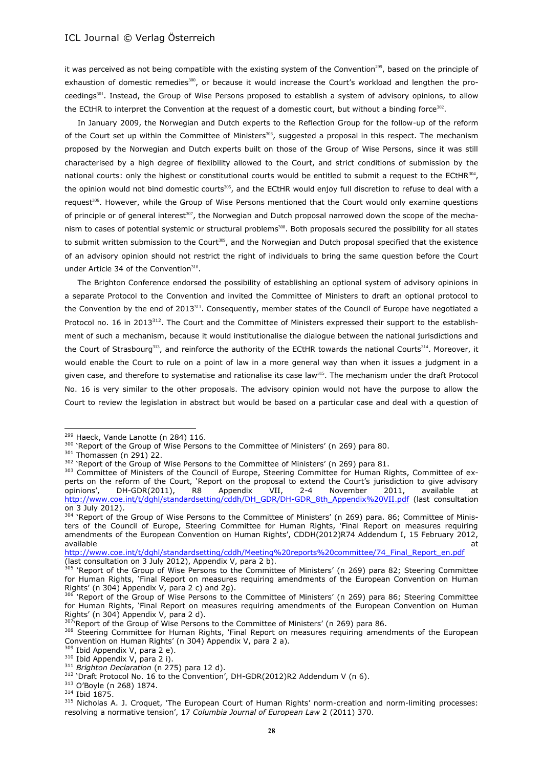it was perceived as not being compatible with the existing system of the Convention[299], based on the principle of exhaustion of domestic remedies[300], or because it would increase the Court's workload and lengthen the proceedings[301]. Instead, the Group of Wise Persons proposed to establish a system of advisory opinions, to allow the ECtHR to interpret the Convention at the request of a domestic court, but without a binding force[302].

In January 2009, the Norwegian and Dutch experts to the Reflection Group for the follow-up of the reform of the Court set up within the Committee of Ministers[303], suggested a proposal in this respect. The mechanism proposed by the Norwegian and Dutch experts built on those of the Group of Wise Persons, since it was still characterised by a high degree of flexibility allowed to the Court, and strict conditions of submission by the national courts: only the highest or constitutional courts would be entitled to submit a request to the ECtHR[304], the opinion would not bind domestic courts[305], and the ECtHR would enjoy full discretion to refuse to deal with a request[306]. However, while the Group of Wise Persons mentioned that the Court would only examine questions of principle or of general interest[307], the Norwegian and Dutch proposal narrowed down the scope of the mechanism to cases of potential systemic or structural problems[308]. Both proposals secured the possibility for all states to submit written submission to the Court[309], and the Norwegian and Dutch proposal specified that the existence of an advisory opinion should not restrict the right of individuals to bring the same question before the Court under Article 34 of the Convention[310].

The Brighton Conference endorsed the possibility of establishing an optional system of advisory opinions in a separate Protocol to the Convention and invited the Committee of Ministers to draft an optional protocol to the Convention by the end of 2013[311]. Consequently, member states of the Council of Europe have negotiated a Protocol no. 16 in 2013[312]. The Court and the Committee of Ministers expressed their support to the establishment of such a mechanism, because it would institutionalise the dialogue between the national jurisdictions and the Court of Strasbourg[313], and reinforce the authority of the ECtHR towards the national Courts[314]. Moreover, it would enable the Court to rule on a point of law in a more general way than when it issues a judgment in a given case, and therefore to systematise and rationalise its case law[315]. The mechanism under the draft Protocol No. 16 is very similar to the other proposals. The advisory opinion would not have the purpose to allow the Court to review the legislation in abstract but would be based on a particular case and deal with a question of

---

[299] Haeck, Vande Lanotte (n 284) 116.

[300] 'Report of the Group of Wise Persons to the Committee of Ministers' (n 269) para 80.

[301] Thomassen (n 291) 22.

[302] 'Report of the Group of Wise Persons to the Committee of Ministers' (n 269) para 81.

[303] Committee of Ministers of the Council of Europe, Steering Committee for Human Rights, Committee of experts on the reform of the Court, 'Report on the proposal to extend the Court's jurisdiction to give advisory opinions', DH-GDR(2011), R8 Appendix VII, 2-4 November 2011, available at http://www.coe.int/t/dghl/standardsetting/cddh/DH_GDR/DH-GDR_8th_Appendix%20VII.pdf (last consultation on 3 July 2012).

[304] 'Report of the Group of Wise Persons to the Committee of Ministers' (n 269) para. 86; Committee of Ministers of the Council of Europe, Steering Committee for Human Rights, 'Final Report on measures requiring amendments of the European Convention on Human Rights', CDDH(2012)R74 Addendum I, 15 February 2012, available at http://www.coe.int/t/dghl/standardsetting/cddh/Meeting%20reports%20committee/74_Final_Report_en.pdf (last consultation on 3 July 2012), Appendix V, para 2 b).

[305] 'Report of the Group of Wise Persons to the Committee of Ministers' (n 269) para 82; Steering Committee for Human Rights, 'Final Report on measures requiring amendments of the European Convention on Human Rights' (n 304) Appendix V, para 2 c) and 2g).

[306] 'Report of the Group of Wise Persons to the Committee of Ministers' (n 269) para 86; Steering Committee for Human Rights, 'Final Report on measures requiring amendments of the European Convention on Human Rights' (n 304) Appendix V, para 2 d).

[307] 'Report of the Group of Wise Persons to the Committee of Ministers' (n 269) para 86.

[308] Steering Committee for Human Rights, 'Final Report on measures requiring amendments of the European Convention on Human Rights' (n 304) Appendix V, para 2 a).

[309] Ibid Appendix V, para 2 e).

[310] Ibid Appendix V, para 2 i).

[311] *Brighton Declaration* (n 275) para 12 d).

[312] 'Draft Protocol No. 16 to the Convention', DH-GDR(2012)R2 Addendum V (n 6).

[313] O'Boyle (n 268) 1874.

[314] Ibid 1875.

[315] Nicholas A. J. Croquet, 'The European Court of Human Rights' norm-creation and norm-limiting processes: resolving a normative tension', 17 *Columbia Journal of European Law* 2 (2011) 370.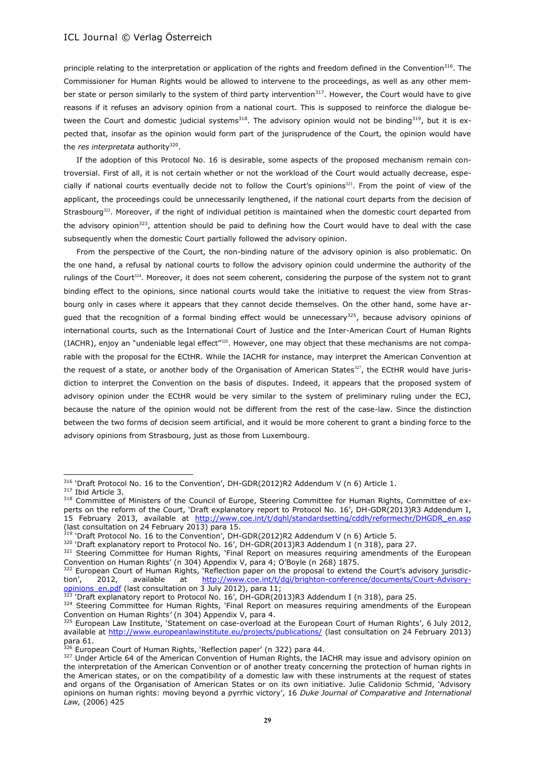principle relating to the interpretation or application of the rights and freedom defined in the Convention[316]. The Commissioner for Human Rights would be allowed to intervene to the proceedings, as well as any other member state or person similarly to the system of third party intervention[317]. However, the Court would have to give reasons if it refuses an advisory opinion from a national court. This is supposed to reinforce the dialogue between the Court and domestic judicial systems[318]. The advisory opinion would not be binding[319], but it is expected that, insofar as the opinion would form part of the jurisprudence of the Court, the opinion would have the *res interpretata* authority[320].

If the adoption of this Protocol No. 16 is desirable, some aspects of the proposed mechanism remain controversial. First of all, it is not certain whether or not the workload of the Court would actually decrease, especially if national courts eventually decide not to follow the Court's opinions[321]. From the point of view of the applicant, the proceedings could be unnecessarily lengthened, if the national court departs from the decision of Strasbourg[322]. Moreover, if the right of individual petition is maintained when the domestic court departed from the advisory opinion[323], attention should be paid to defining how the Court would have to deal with the case subsequently when the domestic Court partially followed the advisory opinion.

From the perspective of the Court, the non-binding nature of the advisory opinion is also problematic. On the one hand, a refusal by national courts to follow the advisory opinion could undermine the authority of the rulings of the Court[324]. Moreover, it does not seem coherent, considering the purpose of the system not to grant binding effect to the opinions, since national courts would take the initiative to request the view from Strasbourg only in cases where it appears that they cannot decide themselves. On the other hand, some have argued that the recognition of a formal binding effect would be unnecessary[325], because advisory opinions of international courts, such as the International Court of Justice and the Inter-American Court of Human Rights (IACHR), enjoy an "undeniable legal effect"[326]. However, one may object that these mechanisms are not comparable with the proposal for the ECtHR. While the IACHR for instance, may interpret the American Convention at the request of a state, or another body of the Organisation of American States[327], the ECtHR would have jurisdiction to interpret the Convention on the basis of disputes. Indeed, it appears that the proposed system of advisory opinion under the ECtHR would be very similar to the system of preliminary ruling under the ECJ, because the nature of the opinion would not be different from the rest of the case-law. Since the distinction between the two forms of decision seem artificial, and it would be more coherent to grant a binding force to the advisory opinions from Strasbourg, just as those from Luxembourg.

---

[316] 'Draft Protocol No. 16 to the Convention', DH-GDR(2012)R2 Addendum V (n 6) Article 1.

[317] Ibid Article 3.

[318] Committee of Ministers of the Council of Europe, Steering Committee for Human Rights, Committee of experts on the reform of the Court, 'Draft explanatory report to Protocol No. 16', DH-GDR(2013)R3 Addendum I, 15 February 2013, available at http://www.coe.int/t/dghl/standardsetting/cddh/reformechr/DHGDR_en.asp (last consultation on 24 February 2013) para 15.

[319] 'Draft Protocol No. 16 to the Convention', DH-GDR(2012)R2 Addendum V (n 6) Article 5.

[320] 'Draft explanatory report to Protocol No. 16', DH-GDR(2013)R3 Addendum I (n 318), para 27.

[321] Steering Committee for Human Rights, 'Final Report on measures requiring amendments of the European Convention on Human Rights' (n 304) Appendix V, para 4; O'Boyle (n 268) 1875.

[322] European Court of Human Rights, 'Reflection paper on the proposal to extend the Court's advisory jurisdiction', 2012, available at http://www.coe.int/t/dgi/brighton-conference/documents/Court-Advisory-opinions_en.pdf (last consultation on 3 July 2012), para 11;

[323] 'Draft explanatory report to Protocol No. 16', DH-GDR(2013)R3 Addendum I (n 318), para 25.

[324] Steering Committee for Human Rights, 'Final Report on measures requiring amendments of the European Convention on Human Rights' (n 304) Appendix V, para 4.

[325] European Law Institute, 'Statement on case-overload at the European Court of Human Rights', 6 July 2012, available at http://www.europeanlawinstitute.eu/projects/publications/ (last consultation on 24 February 2013) para 61.

[326] European Court of Human Rights, 'Reflection paper' (n 322) para 44.

[327] Under Article 64 of the American Convention of Human Rights, the IACHR may issue and advisory opinion on the interpretation of the American Convention or of another treaty concerning the protection of human rights in the American states, or on the compatibility of a domestic law with these instruments at the request of states and organs of the Organisation of American States or on its own initiative. Julie Calidonio Schmid, 'Advisory opinions on human rights: moving beyond a pyrrhic victory', 16 *Duke Journal of Comparative and International Law,* (2006) 425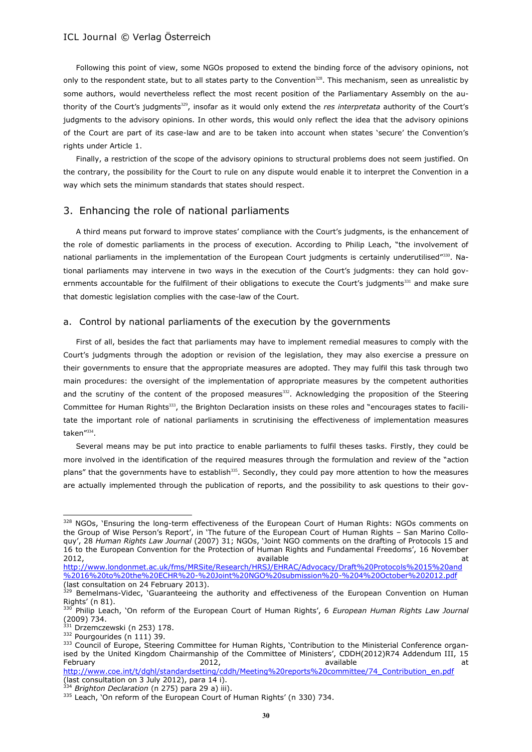Following this point of view, some NGOs proposed to extend the binding force of the advisory opinions, not only to the respondent state, but to all states party to the Convention[328]. This mechanism, seen as unrealistic by some authors, would nevertheless reflect the most recent position of the Parliamentary Assembly on the authority of the Court's judgments[329], insofar as it would only extend the *res interpretata* authority of the Court's judgments to the advisory opinions. In other words, this would only reflect the idea that the advisory opinions of the Court are part of its case-law and are to be taken into account when states 'secure' the Convention's rights under Article 1.

Finally, a restriction of the scope of the advisory opinions to structural problems does not seem justified. On the contrary, the possibility for the Court to rule on any dispute would enable it to interpret the Convention in a way which sets the minimum standards that states should respect.

## 3. Enhancing the role of national parliaments

A third means put forward to improve states' compliance with the Court's judgments, is the enhancement of the role of domestic parliaments in the process of execution. According to Philip Leach, "the involvement of national parliaments in the implementation of the European Court judgments is certainly underutilised"[330]. National parliaments may intervene in two ways in the execution of the Court's judgments: they can hold governments accountable for the fulfilment of their obligations to execute the Court's judgments[331] and make sure that domestic legislation complies with the case-law of the Court.

### a. Control by national parliaments of the execution by the governments

First of all, besides the fact that parliaments may have to implement remedial measures to comply with the Court's judgments through the adoption or revision of the legislation, they may also exercise a pressure on their governments to ensure that the appropriate measures are adopted. They may fulfil this task through two main procedures: the oversight of the implementation of appropriate measures by the competent authorities and the scrutiny of the content of the proposed measures[332]. Acknowledging the proposition of the Steering Committee for Human Rights[333], the Brighton Declaration insists on these roles and "encourages states to facilitate the important role of national parliaments in scrutinising the effectiveness of implementation measures taken"[334].

Several means may be put into practice to enable parliaments to fulfil theses tasks. Firstly, they could be more involved in the identification of the required measures through the formulation and review of the "action plans" that the governments have to establish[335]. Secondly, they could pay more attention to how the measures are actually implemented through the publication of reports, and the possibility to ask questions to their gov-

---

[328] NGOs, 'Ensuring the long-term effectiveness of the European Court of Human Rights: NGOs comments on the Group of Wise Person's Report', in 'The future of the European Court of Human Rights – San Marino Colloquy', 28 *Human Rights Law Journal* (2007) 31; NGOs, 'Joint NGO comments on the drafting of Protocols 15 and 16 to the European Convention for the Protection of Human Rights and Fundamental Freedoms', 16 November 2012, available at http://www.londonmet.ac.uk/fms/MRSite/Research/HRSJ/EHRAC/Advocacy/Draft%20Protocols%2015%20and%2016%20to%20the%20ECHR%20-%20Joint%20NGO%20submission%20-%204%20October%202012.pdf (last consultation on 24 February 2013).

[329] Bemelmans-Videc, 'Guaranteeing the authority and effectiveness of the European Convention on Human Rights' (n 81).

[330] Philip Leach, 'On reform of the European Court of Human Rights', 6 *European Human Rights Law Journal* (2009) 734.

[331] Drzemczewski (n 253) 178.

[332] Pourgourides (n 111) 39.

[333] Council of Europe, Steering Committee for Human Rights, 'Contribution to the Ministerial Conference organised by the United Kingdom Chairmanship of the Committee of Ministers', CDDH(2012)R74 Addendum III, 15 February 2012, available at http://www.coe.int/t/dghl/standardsetting/cddh/Meeting%20reports%20committee/74_Contribution_en.pdf (last consultation on 3 July 2012), para 14 i).

[334] *Brighton Declaration* (n 275) para 29 a) iii).

[335] Leach, 'On reform of the European Court of Human Rights' (n 330) 734.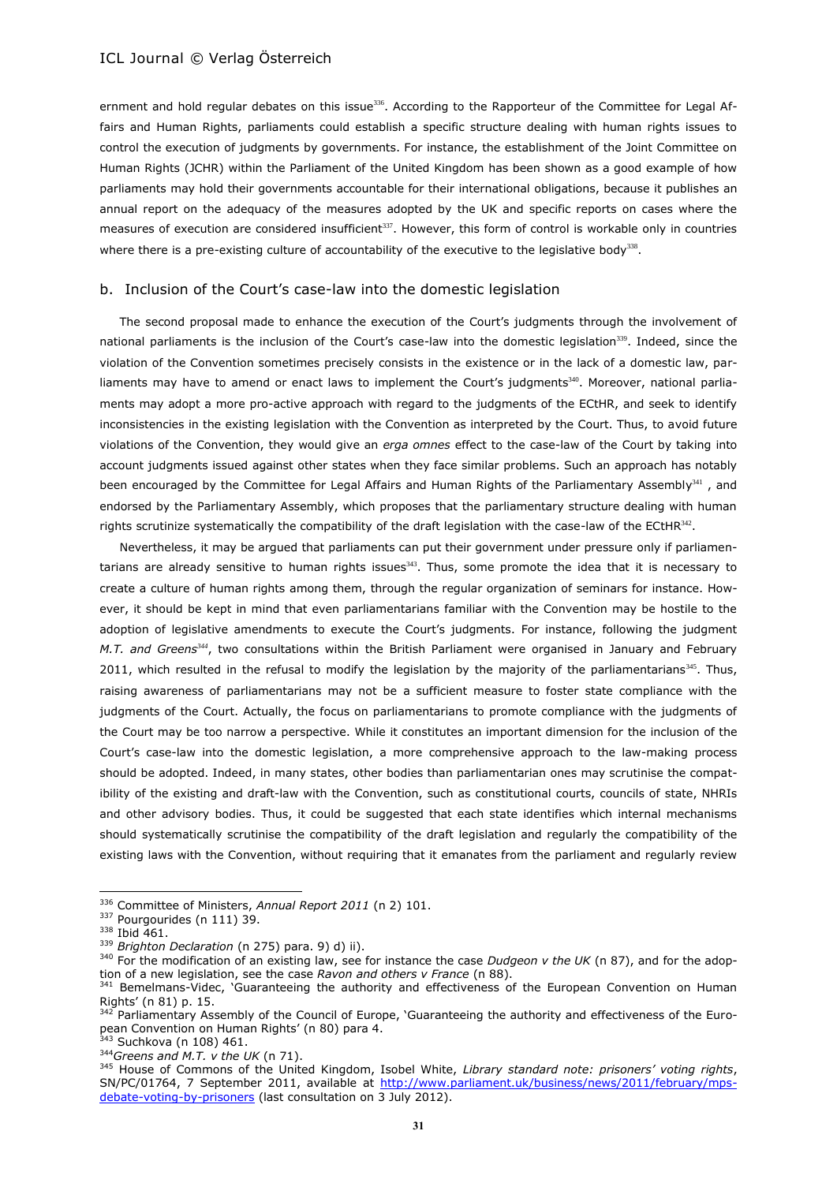ernment and hold regular debates on this issue[336]. According to the Rapporteur of the Committee for Legal Affairs and Human Rights, parliaments could establish a specific structure dealing with human rights issues to control the execution of judgments by governments. For instance, the establishment of the Joint Committee on Human Rights (JCHR) within the Parliament of the United Kingdom has been shown as a good example of how parliaments may hold their governments accountable for their international obligations, because it publishes an annual report on the adequacy of the measures adopted by the UK and specific reports on cases where the measures of execution are considered insufficient[337]. However, this form of control is workable only in countries where there is a pre-existing culture of accountability of the executive to the legislative body[338].

## b. Inclusion of the Court's case-law into the domestic legislation

The second proposal made to enhance the execution of the Court's judgments through the involvement of national parliaments is the inclusion of the Court's case-law into the domestic legislation[339]. Indeed, since the violation of the Convention sometimes precisely consists in the existence or in the lack of a domestic law, parliaments may have to amend or enact laws to implement the Court's judgments[340]. Moreover, national parliaments may adopt a more pro-active approach with regard to the judgments of the ECtHR, and seek to identify inconsistencies in the existing legislation with the Convention as interpreted by the Court. Thus, to avoid future violations of the Convention, they would give an *erga omnes* effect to the case-law of the Court by taking into account judgments issued against other states when they face similar problems. Such an approach has notably been encouraged by the Committee for Legal Affairs and Human Rights of the Parliamentary Assembly[341] , and endorsed by the Parliamentary Assembly, which proposes that the parliamentary structure dealing with human rights scrutinize systematically the compatibility of the draft legislation with the case-law of the ECtHR[342].

Nevertheless, it may be argued that parliaments can put their government under pressure only if parliamentarians are already sensitive to human rights issues[343]. Thus, some promote the idea that it is necessary to create a culture of human rights among them, through the regular organization of seminars for instance. However, it should be kept in mind that even parliamentarians familiar with the Convention may be hostile to the adoption of legislative amendments to execute the Court's judgments. For instance, following the judgment *M.T. and Greens*[344], two consultations within the British Parliament were organised in January and February 2011, which resulted in the refusal to modify the legislation by the majority of the parliamentarians[345]. Thus, raising awareness of parliamentarians may not be a sufficient measure to foster state compliance with the judgments of the Court. Actually, the focus on parliamentarians to promote compliance with the judgments of the Court may be too narrow a perspective. While it constitutes an important dimension for the inclusion of the Court's case-law into the domestic legislation, a more comprehensive approach to the law-making process should be adopted. Indeed, in many states, other bodies than parliamentarian ones may scrutinise the compatibility of the existing and draft-law with the Convention, such as constitutional courts, councils of state, NHRIs and other advisory bodies. Thus, it could be suggested that each state identifies which internal mechanisms should systematically scrutinise the compatibility of the draft legislation and regularly the compatibility of the existing laws with the Convention, without requiring that it emanates from the parliament and regularly review

---

[336] Committee of Ministers, *Annual Report 2011* (n 2) 101.

[337] Pourgourides (n 111) 39.

[338] Ibid 461.

[339] *Brighton Declaration* (n 275) para. 9) d) ii).

[340] For the modification of an existing law, see for instance the case *Dudgeon v the UK* (n 87), and for the adoption of a new legislation, see the case *Ravon and others v France* (n 88).

[341] Bemelmans-Videc, 'Guaranteeing the authority and effectiveness of the European Convention on Human Rights' (n 81) p. 15.

[342] Parliamentary Assembly of the Council of Europe, 'Guaranteeing the authority and effectiveness of the European Convention on Human Rights' (n 80) para 4.

[343] Suchkova (n 108) 461.

[344] *Greens and M.T. v the UK* (n 71).

[345] House of Commons of the United Kingdom, Isobel White, *Library standard note: prisoners' voting rights*, SN/PC/01764, 7 September 2011, available at http://www.parliament.uk/business/news/2011/february/mps-debate-voting-by-prisoners (last consultation on 3 July 2012).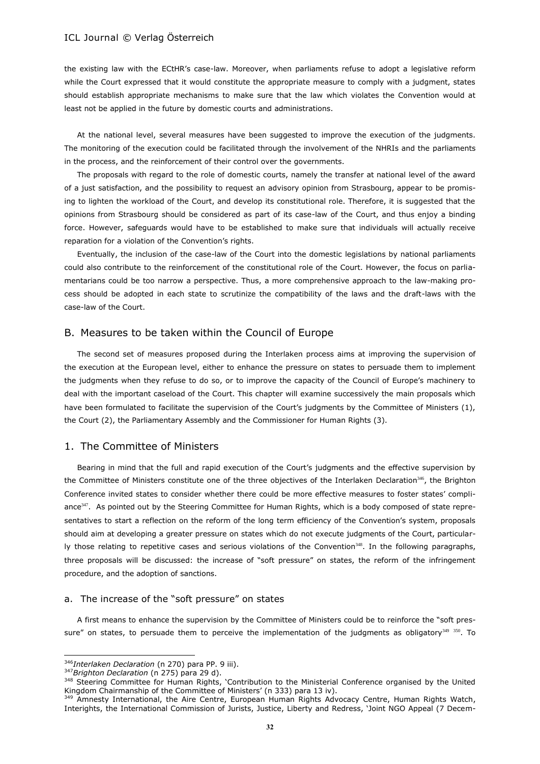the existing law with the ECtHR's case-law. Moreover, when parliaments refuse to adopt a legislative reform while the Court expressed that it would constitute the appropriate measure to comply with a judgment, states should establish appropriate mechanisms to make sure that the law which violates the Convention would at least not be applied in the future by domestic courts and administrations.

At the national level, several measures have been suggested to improve the execution of the judgments. The monitoring of the execution could be facilitated through the involvement of the NHRIs and the parliaments in the process, and the reinforcement of their control over the governments.

The proposals with regard to the role of domestic courts, namely the transfer at national level of the award of a just satisfaction, and the possibility to request an advisory opinion from Strasbourg, appear to be promising to lighten the workload of the Court, and develop its constitutional role. Therefore, it is suggested that the opinions from Strasbourg should be considered as part of its case-law of the Court, and thus enjoy a binding force. However, safeguards would have to be established to make sure that individuals will actually receive reparation for a violation of the Convention's rights.

Eventually, the inclusion of the case-law of the Court into the domestic legislations by national parliaments could also contribute to the reinforcement of the constitutional role of the Court. However, the focus on parliamentarians could be too narrow a perspective. Thus, a more comprehensive approach to the law-making process should be adopted in each state to scrutinize the compatibility of the laws and the draft-laws with the case-law of the Court.

## B. Measures to be taken within the Council of Europe

The second set of measures proposed during the Interlaken process aims at improving the supervision of the execution at the European level, either to enhance the pressure on states to persuade them to implement the judgments when they refuse to do so, or to improve the capacity of the Council of Europe's machinery to deal with the important caseload of the Court. This chapter will examine successively the main proposals which have been formulated to facilitate the supervision of the Court's judgments by the Committee of Ministers (1), the Court (2), the Parliamentary Assembly and the Commissioner for Human Rights (3).

### 1. The Committee of Ministers

Bearing in mind that the full and rapid execution of the Court's judgments and the effective supervision by the Committee of Ministers constitute one of the three objectives of the Interlaken Declaration[346], the Brighton Conference invited states to consider whether there could be more effective measures to foster states' compliance[347]. As pointed out by the Steering Committee for Human Rights, which is a body composed of state representatives to start a reflection on the reform of the long term efficiency of the Convention's system, proposals should aim at developing a greater pressure on states which do not execute judgments of the Court, particularly those relating to repetitive cases and serious violations of the Convention[348]. In the following paragraphs, three proposals will be discussed: the increase of "soft pressure" on states, the reform of the infringement procedure, and the adoption of sanctions.

#### a. The increase of the "soft pressure" on states

A first means to enhance the supervision by the Committee of Ministers could be to reinforce the "soft pressure" on states, to persuade them to perceive the implementation of the judgments as obligatory[349] [350]. To

---

[346] *Interlaken Declaration* (n 270) para PP. 9 iii).

[347] *Brighton Declaration* (n 275) para 29 d).

[348] Steering Committee for Human Rights, 'Contribution to the Ministerial Conference organised by the United Kingdom Chairmanship of the Committee of Ministers' (n 333) para 13 iv).

[349] Amnesty International, the Aire Centre, European Human Rights Advocacy Centre, Human Rights Watch, Interights, the International Commission of Jurists, Justice, Liberty and Redress, 'Joint NGO Appeal (7 Decem-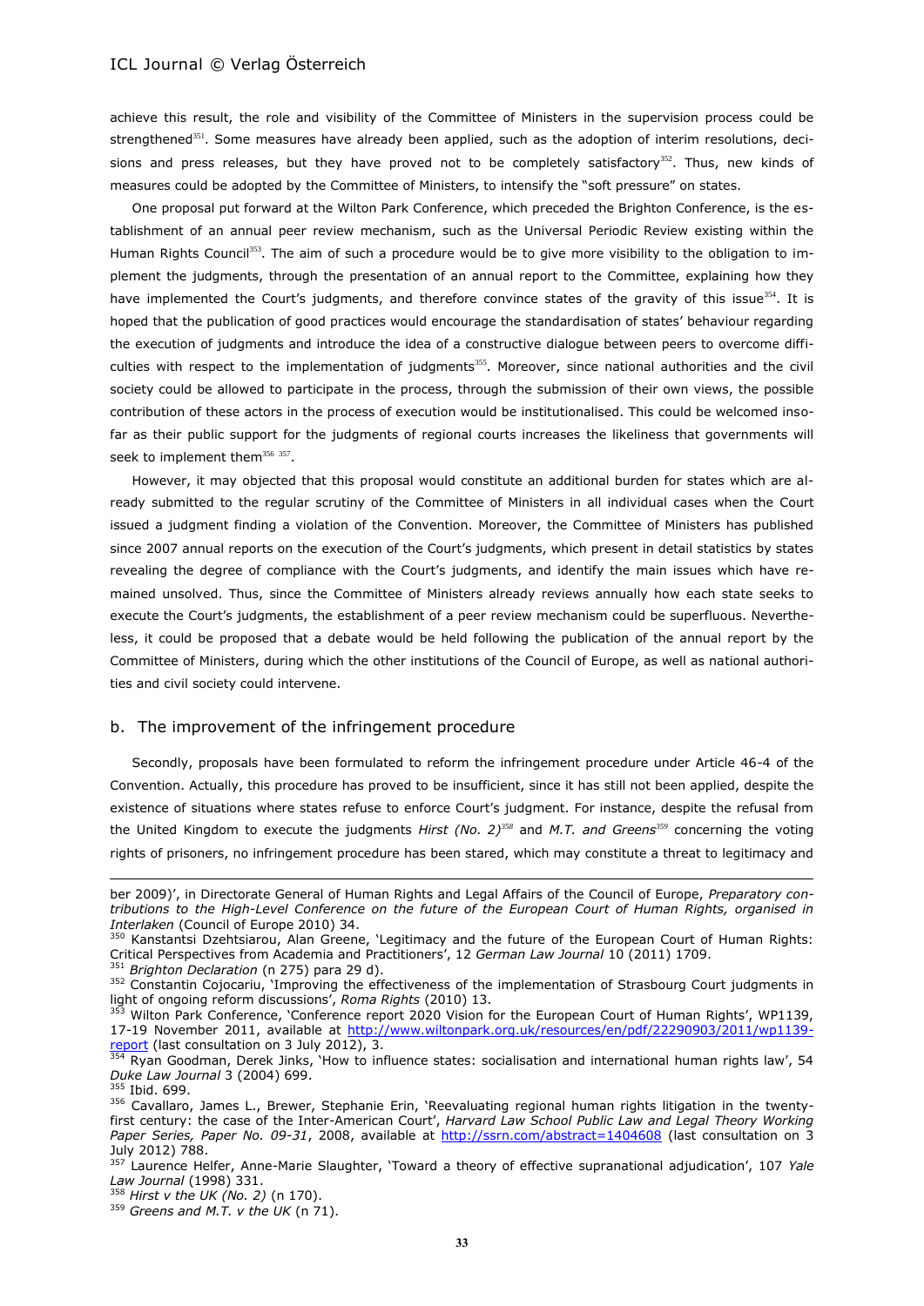achieve this result, the role and visibility of the Committee of Ministers in the supervision process could be strengthened[351]. Some measures have already been applied, such as the adoption of interim resolutions, decisions and press releases, but they have proved not to be completely satisfactory[352]. Thus, new kinds of measures could be adopted by the Committee of Ministers, to intensify the "soft pressure" on states.

One proposal put forward at the Wilton Park Conference, which preceded the Brighton Conference, is the establishment of an annual peer review mechanism, such as the Universal Periodic Review existing within the Human Rights Council[353]. The aim of such a procedure would be to give more visibility to the obligation to implement the judgments, through the presentation of an annual report to the Committee, explaining how they have implemented the Court's judgments, and therefore convince states of the gravity of this issue[354]. It is hoped that the publication of good practices would encourage the standardisation of states' behaviour regarding the execution of judgments and introduce the idea of a constructive dialogue between peers to overcome difficulties with respect to the implementation of judgments[355]. Moreover, since national authorities and the civil society could be allowed to participate in the process, through the submission of their own views, the possible contribution of these actors in the process of execution would be institutionalised. This could be welcomed insofar as their public support for the judgments of regional courts increases the likeliness that governments will seek to implement them[356] [357].

However, it may objected that this proposal would constitute an additional burden for states which are already submitted to the regular scrutiny of the Committee of Ministers in all individual cases when the Court issued a judgment finding a violation of the Convention. Moreover, the Committee of Ministers has published since 2007 annual reports on the execution of the Court's judgments, which present in detail statistics by states revealing the degree of compliance with the Court's judgments, and identify the main issues which have remained unsolved. Thus, since the Committee of Ministers already reviews annually how each state seeks to execute the Court's judgments, the establishment of a peer review mechanism could be superfluous. Nevertheless, it could be proposed that a debate would be held following the publication of the annual report by the Committee of Ministers, during which the other institutions of the Council of Europe, as well as national authorities and civil society could intervene.

### b. The improvement of the infringement procedure

Secondly, proposals have been formulated to reform the infringement procedure under Article 46-4 of the Convention. Actually, this procedure has proved to be insufficient, since it has still not been applied, despite the existence of situations where states refuse to enforce Court's judgment. For instance, despite the refusal from the United Kingdom to execute the judgments *Hirst (No. 2)*[358] and *M.T. and Greens*[359] concerning the voting rights of prisoners, no infringement procedure has been stared, which may constitute a threat to legitimacy and

---

ber 2009)', in Directorate General of Human Rights and Legal Affairs of the Council of Europe, *Preparatory contributions to the High-Level Conference on the future of the European Court of Human Rights, organised in Interlaken* (Council of Europe 2010) 34.

[350] Kanstantsi Dzehtsiarou, Alan Greene, 'Legitimacy and the future of the European Court of Human Rights: Critical Perspectives from Academia and Practitioners', 12 *German Law Journal* 10 (2011) 1709.

[351] *Brighton Declaration* (n 275) para 29 d).

[352] Constantin Cojocariu, 'Improving the effectiveness of the implementation of Strasbourg Court judgments in light of ongoing reform discussions', *Roma Rights* (2010) 13.

[353] Wilton Park Conference, 'Conference report 2020 Vision for the European Court of Human Rights', WP1139, 17-19 November 2011, available at http://www.wiltonpark.org.uk/resources/en/pdf/22290903/2011/wp1139-report (last consultation on 3 July 2012), 3.

[354] Ryan Goodman, Derek Jinks, 'How to influence states: socialisation and international human rights law', 54 *Duke Law Journal* 3 (2004) 699.

[355] Ibid. 699.

[356] Cavallaro, James L., Brewer, Stephanie Erin, 'Reevaluating regional human rights litigation in the twenty-first century: the case of the Inter-American Court', *Harvard Law School Public Law and Legal Theory Working Paper Series, Paper No. 09-31*, 2008, available at http://ssrn.com/abstract=1404608 (last consultation on 3 July 2012) 788.

[357] Laurence Helfer, Anne-Marie Slaughter, 'Toward a theory of effective supranational adjudication', 107 *Yale Law Journal* (1998) 331.

[358] *Hirst v the UK (No. 2)* (n 170).

[359] *Greens and M.T. v the UK* (n 71).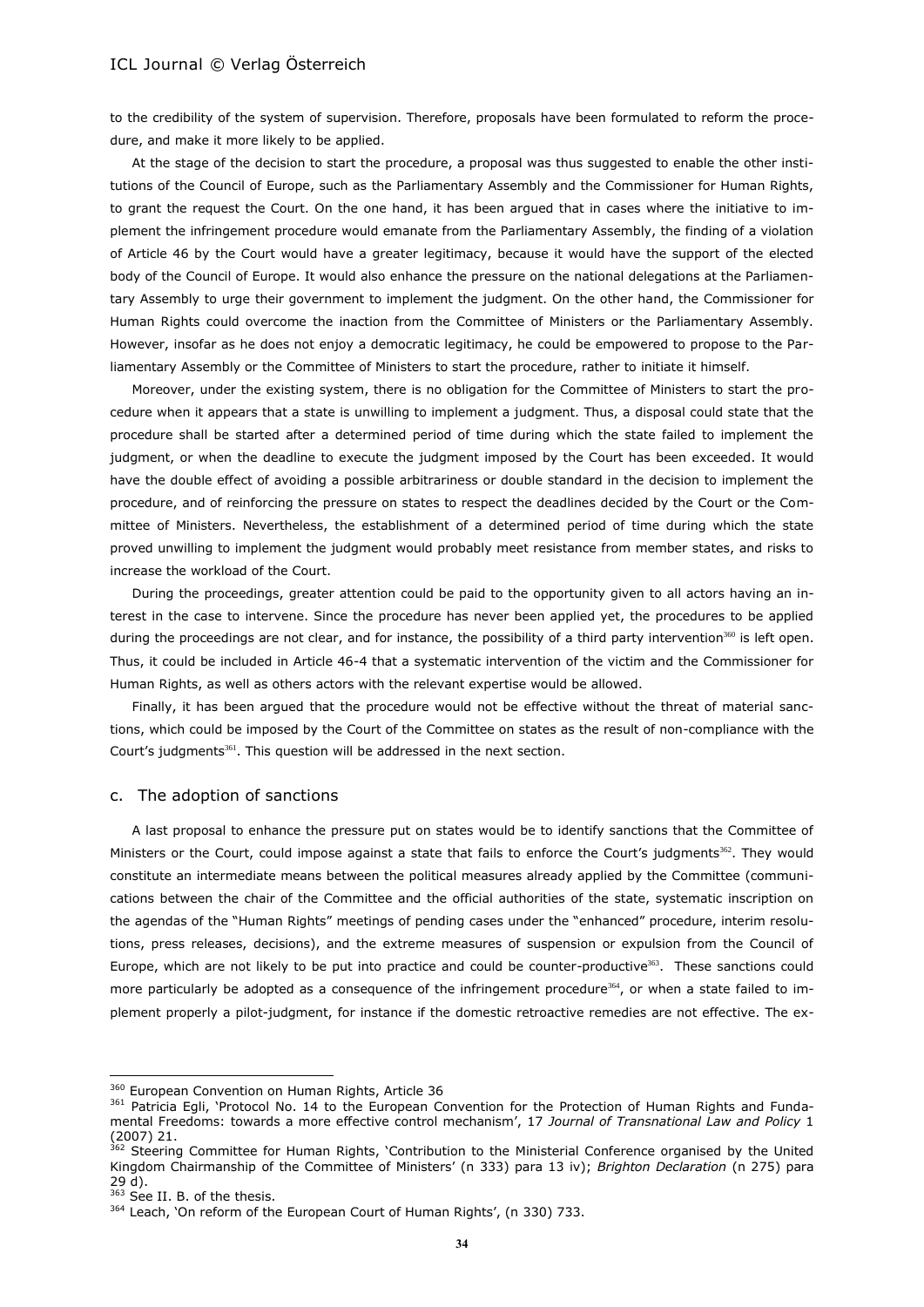to the credibility of the system of supervision. Therefore, proposals have been formulated to reform the procedure, and make it more likely to be applied.

At the stage of the decision to start the procedure, a proposal was thus suggested to enable the other institutions of the Council of Europe, such as the Parliamentary Assembly and the Commissioner for Human Rights, to grant the request the Court. On the one hand, it has been argued that in cases where the initiative to implement the infringement procedure would emanate from the Parliamentary Assembly, the finding of a violation of Article 46 by the Court would have a greater legitimacy, because it would have the support of the elected body of the Council of Europe. It would also enhance the pressure on the national delegations at the Parliamentary Assembly to urge their government to implement the judgment. On the other hand, the Commissioner for Human Rights could overcome the inaction from the Committee of Ministers or the Parliamentary Assembly. However, insofar as he does not enjoy a democratic legitimacy, he could be empowered to propose to the Parliamentary Assembly or the Committee of Ministers to start the procedure, rather to initiate it himself.

Moreover, under the existing system, there is no obligation for the Committee of Ministers to start the procedure when it appears that a state is unwilling to implement a judgment. Thus, a disposal could state that the procedure shall be started after a determined period of time during which the state failed to implement the judgment, or when the deadline to execute the judgment imposed by the Court has been exceeded. It would have the double effect of avoiding a possible arbitrariness or double standard in the decision to implement the procedure, and of reinforcing the pressure on states to respect the deadlines decided by the Court or the Committee of Ministers. Nevertheless, the establishment of a determined period of time during which the state proved unwilling to implement the judgment would probably meet resistance from member states, and risks to increase the workload of the Court.

During the proceedings, greater attention could be paid to the opportunity given to all actors having an interest in the case to intervene. Since the procedure has never been applied yet, the procedures to be applied during the proceedings are not clear, and for instance, the possibility of a third party intervention[360] is left open. Thus, it could be included in Article 46-4 that a systematic intervention of the victim and the Commissioner for Human Rights, as well as others actors with the relevant expertise would be allowed.

Finally, it has been argued that the procedure would not be effective without the threat of material sanctions, which could be imposed by the Court of the Committee on states as the result of non-compliance with the Court's judgments[361]. This question will be addressed in the next section.

### c. The adoption of sanctions

A last proposal to enhance the pressure put on states would be to identify sanctions that the Committee of Ministers or the Court, could impose against a state that fails to enforce the Court's judgments[362]. They would constitute an intermediate means between the political measures already applied by the Committee (communications between the chair of the Committee and the official authorities of the state, systematic inscription on the agendas of the "Human Rights" meetings of pending cases under the "enhanced" procedure, interim resolutions, press releases, decisions), and the extreme measures of suspension or expulsion from the Council of Europe, which are not likely to be put into practice and could be counter-productive[363]. These sanctions could more particularly be adopted as a consequence of the infringement procedure[364], or when a state failed to implement properly a pilot-judgment, for instance if the domestic retroactive remedies are not effective. The ex-

---

[360] European Convention on Human Rights, Article 36

[361] Patricia Egli, 'Protocol No. 14 to the European Convention for the Protection of Human Rights and Fundamental Freedoms: towards a more effective control mechanism', 17 *Journal of Transnational Law and Policy* 1 (2007) 21.

[362] Steering Committee for Human Rights, 'Contribution to the Ministerial Conference organised by the United Kingdom Chairmanship of the Committee of Ministers' (n 333) para 13 iv); *Brighton Declaration* (n 275) para 29 d).

[363] See II. B. of the thesis.

[364] Leach, 'On reform of the European Court of Human Rights', (n 330) 733.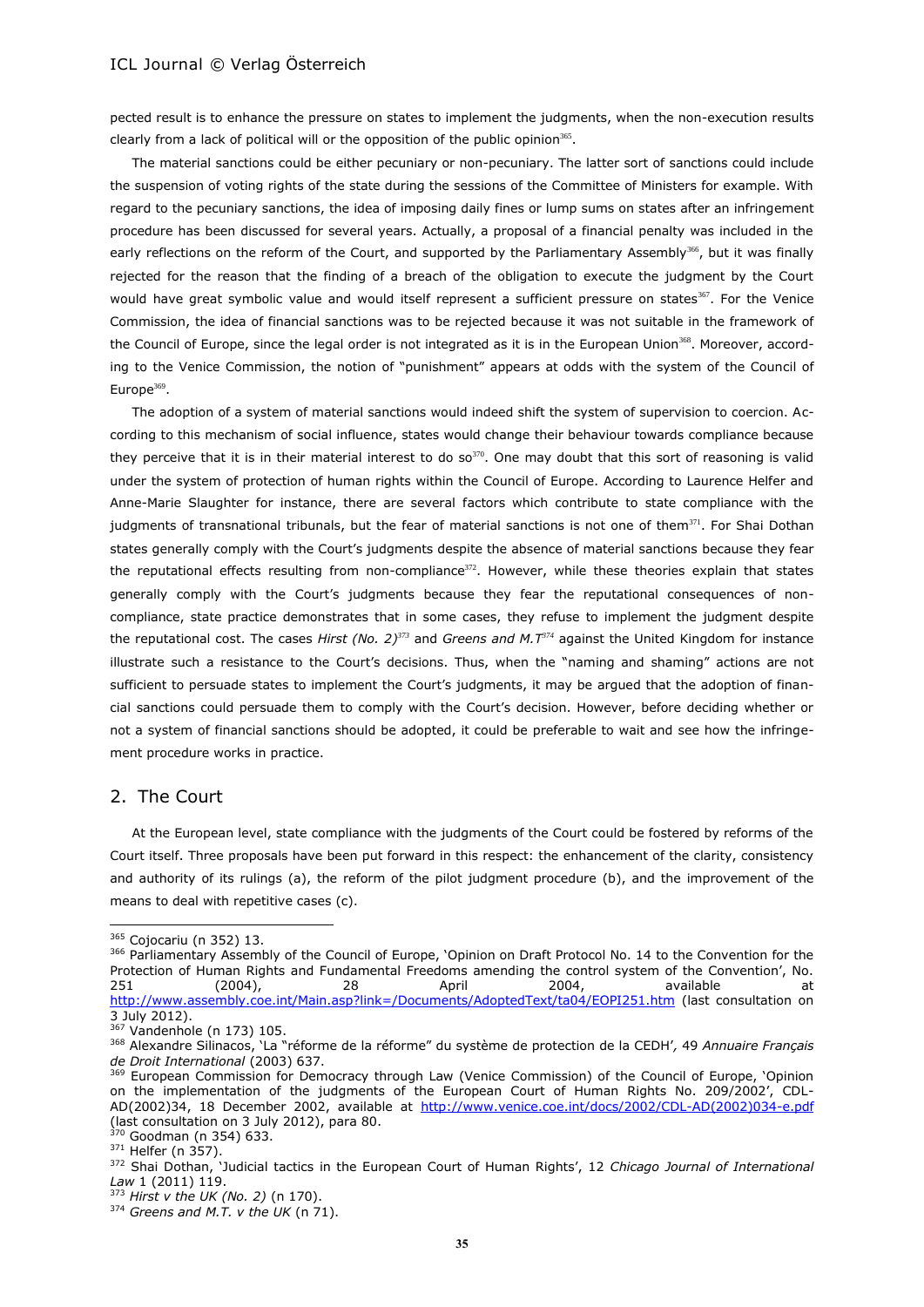pected result is to enhance the pressure on states to implement the judgments, when the non-execution results clearly from a lack of political will or the opposition of the public opinion[365].

The material sanctions could be either pecuniary or non-pecuniary. The latter sort of sanctions could include the suspension of voting rights of the state during the sessions of the Committee of Ministers for example. With regard to the pecuniary sanctions, the idea of imposing daily fines or lump sums on states after an infringement procedure has been discussed for several years. Actually, a proposal of a financial penalty was included in the early reflections on the reform of the Court, and supported by the Parliamentary Assembly[366], but it was finally rejected for the reason that the finding of a breach of the obligation to execute the judgment by the Court would have great symbolic value and would itself represent a sufficient pressure on states[367]. For the Venice Commission, the idea of financial sanctions was to be rejected because it was not suitable in the framework of the Council of Europe, since the legal order is not integrated as it is in the European Union[368]. Moreover, according to the Venice Commission, the notion of "punishment" appears at odds with the system of the Council of Europe[369].

The adoption of a system of material sanctions would indeed shift the system of supervision to coercion. According to this mechanism of social influence, states would change their behaviour towards compliance because they perceive that it is in their material interest to do so[370]. One may doubt that this sort of reasoning is valid under the system of protection of human rights within the Council of Europe. According to Laurence Helfer and Anne-Marie Slaughter for instance, there are several factors which contribute to state compliance with the judgments of transnational tribunals, but the fear of material sanctions is not one of them[371]. For Shai Dothan states generally comply with the Court's judgments despite the absence of material sanctions because they fear the reputational effects resulting from non-compliance[372]. However, while these theories explain that states generally comply with the Court's judgments because they fear the reputational consequences of non-compliance, state practice demonstrates that in some cases, they refuse to implement the judgment despite the reputational cost. The cases *Hirst (No. 2)*[373] and *Greens and M.T*[374] against the United Kingdom for instance illustrate such a resistance to the Court's decisions. Thus, when the "naming and shaming" actions are not sufficient to persuade states to implement the Court's judgments, it may be argued that the adoption of financial sanctions could persuade them to comply with the Court's decision. However, before deciding whether or not a system of financial sanctions should be adopted, it could be preferable to wait and see how the infringement procedure works in practice.

## 2. The Court

At the European level, state compliance with the judgments of the Court could be fostered by reforms of the Court itself. Three proposals have been put forward in this respect: the enhancement of the clarity, consistency and authority of its rulings (a), the reform of the pilot judgment procedure (b), and the improvement of the means to deal with repetitive cases (c).

---

[365] Cojocariu (n 352) 13.

[366] Parliamentary Assembly of the Council of Europe, 'Opinion on Draft Protocol No. 14 to the Convention for the Protection of Human Rights and Fundamental Freedoms amending the control system of the Convention', No. 251 (2004), 28 April 2004, available at http://www.assembly.coe.int/Main.asp?link=/Documents/AdoptedText/ta04/EOPI251.htm (last consultation on 3 July 2012).

[367] Vandenhole (n 173) 105.

[368] Alexandre Silinacos, 'La "réforme de la réforme" du système de protection de la CEDH', 49 *Annuaire Français de Droit International* (2003) 637.

[369] European Commission for Democracy through Law (Venice Commission) of the Council of Europe, 'Opinion on the implementation of the judgments of the European Court of Human Rights No. 209/2002', CDL-AD(2002)34, 18 December 2002, available at http://www.venice.coe.int/docs/2002/CDL-AD(2002)034-e.pdf (last consultation on 3 July 2012), para 80.

[370] Goodman (n 354) 633.

[371] Helfer (n 357).

[372] Shai Dothan, 'Judicial tactics in the European Court of Human Rights', 12 *Chicago Journal of International Law* 1 (2011) 119.

[373] *Hirst v the UK (No. 2)* (n 170).

[374] *Greens and M.T. v the UK* (n 71).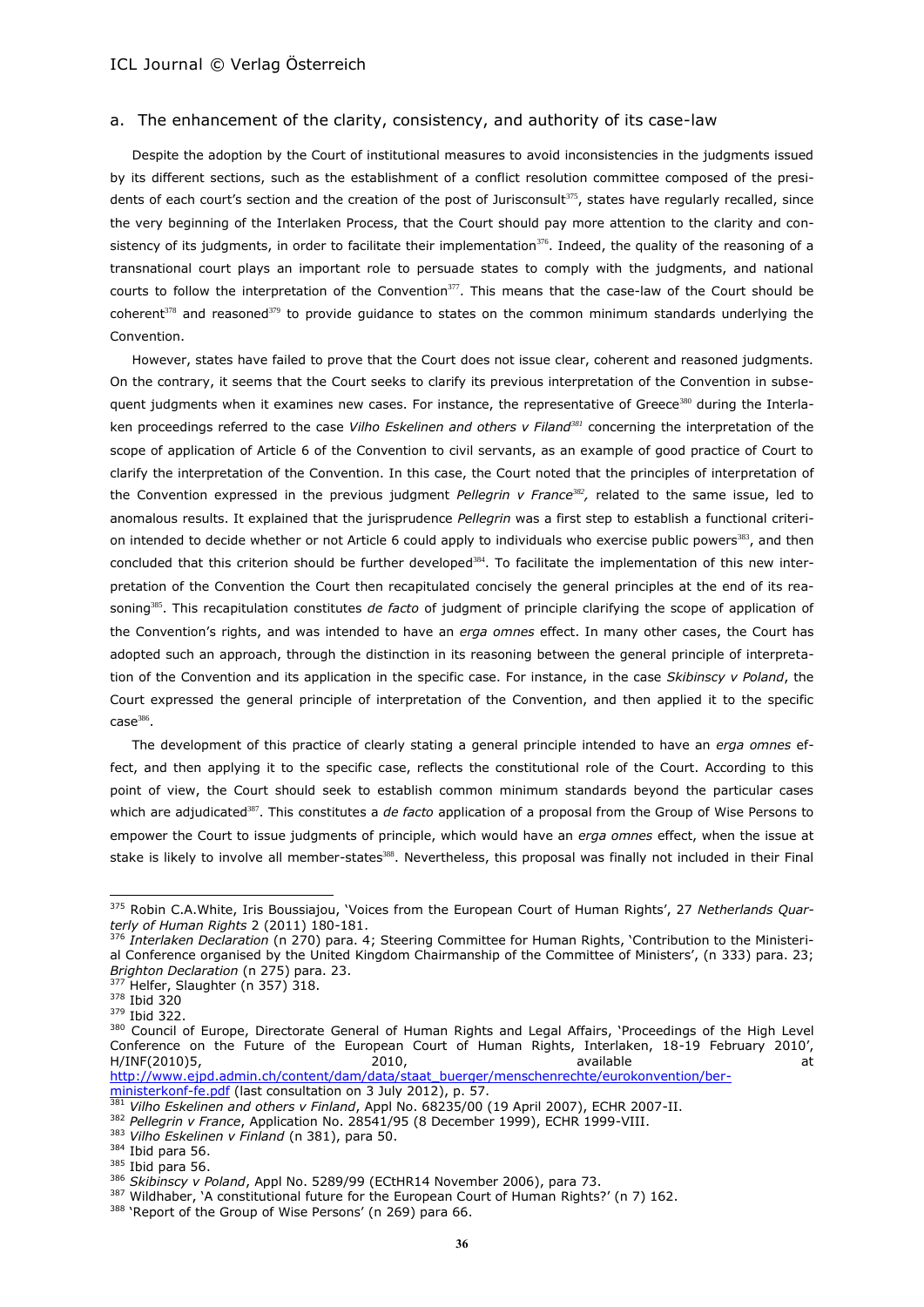## a. The enhancement of the clarity, consistency, and authority of its case-law

Despite the adoption by the Court of institutional measures to avoid inconsistencies in the judgments issued by its different sections, such as the establishment of a conflict resolution committee composed of the presidents of each court's section and the creation of the post of Jurisconsult[375], states have regularly recalled, since the very beginning of the Interlaken Process, that the Court should pay more attention to the clarity and consistency of its judgments, in order to facilitate their implementation[376]. Indeed, the quality of the reasoning of a transnational court plays an important role to persuade states to comply with the judgments, and national courts to follow the interpretation of the Convention[377]. This means that the case-law of the Court should be coherent[378] and reasoned[379] to provide guidance to states on the common minimum standards underlying the Convention.

However, states have failed to prove that the Court does not issue clear, coherent and reasoned judgments. On the contrary, it seems that the Court seeks to clarify its previous interpretation of the Convention in subsequent judgments when it examines new cases. For instance, the representative of Greece[380] during the Interlaken proceedings referred to the case *Vilho Eskelinen and others v Filand*[381] concerning the interpretation of the scope of application of Article 6 of the Convention to civil servants, as an example of good practice of Court to clarify the interpretation of the Convention. In this case, the Court noted that the principles of interpretation of the Convention expressed in the previous judgment *Pellegrin v France*[382], related to the same issue, led to anomalous results. It explained that the jurisprudence *Pellegrin* was a first step to establish a functional criterion intended to decide whether or not Article 6 could apply to individuals who exercise public powers[383], and then concluded that this criterion should be further developed[384]. To facilitate the implementation of this new interpretation of the Convention the Court then recapitulated concisely the general principles at the end of its reasoning[385]. This recapitulation constitutes *de facto* of judgment of principle clarifying the scope of application of the Convention's rights, and was intended to have an *erga omnes* effect. In many other cases, the Court has adopted such an approach, through the distinction in its reasoning between the general principle of interpretation of the Convention and its application in the specific case. For instance, in the case *Skibinscy v Poland*, the Court expressed the general principle of interpretation of the Convention, and then applied it to the specific case[386].

The development of this practice of clearly stating a general principle intended to have an *erga omnes* effect, and then applying it to the specific case, reflects the constitutional role of the Court. According to this point of view, the Court should seek to establish common minimum standards beyond the particular cases which are adjudicated[387]. This constitutes a *de facto* application of a proposal from the Group of Wise Persons to empower the Court to issue judgments of principle, which would have an *erga omnes* effect, when the issue at stake is likely to involve all member-states[388]. Nevertheless, this proposal was finally not included in their Final

---

[375] Robin C.A.White, Iris Boussiajou, 'Voices from the European Court of Human Rights', 27 *Netherlands Quarterly of Human Rights* 2 (2011) 180-181.

[376] *Interlaken Declaration* (n 270) para. 4; Steering Committee for Human Rights, 'Contribution to the Ministerial Conference organised by the United Kingdom Chairmanship of the Committee of Ministers', (n 333) para. 23; *Brighton Declaration* (n 275) para. 23.

[377] Helfer, Slaughter (n 357) 318.

[378] Ibid 320

[379] Ibid 322.

[380] Council of Europe, Directorate General of Human Rights and Legal Affairs, 'Proceedings of the High Level Conference on the Future of the European Court of Human Rights, Interlaken, 18-19 February 2010', H/INF(2010)5, 2010, available at http://www.ejpd.admin.ch/content/dam/data/staat_buerger/menschenrechte/eurokonvention/ber-ministerkonf-fe.pdf (last consultation on 3 July 2012), p. 57.

[381] *Vilho Eskelinen and others v Finland*, Appl No. 68235/00 (19 April 2007), ECHR 2007-II.

[382] *Pellegrin v France*, Application No. 28541/95 (8 December 1999), ECHR 1999-VIII.

[383] *Vilho Eskelinen v Finland* (n 381), para 50.

[384] Ibid para 56.

[385] Ibid para 56.

[386] *Skibinscy v Poland*, Appl No. 5289/99 (ECtHR14 November 2006), para 73.

[387] Wildhaber, 'A constitutional future for the European Court of Human Rights?' (n 7) 162.

[388] 'Report of the Group of Wise Persons' (n 269) para 66.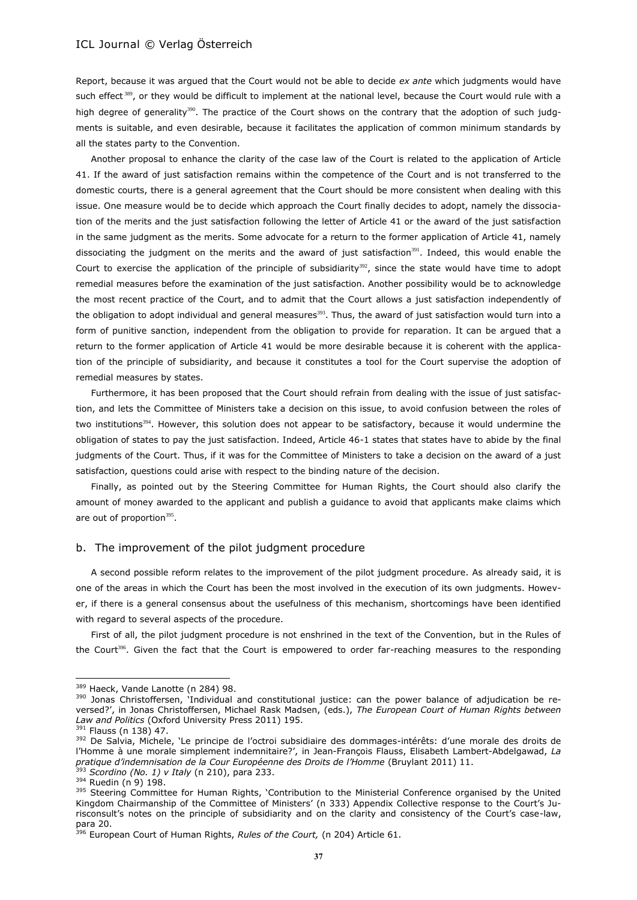Report, because it was argued that the Court would not be able to decide *ex ante* which judgments would have such effect[389], or they would be difficult to implement at the national level, because the Court would rule with a high degree of generality[390]. The practice of the Court shows on the contrary that the adoption of such judgments is suitable, and even desirable, because it facilitates the application of common minimum standards by all the states party to the Convention.

Another proposal to enhance the clarity of the case law of the Court is related to the application of Article 41. If the award of just satisfaction remains within the competence of the Court and is not transferred to the domestic courts, there is a general agreement that the Court should be more consistent when dealing with this issue. One measure would be to decide which approach the Court finally decides to adopt, namely the dissociation of the merits and the just satisfaction following the letter of Article 41 or the award of the just satisfaction in the same judgment as the merits. Some advocate for a return to the former application of Article 41, namely dissociating the judgment on the merits and the award of just satisfaction[391]. Indeed, this would enable the Court to exercise the application of the principle of subsidiarity[392], since the state would have time to adopt remedial measures before the examination of the just satisfaction. Another possibility would be to acknowledge the most recent practice of the Court, and to admit that the Court allows a just satisfaction independently of the obligation to adopt individual and general measures[393]. Thus, the award of just satisfaction would turn into a form of punitive sanction, independent from the obligation to provide for reparation. It can be argued that a return to the former application of Article 41 would be more desirable because it is coherent with the application of the principle of subsidiarity, and because it constitutes a tool for the Court supervise the adoption of remedial measures by states.

Furthermore, it has been proposed that the Court should refrain from dealing with the issue of just satisfaction, and lets the Committee of Ministers take a decision on this issue, to avoid confusion between the roles of two institutions[394]. However, this solution does not appear to be satisfactory, because it would undermine the obligation of states to pay the just satisfaction. Indeed, Article 46-1 states that states have to abide by the final judgments of the Court. Thus, if it was for the Committee of Ministers to take a decision on the award of a just satisfaction, questions could arise with respect to the binding nature of the decision.

Finally, as pointed out by the Steering Committee for Human Rights, the Court should also clarify the amount of money awarded to the applicant and publish a guidance to avoid that applicants make claims which are out of proportion[395].

## b. The improvement of the pilot judgment procedure

A second possible reform relates to the improvement of the pilot judgment procedure. As already said, it is one of the areas in which the Court has been the most involved in the execution of its own judgments. However, if there is a general consensus about the usefulness of this mechanism, shortcomings have been identified with regard to several aspects of the procedure.

First of all, the pilot judgment procedure is not enshrined in the text of the Convention, but in the Rules of the Court[396]. Given the fact that the Court is empowered to order far-reaching measures to the responding

---

[389] Haeck, Vande Lanotte (n 284) 98.

[390] Jonas Christoffersen, 'Individual and constitutional justice: can the power balance of adjudication be reversed?', in Jonas Christoffersen, Michael Rask Madsen, (eds.), *The European Court of Human Rights between Law and Politics* (Oxford University Press 2011) 195.

[391] Flauss (n 138) 47.

[392] De Salvia, Michele, 'Le principe de l'octroi subsidiaire des dommages-intérêts: d'une morale des droits de l'Homme à une morale simplement indemnitaire?', in Jean-François Flauss, Elisabeth Lambert-Abdelgawad, *La pratique d'indemnisation de la Cour Européenne des Droits de l'Homme* (Bruylant 2011) 11.

[393] *Scordino (No. 1) v Italy* (n 210), para 233.

[394] Ruedin (n 9) 198.

[395] Steering Committee for Human Rights, 'Contribution to the Ministerial Conference organised by the United Kingdom Chairmanship of the Committee of Ministers' (n 333) Appendix Collective response to the Court's Jurisconsult's notes on the principle of subsidiarity and on the clarity and consistency of the Court's case-law, para 20.

[396] European Court of Human Rights, *Rules of the Court,* (n 204) Article 61.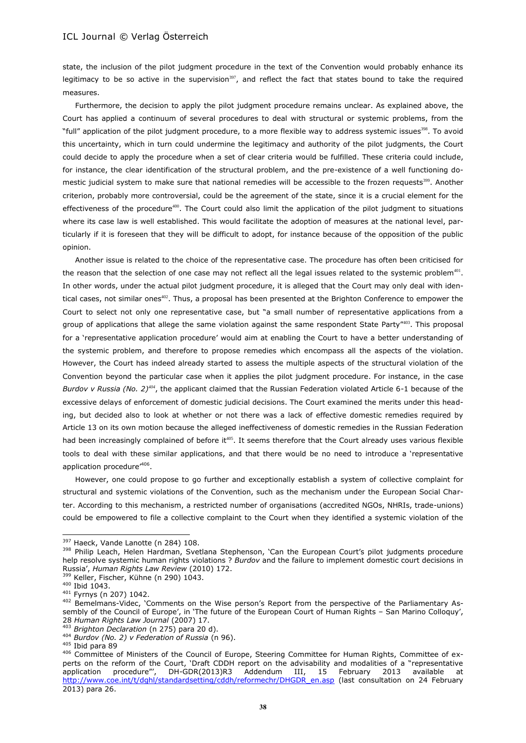state, the inclusion of the pilot judgment procedure in the text of the Convention would probably enhance its legitimacy to be so active in the supervision[397], and reflect the fact that states bound to take the required measures.

Furthermore, the decision to apply the pilot judgment procedure remains unclear. As explained above, the Court has applied a continuum of several procedures to deal with structural or systemic problems, from the "full" application of the pilot judgment procedure, to a more flexible way to address systemic issues[398]. To avoid this uncertainty, which in turn could undermine the legitimacy and authority of the pilot judgments, the Court could decide to apply the procedure when a set of clear criteria would be fulfilled. These criteria could include, for instance, the clear identification of the structural problem, and the pre-existence of a well functioning domestic judicial system to make sure that national remedies will be accessible to the frozen requests[399]. Another criterion, probably more controversial, could be the agreement of the state, since it is a crucial element for the effectiveness of the procedure[400]. The Court could also limit the application of the pilot judgment to situations where its case law is well established. This would facilitate the adoption of measures at the national level, particularly if it is foreseen that they will be difficult to adopt, for instance because of the opposition of the public opinion.

Another issue is related to the choice of the representative case. The procedure has often been criticised for the reason that the selection of one case may not reflect all the legal issues related to the systemic problem[401]. In other words, under the actual pilot judgment procedure, it is alleged that the Court may only deal with identical cases, not similar ones[402]. Thus, a proposal has been presented at the Brighton Conference to empower the Court to select not only one representative case, but "a small number of representative applications from a group of applications that allege the same violation against the same respondent State Party"[403]. This proposal for a 'representative application procedure' would aim at enabling the Court to have a better understanding of the systemic problem, and therefore to propose remedies which encompass all the aspects of the violation. However, the Court has indeed already started to assess the multiple aspects of the structural violation of the Convention beyond the particular case when it applies the pilot judgment procedure. For instance, in the case *Burdov v Russia (No. 2)*[404], the applicant claimed that the Russian Federation violated Article 6-1 because of the excessive delays of enforcement of domestic judicial decisions. The Court examined the merits under this heading, but decided also to look at whether or not there was a lack of effective domestic remedies required by Article 13 on its own motion because the alleged ineffectiveness of domestic remedies in the Russian Federation had been increasingly complained of before it[405]. It seems therefore that the Court already uses various flexible tools to deal with these similar applications, and that there would be no need to introduce a 'representative application procedure'[406].

However, one could propose to go further and exceptionally establish a system of collective complaint for structural and systemic violations of the Convention, such as the mechanism under the European Social Charter. According to this mechanism, a restricted number of organisations (accredited NGOs, NHRIs, trade-unions) could be empowered to file a collective complaint to the Court when they identified a systemic violation of the

---

[397] Haeck, Vande Lanotte (n 284) 108.

[398] Philip Leach, Helen Hardman, Svetlana Stephenson, 'Can the European Court's pilot judgments procedure help resolve systemic human rights violations ? *Burdov* and the failure to implement domestic court decisions in Russia', *Human Rights Law Review* (2010) 172.

[399] Keller, Fischer, Kühne (n 290) 1043.

[400] Ibid 1043.

[401] Fyrnys (n 207) 1042.

[402] Bemelmans-Videc, 'Comments on the Wise person's Report from the perspective of the Parliamentary Assembly of the Council of Europe', in 'The future of the European Court of Human Rights – San Marino Colloquy', 28 *Human Rights Law Journal* (2007) 17.

[403] *Brighton Declaration* (n 275) para 20 d).

[404] *Burdov (No. 2) v Federation of Russia* (n 96).

[405] Ibid para 89

[406] Committee of Ministers of the Council of Europe, Steering Committee for Human Rights, Committee of experts on the reform of the Court, 'Draft CDDH report on the advisability and modalities of a "representative application procedure"', DH-GDR(2013)R3 Addendum III, 15 February 2013 available at http://www.coe.int/t/dghl/standardsetting/cddh/reformechr/DHGDR_en.asp (last consultation on 24 February 2013) para 26.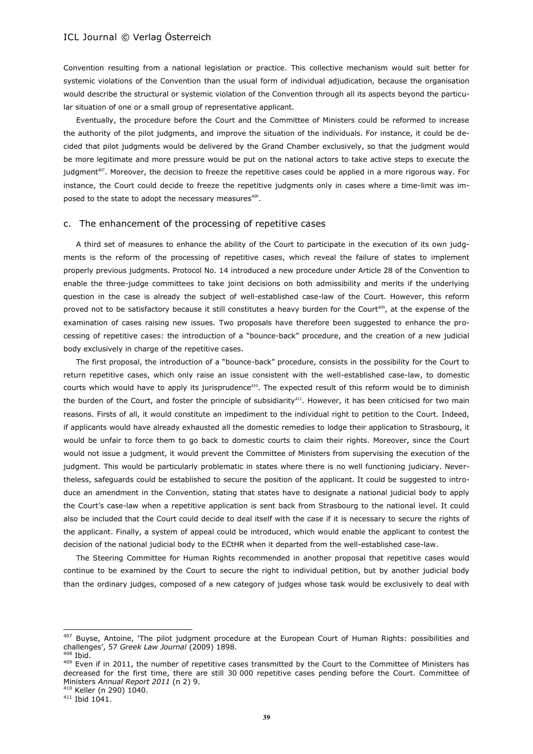Convention resulting from a national legislation or practice. This collective mechanism would suit better for systemic violations of the Convention than the usual form of individual adjudication, because the organisation would describe the structural or systemic violation of the Convention through all its aspects beyond the particular situation of one or a small group of representative applicant.

Eventually, the procedure before the Court and the Committee of Ministers could be reformed to increase the authority of the pilot judgments, and improve the situation of the individuals. For instance, it could be decided that pilot judgments would be delivered by the Grand Chamber exclusively, so that the judgment would be more legitimate and more pressure would be put on the national actors to take active steps to execute the judgment[407]. Moreover, the decision to freeze the repetitive cases could be applied in a more rigorous way. For instance, the Court could decide to freeze the repetitive judgments only in cases where a time-limit was imposed to the state to adopt the necessary measures[408].

### c. The enhancement of the processing of repetitive cases

A third set of measures to enhance the ability of the Court to participate in the execution of its own judgments is the reform of the processing of repetitive cases, which reveal the failure of states to implement properly previous judgments. Protocol No. 14 introduced a new procedure under Article 28 of the Convention to enable the three-judge committees to take joint decisions on both admissibility and merits if the underlying question in the case is already the subject of well-established case-law of the Court. However, this reform proved not to be satisfactory because it still constitutes a heavy burden for the Court[409], at the expense of the examination of cases raising new issues. Two proposals have therefore been suggested to enhance the processing of repetitive cases: the introduction of a "bounce-back" procedure, and the creation of a new judicial body exclusively in charge of the repetitive cases.

The first proposal, the introduction of a "bounce-back" procedure, consists in the possibility for the Court to return repetitive cases, which only raise an issue consistent with the well-established case-law, to domestic courts which would have to apply its jurisprudence[410]. The expected result of this reform would be to diminish the burden of the Court, and foster the principle of subsidiarity[411]. However, it has been criticised for two main reasons. Firsts of all, it would constitute an impediment to the individual right to petition to the Court. Indeed, if applicants would have already exhausted all the domestic remedies to lodge their application to Strasbourg, it would be unfair to force them to go back to domestic courts to claim their rights. Moreover, since the Court would not issue a judgment, it would prevent the Committee of Ministers from supervising the execution of the judgment. This would be particularly problematic in states where there is no well functioning judiciary. Nevertheless, safeguards could be established to secure the position of the applicant. It could be suggested to introduce an amendment in the Convention, stating that states have to designate a national judicial body to apply the Court's case-law when a repetitive application is sent back from Strasbourg to the national level. It could also be included that the Court could decide to deal itself with the case if it is necessary to secure the rights of the applicant. Finally, a system of appeal could be introduced, which would enable the applicant to contest the decision of the national judicial body to the ECtHR when it departed from the well-established case-law.

The Steering Committee for Human Rights recommended in another proposal that repetitive cases would continue to be examined by the Court to secure the right to individual petition, but by another judicial body than the ordinary judges, composed of a new category of judges whose task would be exclusively to deal with

---

[407] Buyse, Antoine, 'The pilot judgment procedure at the European Court of Human Rights: possibilities and challenges', 57 *Greek Law Journal* (2009) 1898.

[408] Ibid.

[409] Even if in 2011, the number of repetitive cases transmitted by the Court to the Committee of Ministers has decreased for the first time, there are still 30 000 repetitive cases pending before the Court. Committee of Ministers *Annual Report 2011* (n 2) 9.

[410] Keller (n 290) 1040.

[411] Ibid 1041.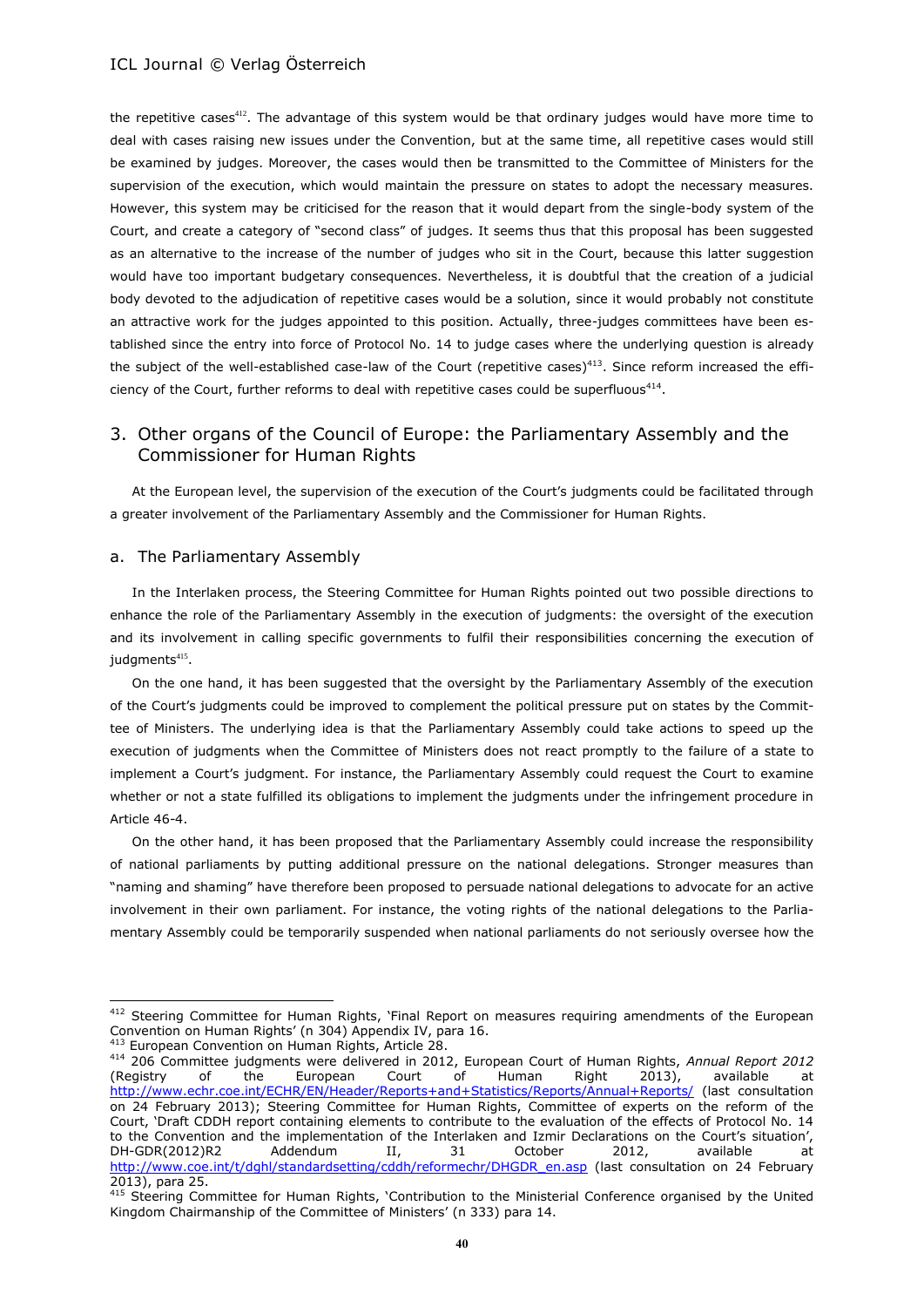the repetitive cases[412]. The advantage of this system would be that ordinary judges would have more time to deal with cases raising new issues under the Convention, but at the same time, all repetitive cases would still be examined by judges. Moreover, the cases would then be transmitted to the Committee of Ministers for the supervision of the execution, which would maintain the pressure on states to adopt the necessary measures. However, this system may be criticised for the reason that it would depart from the single-body system of the Court, and create a category of "second class" of judges. It seems thus that this proposal has been suggested as an alternative to the increase of the number of judges who sit in the Court, because this latter suggestion would have too important budgetary consequences. Nevertheless, it is doubtful that the creation of a judicial body devoted to the adjudication of repetitive cases would be a solution, since it would probably not constitute an attractive work for the judges appointed to this position. Actually, three-judges committees have been established since the entry into force of Protocol No. 14 to judge cases where the underlying question is already the subject of the well-established case-law of the Court (repetitive cases)[413]. Since reform increased the efficiency of the Court, further reforms to deal with repetitive cases could be superfluous[414].

## 3. Other organs of the Council of Europe: the Parliamentary Assembly and the Commissioner for Human Rights

At the European level, the supervision of the execution of the Court's judgments could be facilitated through a greater involvement of the Parliamentary Assembly and the Commissioner for Human Rights.

### a. The Parliamentary Assembly

In the Interlaken process, the Steering Committee for Human Rights pointed out two possible directions to enhance the role of the Parliamentary Assembly in the execution of judgments: the oversight of the execution and its involvement in calling specific governments to fulfil their responsibilities concerning the execution of judgments[415].

On the one hand, it has been suggested that the oversight by the Parliamentary Assembly of the execution of the Court's judgments could be improved to complement the political pressure put on states by the Committee of Ministers. The underlying idea is that the Parliamentary Assembly could take actions to speed up the execution of judgments when the Committee of Ministers does not react promptly to the failure of a state to implement a Court's judgment. For instance, the Parliamentary Assembly could request the Court to examine whether or not a state fulfilled its obligations to implement the judgments under the infringement procedure in Article 46-4.

On the other hand, it has been proposed that the Parliamentary Assembly could increase the responsibility of national parliaments by putting additional pressure on the national delegations. Stronger measures than "naming and shaming" have therefore been proposed to persuade national delegations to advocate for an active involvement in their own parliament. For instance, the voting rights of the national delegations to the Parliamentary Assembly could be temporarily suspended when national parliaments do not seriously oversee how the

---

[412] Steering Committee for Human Rights, 'Final Report on measures requiring amendments of the European Convention on Human Rights' (n 304) Appendix IV, para 16.

[413] European Convention on Human Rights, Article 28.

[414] 206 Committee judgments were delivered in 2012, European Court of Human Rights, *Annual Report 2012* (Registry of the European Court of Human Right 2013), available at http://www.echr.coe.int/ECHR/EN/Header/Reports+and+Statistics/Reports/Annual+Reports/ (last consultation on 24 February 2013); Steering Committee for Human Rights, Committee of experts on the reform of the Court, 'Draft CDDH report containing elements to contribute to the evaluation of the effects of Protocol No. 14 to the Convention and the implementation of the Interlaken and Izmir Declarations on the Court's situation', DH-GDR(2012)R2 Addendum II, 31 October 2012, available at http://www.coe.int/t/dghl/standardsetting/cddh/reformechr/DHGDR_en.asp (last consultation on 24 February 2013), para 25.

[415] Steering Committee for Human Rights, 'Contribution to the Ministerial Conference organised by the United Kingdom Chairmanship of the Committee of Ministers' (n 333) para 14.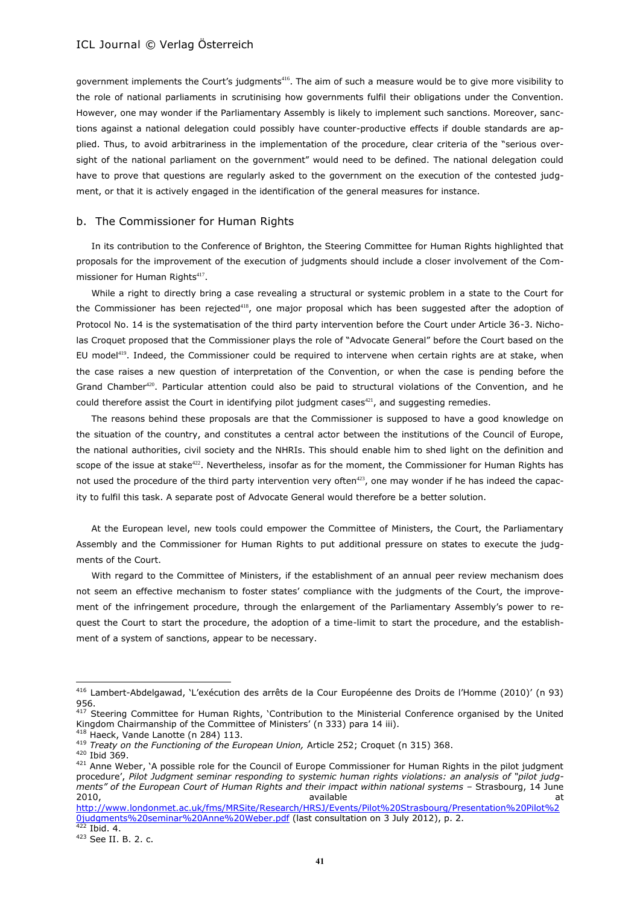government implements the Court's judgments[416]. The aim of such a measure would be to give more visibility to the role of national parliaments in scrutinising how governments fulfil their obligations under the Convention. However, one may wonder if the Parliamentary Assembly is likely to implement such sanctions. Moreover, sanctions against a national delegation could possibly have counter-productive effects if double standards are applied. Thus, to avoid arbitrariness in the implementation of the procedure, clear criteria of the "serious oversight of the national parliament on the government" would need to be defined. The national delegation could have to prove that questions are regularly asked to the government on the execution of the contested judgment, or that it is actively engaged in the identification of the general measures for instance.

### b. The Commissioner for Human Rights

In its contribution to the Conference of Brighton, the Steering Committee for Human Rights highlighted that proposals for the improvement of the execution of judgments should include a closer involvement of the Commissioner for Human Rights[417].

While a right to directly bring a case revealing a structural or systemic problem in a state to the Court for the Commissioner has been rejected[418], one major proposal which has been suggested after the adoption of Protocol No. 14 is the systematisation of the third party intervention before the Court under Article 36-3. Nicholas Croquet proposed that the Commissioner plays the role of "Advocate General" before the Court based on the EU model[419]. Indeed, the Commissioner could be required to intervene when certain rights are at stake, when the case raises a new question of interpretation of the Convention, or when the case is pending before the Grand Chamber[420]. Particular attention could also be paid to structural violations of the Convention, and he could therefore assist the Court in identifying pilot judgment cases[421], and suggesting remedies.

The reasons behind these proposals are that the Commissioner is supposed to have a good knowledge on the situation of the country, and constitutes a central actor between the institutions of the Council of Europe, the national authorities, civil society and the NHRIs. This should enable him to shed light on the definition and scope of the issue at stake[422]. Nevertheless, insofar as for the moment, the Commissioner for Human Rights has not used the procedure of the third party intervention very often[423], one may wonder if he has indeed the capacity to fulfil this task. A separate post of Advocate General would therefore be a better solution.

At the European level, new tools could empower the Committee of Ministers, the Court, the Parliamentary Assembly and the Commissioner for Human Rights to put additional pressure on states to execute the judgments of the Court.

With regard to the Committee of Ministers, if the establishment of an annual peer review mechanism does not seem an effective mechanism to foster states' compliance with the judgments of the Court, the improvement of the infringement procedure, through the enlargement of the Parliamentary Assembly's power to request the Court to start the procedure, the adoption of a time-limit to start the procedure, and the establishment of a system of sanctions, appear to be necessary.

---

[416] Lambert-Abdelgawad, 'L'exécution des arrêts de la Cour Européenne des Droits de l'Homme (2010)' (n 93) 956.

[417] Steering Committee for Human Rights, 'Contribution to the Ministerial Conference organised by the United Kingdom Chairmanship of the Committee of Ministers' (n 333) para 14 iii).

[418] Haeck, Vande Lanotte (n 284) 113.

[419] *Treaty on the Functioning of the European Union,* Article 252; Croquet (n 315) 368.

[420] Ibid 369.

[421] Anne Weber, 'A possible role for the Council of Europe Commissioner for Human Rights in the pilot judgment procedure', *Pilot Judgment seminar responding to systemic human rights violations: an analysis of "pilot judgments" of the European Court of Human Rights and their impact within national systems* – Strasbourg, 14 June 2010, available at http://www.londonmet.ac.uk/fms/MRSite/Research/HRSJ/Events/Pilot%20Strasbourg/Presentation%20Pilot%20judgments%20seminar%20Anne%20Weber.pdf (last consultation on 3 July 2012), p. 2.

[422] Ibid. 4.

[423] See II. B. 2. c.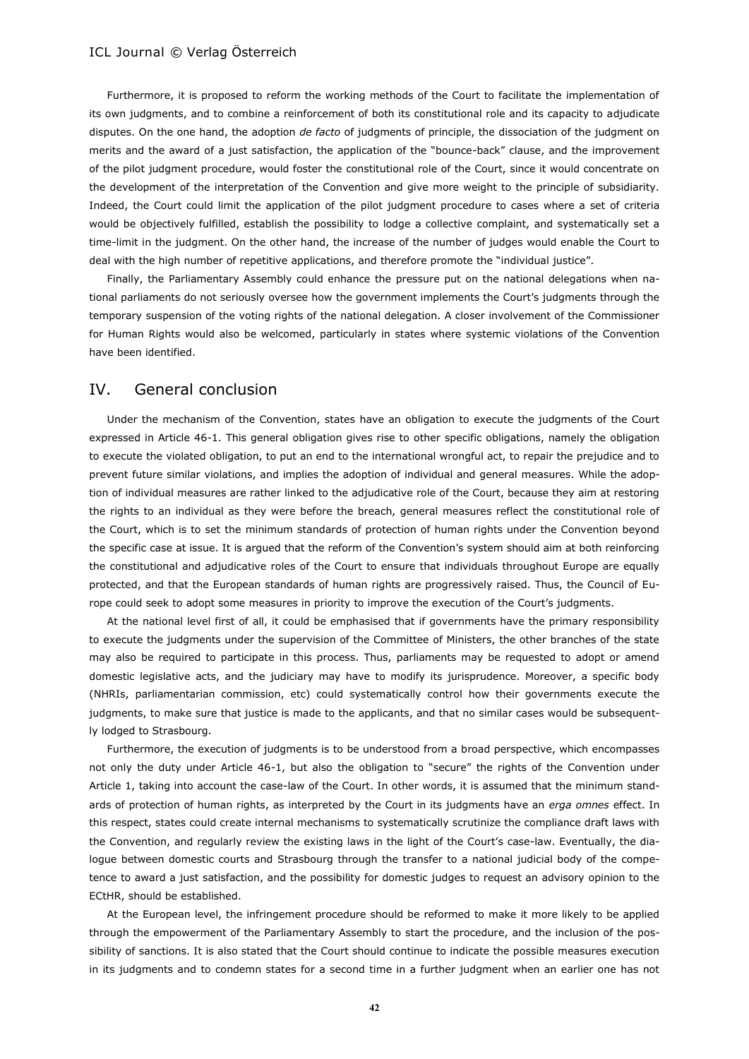Furthermore, it is proposed to reform the working methods of the Court to facilitate the implementation of its own judgments, and to combine a reinforcement of both its constitutional role and its capacity to adjudicate disputes. On the one hand, the adoption *de facto* of judgments of principle, the dissociation of the judgment on merits and the award of a just satisfaction, the application of the "bounce-back" clause, and the improvement of the pilot judgment procedure, would foster the constitutional role of the Court, since it would concentrate on the development of the interpretation of the Convention and give more weight to the principle of subsidiarity. Indeed, the Court could limit the application of the pilot judgment procedure to cases where a set of criteria would be objectively fulfilled, establish the possibility to lodge a collective complaint, and systematically set a time-limit in the judgment. On the other hand, the increase of the number of judges would enable the Court to deal with the high number of repetitive applications, and therefore promote the "individual justice".

Finally, the Parliamentary Assembly could enhance the pressure put on the national delegations when national parliaments do not seriously oversee how the government implements the Court's judgments through the temporary suspension of the voting rights of the national delegation. A closer involvement of the Commissioner for Human Rights would also be welcomed, particularly in states where systemic violations of the Convention have been identified.

## IV. General conclusion

Under the mechanism of the Convention, states have an obligation to execute the judgments of the Court expressed in Article 46-1. This general obligation gives rise to other specific obligations, namely the obligation to execute the violated obligation, to put an end to the international wrongful act, to repair the prejudice and to prevent future similar violations, and implies the adoption of individual and general measures. While the adoption of individual measures are rather linked to the adjudicative role of the Court, because they aim at restoring the rights to an individual as they were before the breach, general measures reflect the constitutional role of the Court, which is to set the minimum standards of protection of human rights under the Convention beyond the specific case at issue. It is argued that the reform of the Convention's system should aim at both reinforcing the constitutional and adjudicative roles of the Court to ensure that individuals throughout Europe are equally protected, and that the European standards of human rights are progressively raised. Thus, the Council of Europe could seek to adopt some measures in priority to improve the execution of the Court's judgments.

At the national level first of all, it could be emphasised that if governments have the primary responsibility to execute the judgments under the supervision of the Committee of Ministers, the other branches of the state may also be required to participate in this process. Thus, parliaments may be requested to adopt or amend domestic legislative acts, and the judiciary may have to modify its jurisprudence. Moreover, a specific body (NHRIs, parliamentarian commission, etc) could systematically control how their governments execute the judgments, to make sure that justice is made to the applicants, and that no similar cases would be subsequently lodged to Strasbourg.

Furthermore, the execution of judgments is to be understood from a broad perspective, which encompasses not only the duty under Article 46-1, but also the obligation to "secure" the rights of the Convention under Article 1, taking into account the case-law of the Court. In other words, it is assumed that the minimum standards of protection of human rights, as interpreted by the Court in its judgments have an *erga omnes* effect. In this respect, states could create internal mechanisms to systematically scrutinize the compliance draft laws with the Convention, and regularly review the existing laws in the light of the Court's case-law. Eventually, the dialogue between domestic courts and Strasbourg through the transfer to a national judicial body of the competence to award a just satisfaction, and the possibility for domestic judges to request an advisory opinion to the ECtHR, should be established.

At the European level, the infringement procedure should be reformed to make it more likely to be applied through the empowerment of the Parliamentary Assembly to start the procedure, and the inclusion of the possibility of sanctions. It is also stated that the Court should continue to indicate the possible measures execution in its judgments and to condemn states for a second time in a further judgment when an earlier one has not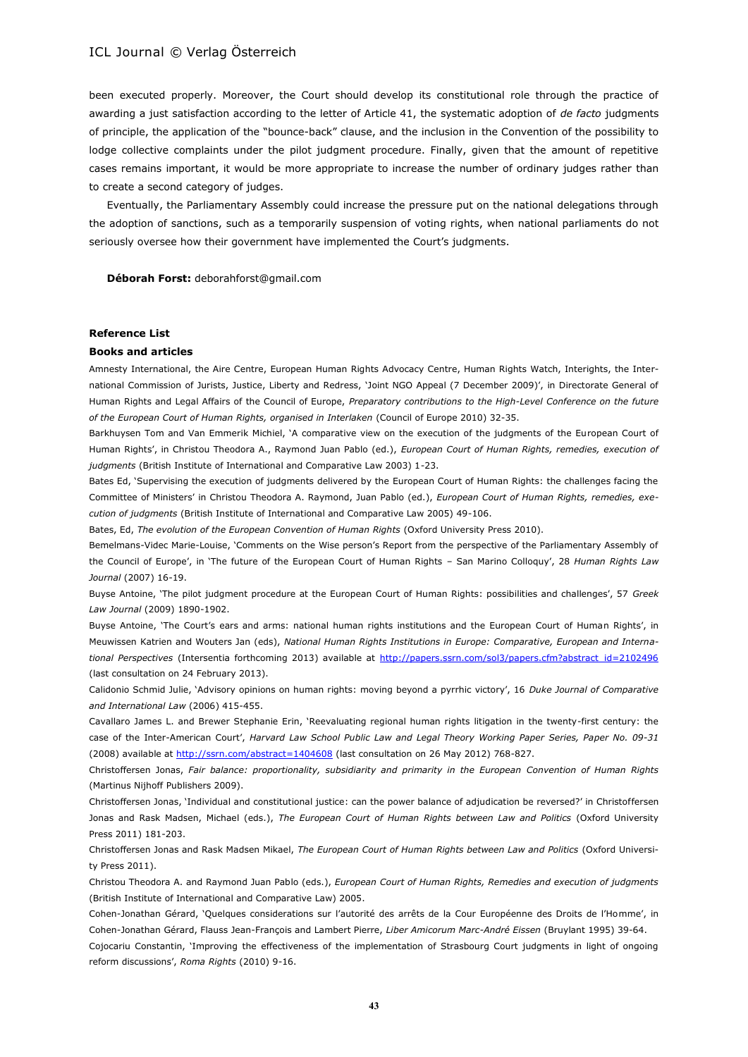been executed properly. Moreover, the Court should develop its constitutional role through the practice of awarding a just satisfaction according to the letter of Article 41, the systematic adoption of *de facto* judgments of principle, the application of the "bounce-back" clause, and the inclusion in the Convention of the possibility to lodge collective complaints under the pilot judgment procedure. Finally, given that the amount of repetitive cases remains important, it would be more appropriate to increase the number of ordinary judges rather than to create a second category of judges.

Eventually, the Parliamentary Assembly could increase the pressure put on the national delegations through the adoption of sanctions, such as a temporarily suspension of voting rights, when national parliaments do not seriously oversee how their government have implemented the Court's judgments.

**Déborah Forst:** deborahforst@gmail.com

**Reference List**

**Books and articles**

Amnesty International, the Aire Centre, European Human Rights Advocacy Centre, Human Rights Watch, Interights, the International Commission of Jurists, Justice, Liberty and Redress, 'Joint NGO Appeal (7 December 2009)', in Directorate General of Human Rights and Legal Affairs of the Council of Europe, *Preparatory contributions to the High-Level Conference on the future of the European Court of Human Rights, organised in Interlaken* (Council of Europe 2010) 32-35.

Barkhuysen Tom and Van Emmerik Michiel, 'A comparative view on the execution of the judgments of the European Court of Human Rights', in Christou Theodora A., Raymond Juan Pablo (ed.), *European Court of Human Rights, remedies, execution of judgments* (British Institute of International and Comparative Law 2003) 1-23.

Bates Ed, 'Supervising the execution of judgments delivered by the European Court of Human Rights: the challenges facing the Committee of Ministers' in Christou Theodora A. Raymond, Juan Pablo (ed.), *European Court of Human Rights, remedies, execution of judgments* (British Institute of International and Comparative Law 2005) 49-106.

Bates, Ed, *The evolution of the European Convention of Human Rights* (Oxford University Press 2010).

Bemelmans-Videc Marie-Louise, 'Comments on the Wise person's Report from the perspective of the Parliamentary Assembly of the Council of Europe', in 'The future of the European Court of Human Rights – San Marino Colloquy', 28 *Human Rights Law Journal* (2007) 16-19.

Buyse Antoine, 'The pilot judgment procedure at the European Court of Human Rights: possibilities and challenges', 57 *Greek Law Journal* (2009) 1890-1902.

Buyse Antoine, 'The Court's ears and arms: national human rights institutions and the European Court of Human Rights', in Meuwissen Katrien and Wouters Jan (eds), *National Human Rights Institutions in Europe: Comparative, European and International Perspectives* (Intersentia forthcoming 2013) available at http://papers.ssrn.com/sol3/papers.cfm?abstract_id=2102496 (last consultation on 24 February 2013).

Calidonio Schmid Julie, 'Advisory opinions on human rights: moving beyond a pyrrhic victory', 16 *Duke Journal of Comparative and International Law* (2006) 415-455.

Cavallaro James L. and Brewer Stephanie Erin, 'Reevaluating regional human rights litigation in the twenty-first century: the case of the Inter-American Court', *Harvard Law School Public Law and Legal Theory Working Paper Series, Paper No. 09-31* (2008) available at http://ssrn.com/abstract=1404608 (last consultation on 26 May 2012) 768-827.

Christoffersen Jonas, *Fair balance: proportionality, subsidiarity and primarity in the European Convention of Human Rights* (Martinus Nijhoff Publishers 2009).

Christoffersen Jonas, 'Individual and constitutional justice: can the power balance of adjudication be reversed?' in Christoffersen Jonas and Rask Madsen, Michael (eds.), *The European Court of Human Rights between Law and Politics* (Oxford University Press 2011) 181-203.

Christoffersen Jonas and Rask Madsen Mikael, *The European Court of Human Rights between Law and Politics* (Oxford University Press 2011).

Christou Theodora A. and Raymond Juan Pablo (eds.), *European Court of Human Rights, Remedies and execution of judgments* (British Institute of International and Comparative Law) 2005.

Cohen-Jonathan Gérard, 'Quelques considerations sur l'autorité des arrêts de la Cour Européenne des Droits de l'Homme', in Cohen-Jonathan Gérard, Flauss Jean-François and Lambert Pierre, *Liber Amicorum Marc-André Eissen* (Bruylant 1995) 39-64.

Cojocariu Constantin, 'Improving the effectiveness of the implementation of Strasbourg Court judgments in light of ongoing reform discussions', *Roma Rights* (2010) 9-16.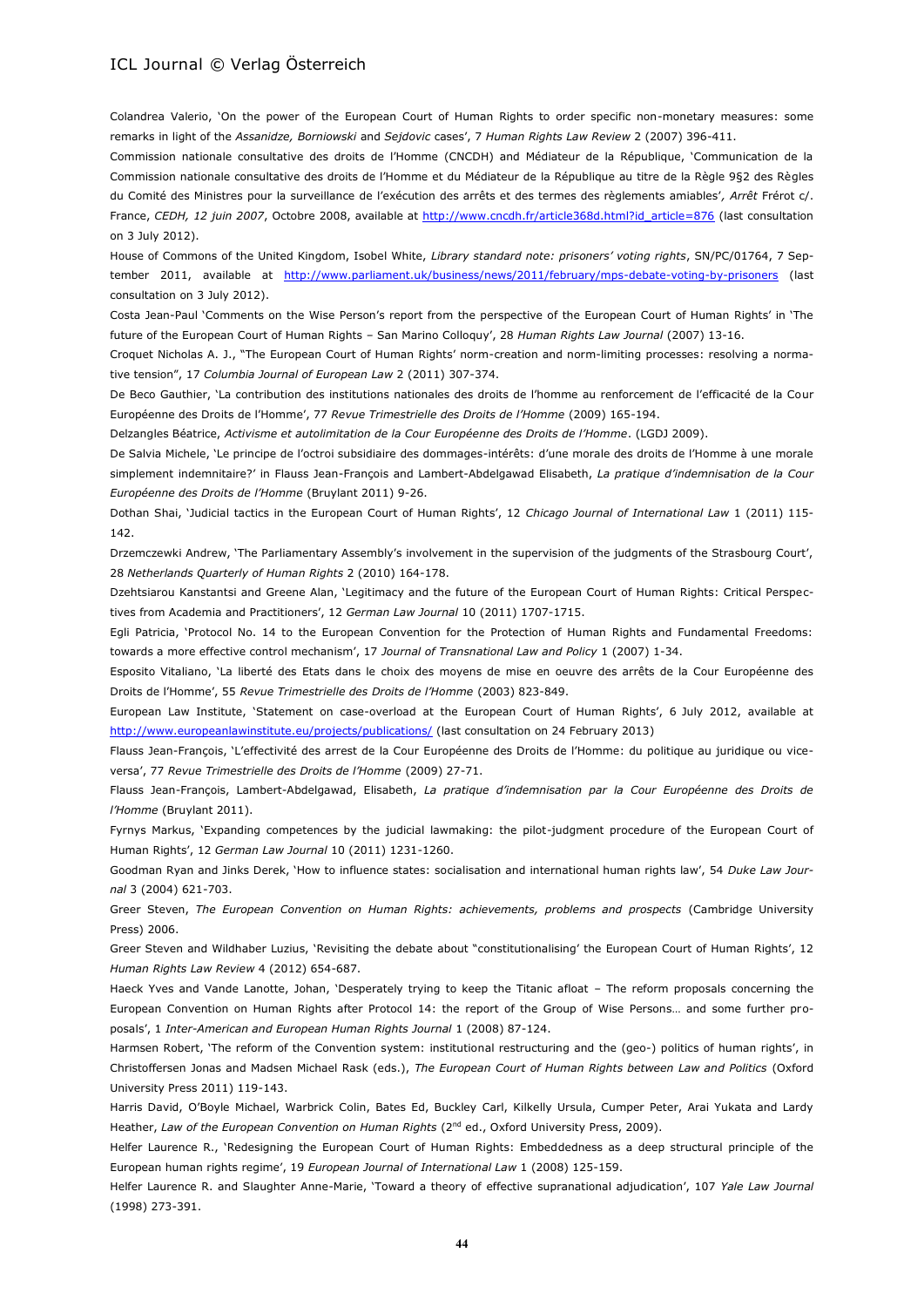Colandrea Valerio, 'On the power of the European Court of Human Rights to order specific non-monetary measures: some remarks in light of the *Assanidze, Borniowski* and *Sejdovic* cases', 7 *Human Rights Law Review* 2 (2007) 396-411.

Commission nationale consultative des droits de l'Homme (CNCDH) and Médiateur de la République, 'Communication de la Commission nationale consultative des droits de l'Homme et du Médiateur de la République au titre de la Règle 9§2 des Règles du Comité des Ministres pour la surveillance de l'exécution des arrêts et des termes des règlements amiables'*, Arrêt* Frérot c/. France, *CEDH, 12 juin 2007*, Octobre 2008, available at http://www.cncdh.fr/article368d.html?id_article=876 (last consultation on 3 July 2012).

House of Commons of the United Kingdom, Isobel White, *Library standard note: prisoners' voting rights*, SN/PC/01764, 7 September 2011, available at http://www.parliament.uk/business/news/2011/february/mps-debate-voting-by-prisoners (last consultation on 3 July 2012).

Costa Jean-Paul 'Comments on the Wise Person's report from the perspective of the European Court of Human Rights' in 'The future of the European Court of Human Rights – San Marino Colloquy', 28 *Human Rights Law Journal* (2007) 13-16.

Croquet Nicholas A. J., "The European Court of Human Rights' norm-creation and norm-limiting processes: resolving a normative tension", 17 *Columbia Journal of European Law* 2 (2011) 307-374.

De Beco Gauthier, 'La contribution des institutions nationales des droits de l'homme au renforcement de l'efficacité de la Cour Européenne des Droits de l'Homme', 77 *Revue Trimestrielle des Droits de l'Homme* (2009) 165-194.

Delzangles Béatrice, *Activisme et autolimitation de la Cour Européenne des Droits de l'Homme*. (LGDJ 2009).

De Salvia Michele, 'Le principe de l'octroi subsidiaire des dommages-intérêts: d'une morale des droits de l'Homme à une morale simplement indemnitaire?' in Flauss Jean-François and Lambert-Abdelgawad Elisabeth, *La pratique d'indemnisation de la Cour Européenne des Droits de l'Homme* (Bruylant 2011) 9-26.

Dothan Shai, 'Judicial tactics in the European Court of Human Rights', 12 *Chicago Journal of International Law* 1 (2011) 115-142.

Drzemczewki Andrew, 'The Parliamentary Assembly's involvement in the supervision of the judgments of the Strasbourg Court', 28 *Netherlands Quarterly of Human Rights* 2 (2010) 164-178.

Dzehtsiarou Kanstantsi and Greene Alan, 'Legitimacy and the future of the European Court of Human Rights: Critical Perspectives from Academia and Practitioners', 12 *German Law Journal* 10 (2011) 1707-1715.

Egli Patricia, 'Protocol No. 14 to the European Convention for the Protection of Human Rights and Fundamental Freedoms: towards a more effective control mechanism', 17 *Journal of Transnational Law and Policy* 1 (2007) 1-34.

Esposito Vitaliano, 'La liberté des Etats dans le choix des moyens de mise en oeuvre des arrêts de la Cour Européenne des Droits de l'Homme', 55 *Revue Trimestrielle des Droits de l'Homme* (2003) 823-849.

European Law Institute, 'Statement on case-overload at the European Court of Human Rights', 6 July 2012, available at http://www.europeanlawinstitute.eu/projects/publications/ (last consultation on 24 February 2013)

Flauss Jean-François, 'L'effectivité des arrest de la Cour Européenne des Droits de l'Homme: du politique au juridique ou vice-versa', 77 *Revue Trimestrielle des Droits de l'Homme* (2009) 27-71.

Flauss Jean-François, Lambert-Abdelgawad, Elisabeth, *La pratique d'indemnisation par la Cour Européenne des Droits de l'Homme* (Bruylant 2011).

Fyrnys Markus, 'Expanding competences by the judicial lawmaking: the pilot-judgment procedure of the European Court of Human Rights', 12 *German Law Journal* 10 (2011) 1231-1260.

Goodman Ryan and Jinks Derek, 'How to influence states: socialisation and international human rights law', 54 *Duke Law Journal* 3 (2004) 621-703.

Greer Steven, *The European Convention on Human Rights: achievements, problems and prospects* (Cambridge University Press) 2006.

Greer Steven and Wildhaber Luzius, 'Revisiting the debate about "constitutionalising' the European Court of Human Rights', 12 *Human Rights Law Review* 4 (2012) 654-687.

Haeck Yves and Vande Lanotte, Johan, 'Desperately trying to keep the Titanic afloat – The reform proposals concerning the European Convention on Human Rights after Protocol 14: the report of the Group of Wise Persons… and some further proposals', 1 *Inter-American and European Human Rights Journal* 1 (2008) 87-124.

Harmsen Robert, 'The reform of the Convention system: institutional restructuring and the (geo-) politics of human rights', in Christoffersen Jonas and Madsen Michael Rask (eds.), *The European Court of Human Rights between Law and Politics* (Oxford University Press 2011) 119-143.

Harris David, O'Boyle Michael, Warbrick Colin, Bates Ed, Buckley Carl, Kilkelly Ursula, Cumper Peter, Arai Yukata and Lardy Heather, *Law of the European Convention on Human Rights* (2nd ed., Oxford University Press, 2009).

Helfer Laurence R., 'Redesigning the European Court of Human Rights: Embeddedness as a deep structural principle of the European human rights regime', 19 *European Journal of International Law* 1 (2008) 125-159.

Helfer Laurence R. and Slaughter Anne-Marie, 'Toward a theory of effective supranational adjudication', 107 *Yale Law Journal* (1998) 273-391.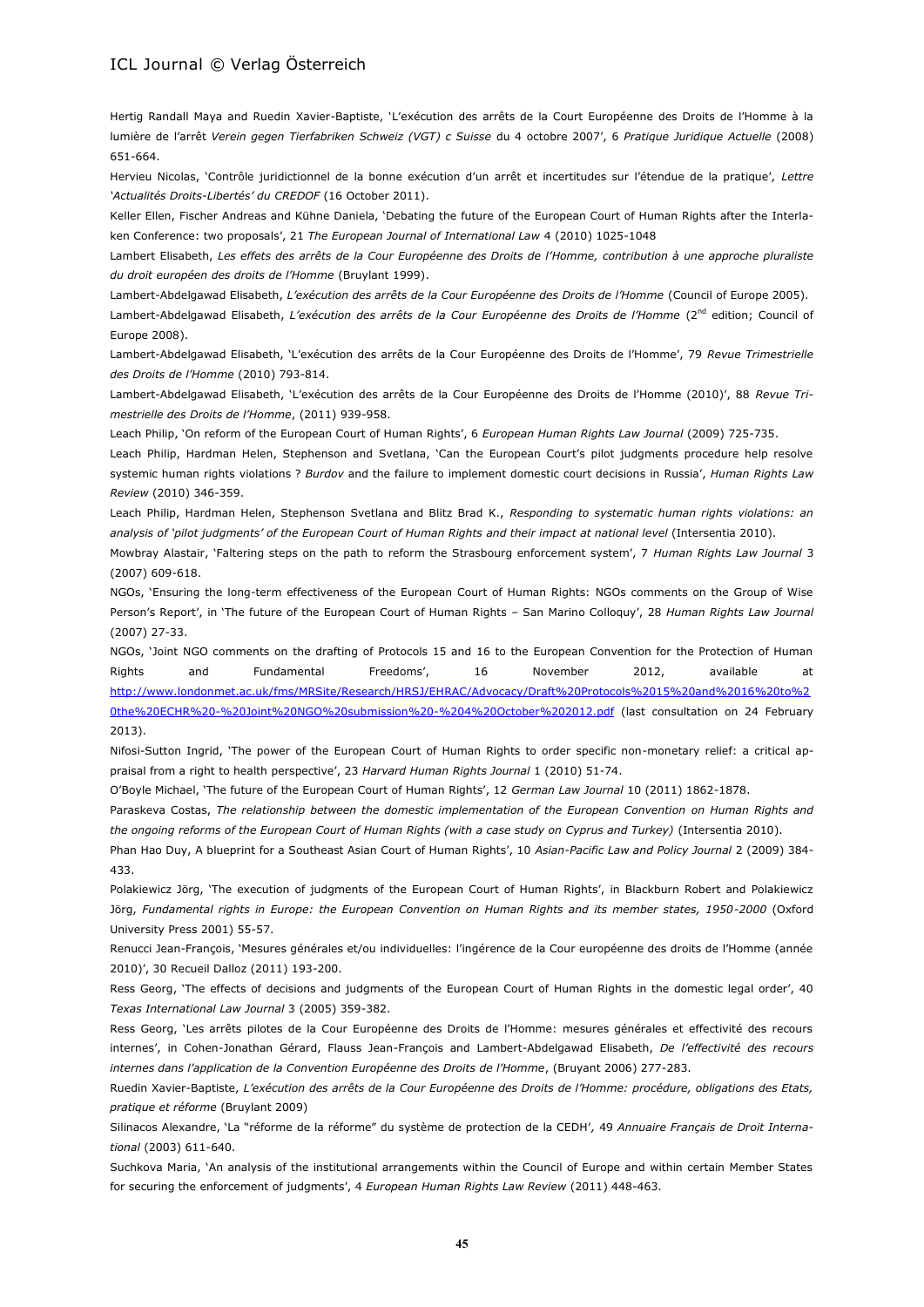Hertig Randall Maya and Ruedin Xavier-Baptiste, 'L'exécution des arrêts de la Court Européenne des Droits de l'Homme à la lumière de l'arrêt *Verein gegen Tierfabriken Schweiz (VGT) c Suisse* du 4 octobre 2007', 6 *Pratique Juridique Actuelle* (2008) 651-664.

Hervieu Nicolas, 'Contrôle juridictionnel de la bonne exécution d'un arrêt et incertitudes sur l'étendue de la pratique', *Lettre 'Actualités Droits-Libertés' du CREDOF* (16 October 2011).

Keller Ellen, Fischer Andreas and Kühne Daniela, 'Debating the future of the European Court of Human Rights after the Interlaken Conference: two proposals', 21 *The European Journal of International Law* 4 (2010) 1025-1048

Lambert Elisabeth, *Les effets des arrêts de la Cour Européenne des Droits de l'Homme, contribution à une approche pluraliste du droit européen des droits de l'Homme* (Bruylant 1999).

Lambert-Abdelgawad Elisabeth, *L'exécution des arrêts de la Cour Européenne des Droits de l'Homme* (Council of Europe 2005).

Lambert-Abdelgawad Elisabeth, *L'exécution des arrêts de la Cour Européenne des Droits de l'Homme* (2nd edition; Council of Europe 2008).

Lambert-Abdelgawad Elisabeth, 'L'exécution des arrêts de la Cour Européenne des Droits de l'Homme', 79 *Revue Trimestrielle des Droits de l'Homme* (2010) 793-814.

Lambert-Abdelgawad Elisabeth, 'L'exécution des arrêts de la Cour Européenne des Droits de l'Homme (2010)', 88 *Revue Trimestrielle des Droits de l'Homme*, (2011) 939-958.

Leach Philip, 'On reform of the European Court of Human Rights', 6 *European Human Rights Law Journal* (2009) 725-735.

Leach Philip, Hardman Helen, Stephenson and Svetlana, 'Can the European Court's pilot judgments procedure help resolve systemic human rights violations ? *Burdov* and the failure to implement domestic court decisions in Russia', *Human Rights Law Review* (2010) 346-359.

Leach Philip, Hardman Helen, Stephenson Svetlana and Blitz Brad K., *Responding to systematic human rights violations: an analysis of 'pilot judgments' of the European Court of Human Rights and their impact at national level* (Intersentia 2010).

Mowbray Alastair, 'Faltering steps on the path to reform the Strasbourg enforcement system', 7 *Human Rights Law Journal* 3 (2007) 609-618.

NGOs, 'Ensuring the long-term effectiveness of the European Court of Human Rights: NGOs comments on the Group of Wise Person's Report', in 'The future of the European Court of Human Rights – San Marino Colloquy', 28 *Human Rights Law Journal* (2007) 27-33.

NGOs, 'Joint NGO comments on the drafting of Protocols 15 and 16 to the European Convention for the Protection of Human Rights and Fundamental Freedoms', 16 November 2012, available at http://www.londonmet.ac.uk/fms/MRSite/Research/HRSJ/EHRAC/Advocacy/Draft%20Protocols%2015%20and%2016%20to%20the%20ECHR%20-%20Joint%20NGO%20submission%20-%204%20October%202012.pdf (last consultation on 24 February 2013).

Nifosi-Sutton Ingrid, 'The power of the European Court of Human Rights to order specific non-monetary relief: a critical appraisal from a right to health perspective', 23 *Harvard Human Rights Journal* 1 (2010) 51-74.

O'Boyle Michael, 'The future of the European Court of Human Rights', 12 *German Law Journal* 10 (2011) 1862-1878.

Paraskeva Costas, *The relationship between the domestic implementation of the European Convention on Human Rights and the ongoing reforms of the European Court of Human Rights (with a case study on Cyprus and Turkey)* (Intersentia 2010).

Phan Hao Duy, A blueprint for a Southeast Asian Court of Human Rights', 10 *Asian-Pacific Law and Policy Journal* 2 (2009) 384-433.

Polakiewicz Jörg, 'The execution of judgments of the European Court of Human Rights', in Blackburn Robert and Polakiewicz Jörg, *Fundamental rights in Europe: the European Convention on Human Rights and its member states, 1950-2000* (Oxford University Press 2001) 55-57.

Renucci Jean-François, 'Mesures générales et/ou individuelles: l'ingérence de la Cour européenne des droits de l'Homme (année 2010)', 30 Recueil Dalloz (2011) 193-200.

Ress Georg, 'The effects of decisions and judgments of the European Court of Human Rights in the domestic legal order', 40 *Texas International Law Journal* 3 (2005) 359-382.

Ress Georg, 'Les arrêts pilotes de la Cour Européenne des Droits de l'Homme: mesures générales et effectivité des recours internes', in Cohen-Jonathan Gérard, Flauss Jean-François and Lambert-Abdelgawad Elisabeth, *De l'effectivité des recours internes dans l'application de la Convention Européenne des Droits de l'Homme*, (Bruyant 2006) 277-283.

Ruedin Xavier-Baptiste, *L'exécution des arrêts de la Cour Européenne des Droits de l'Homme: procédure, obligations des Etats, pratique et réforme* (Bruylant 2009)

Silinacos Alexandre, 'La "réforme de la réforme" du système de protection de la CEDH', 49 *Annuaire Français de Droit International* (2003) 611-640.

Suchkova Maria, 'An analysis of the institutional arrangements within the Council of Europe and within certain Member States for securing the enforcement of judgments', 4 *European Human Rights Law Review* (2011) 448-463.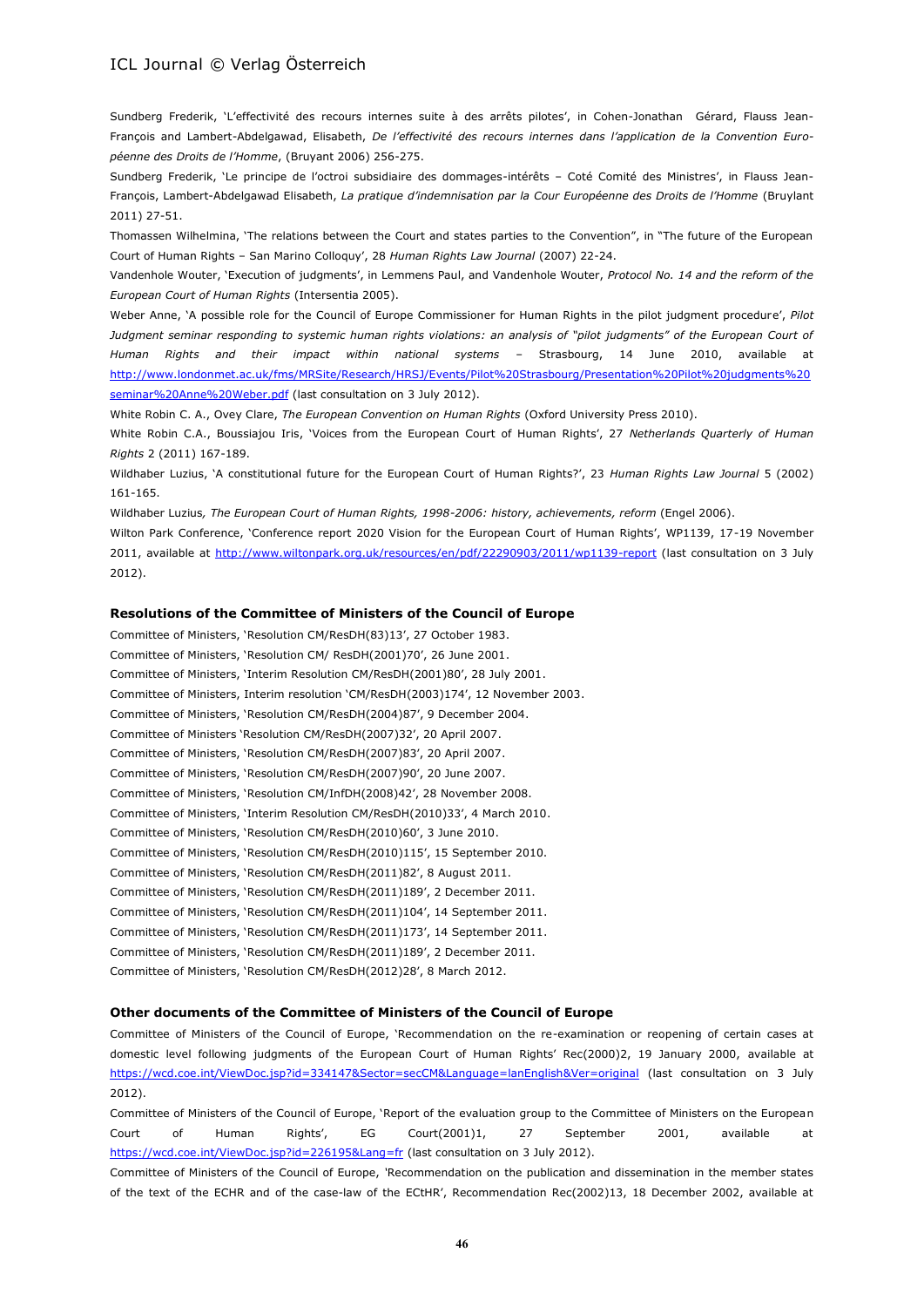Sundberg Frederik, 'L'effectivité des recours internes suite à des arrêts pilotes', in Cohen-Jonathan Gérard, Flauss Jean-François and Lambert-Abdelgawad, Elisabeth, *De l'effectivité des recours internes dans l'application de la Convention Européenne des Droits de l'Homme*, (Bruyant 2006) 256-275.

Sundberg Frederik, 'Le principe de l'octroi subsidiaire des dommages-intérêts – Coté Comité des Ministres', in Flauss Jean-François, Lambert-Abdelgawad Elisabeth, *La pratique d'indemnisation par la Cour Européenne des Droits de l'Homme* (Bruylant 2011) 27-51.

Thomassen Wilhelmina, 'The relations between the Court and states parties to the Convention", in "The future of the European Court of Human Rights – San Marino Colloquy', 28 *Human Rights Law Journal* (2007) 22-24.

Vandenhole Wouter, 'Execution of judgments', in Lemmens Paul, and Vandenhole Wouter, *Protocol No. 14 and the reform of the European Court of Human Rights* (Intersentia 2005).

Weber Anne, 'A possible role for the Council of Europe Commissioner for Human Rights in the pilot judgment procedure', *Pilot Judgment seminar responding to systemic human rights violations: an analysis of "pilot judgments" of the European Court of Human Rights and their impact within national systems* – Strasbourg, 14 June 2010, available at http://www.londonmet.ac.uk/fms/MRSite/Research/HRSJ/Events/Pilot%20Strasbourg/Presentation%20Pilot%20judgments%20seminar%20Anne%20Weber.pdf (last consultation on 3 July 2012).

White Robin C. A., Ovey Clare, *The European Convention on Human Rights* (Oxford University Press 2010).

White Robin C.A., Boussiajou Iris, 'Voices from the European Court of Human Rights', 27 *Netherlands Quarterly of Human Rights* 2 (2011) 167-189.

Wildhaber Luzius, 'A constitutional future for the European Court of Human Rights?', 23 *Human Rights Law Journal* 5 (2002) 161-165.

Wildhaber Luzius, *The European Court of Human Rights, 1998-2006: history, achievements, reform* (Engel 2006).

Wilton Park Conference, 'Conference report 2020 Vision for the European Court of Human Rights', WP1139, 17-19 November 2011, available at http://www.wiltonpark.org.uk/resources/en/pdf/22290903/2011/wp1139-report (last consultation on 3 July 2012).

**Resolutions of the Committee of Ministers of the Council of Europe**

Committee of Ministers, 'Resolution CM/ResDH(83)13', 27 October 1983.

Committee of Ministers, 'Resolution CM/ ResDH(2001)70', 26 June 2001.

Committee of Ministers, 'Interim Resolution CM/ResDH(2001)80', 28 July 2001.

Committee of Ministers, Interim resolution 'CM/ResDH(2003)174', 12 November 2003.

Committee of Ministers, 'Resolution CM/ResDH(2004)87', 9 December 2004.

Committee of Ministers 'Resolution CM/ResDH(2007)32', 20 April 2007.

Committee of Ministers, 'Resolution CM/ResDH(2007)83', 20 April 2007.

Committee of Ministers, 'Resolution CM/ResDH(2007)90', 20 June 2007.

Committee of Ministers, 'Resolution CM/InfDH(2008)42', 28 November 2008.

Committee of Ministers, 'Interim Resolution CM/ResDH(2010)33', 4 March 2010.

Committee of Ministers, 'Resolution CM/ResDH(2010)60', 3 June 2010.

Committee of Ministers, 'Resolution CM/ResDH(2010)115', 15 September 2010.

Committee of Ministers, 'Resolution CM/ResDH(2011)82', 8 August 2011.

Committee of Ministers, 'Resolution CM/ResDH(2011)189', 2 December 2011.

Committee of Ministers, 'Resolution CM/ResDH(2011)104', 14 September 2011.

Committee of Ministers, 'Resolution CM/ResDH(2011)173', 14 September 2011.

Committee of Ministers, 'Resolution CM/ResDH(2011)189', 2 December 2011.

Committee of Ministers, 'Resolution CM/ResDH(2012)28', 8 March 2012.

**Other documents of the Committee of Ministers of the Council of Europe**

Committee of Ministers of the Council of Europe, 'Recommendation on the re-examination or reopening of certain cases at domestic level following judgments of the European Court of Human Rights' Rec(2000)2, 19 January 2000, available at https://wcd.coe.int/ViewDoc.jsp?id=334147&Sector=secCM&Language=lanEnglish&Ver=original (last consultation on 3 July 2012).

Committee of Ministers of the Council of Europe, 'Report of the evaluation group to the Committee of Ministers on the European Court of Human Rights', EG Court(2001)1, 27 September 2001, available at https://wcd.coe.int/ViewDoc.jsp?id=226195&Lang=fr (last consultation on 3 July 2012).

Committee of Ministers of the Council of Europe, 'Recommendation on the publication and dissemination in the member states of the text of the ECHR and of the case-law of the ECtHR', Recommendation Rec(2002)13, 18 December 2002, available at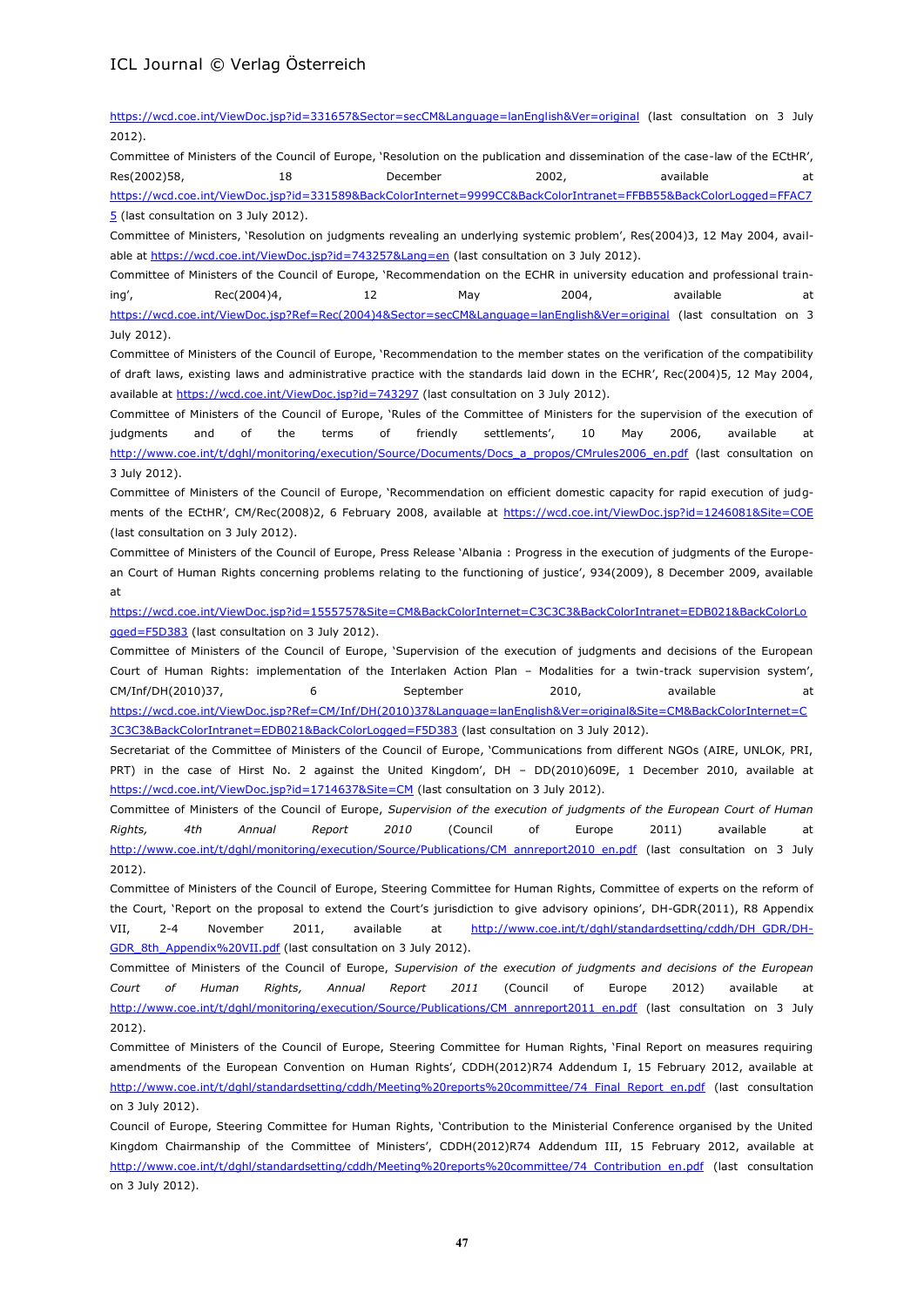https://wcd.coe.int/ViewDoc.jsp?id=331657&Sector=secCM&Language=lanEnglish&Ver=original (last consultation on 3 July 2012).

Committee of Ministers of the Council of Europe, 'Resolution on the publication and dissemination of the case-law of the ECtHR', Res(2002)58, 18 December 2002, available at https://wcd.coe.int/ViewDoc.jsp?id=331589&BackColorInternet=9999CC&BackColorIntranet=FFBB55&BackColorLogged=FFAC75 (last consultation on 3 July 2012).

Committee of Ministers, 'Resolution on judgments revealing an underlying systemic problem', Res(2004)3, 12 May 2004, available at https://wcd.coe.int/ViewDoc.jsp?id=743257&Lang=en (last consultation on 3 July 2012).

Committee of Ministers of the Council of Europe, 'Recommendation on the ECHR in university education and professional training', Rec(2004)4, 12 May 2004, available at https://wcd.coe.int/ViewDoc.jsp?Ref=Rec(2004)4&Sector=secCM&Language=lanEnglish&Ver=original (last consultation on 3 July 2012).

Committee of Ministers of the Council of Europe, 'Recommendation to the member states on the verification of the compatibility of draft laws, existing laws and administrative practice with the standards laid down in the ECHR', Rec(2004)5, 12 May 2004, available at https://wcd.coe.int/ViewDoc.jsp?id=743297 (last consultation on 3 July 2012).

Committee of Ministers of the Council of Europe, 'Rules of the Committee of Ministers for the supervision of the execution of judgments and of the terms of friendly settlements', 10 May 2006, available at http://www.coe.int/t/dghl/monitoring/execution/Source/Documents/Docs_a_propos/CMrules2006_en.pdf (last consultation on 3 July 2012).

Committee of Ministers of the Council of Europe, 'Recommendation on efficient domestic capacity for rapid execution of judgments of the ECtHR', CM/Rec(2008)2, 6 February 2008, available at https://wcd.coe.int/ViewDoc.jsp?id=1246081&Site=COE (last consultation on 3 July 2012).

Committee of Ministers of the Council of Europe, Press Release 'Albania : Progress in the execution of judgments of the European Court of Human Rights concerning problems relating to the functioning of justice', 934(2009), 8 December 2009, available at https://wcd.coe.int/ViewDoc.jsp?id=1555757&Site=CM&BackColorInternet=C3C3C3&BackColorIntranet=EDB021&BackColorLogged=F5D383 (last consultation on 3 July 2012).

Committee of Ministers of the Council of Europe, 'Supervision of the execution of judgments and decisions of the European Court of Human Rights: implementation of the Interlaken Action Plan – Modalities for a twin-track supervision system', CM/Inf/DH(2010)37, 6 September 2010, available at https://wcd.coe.int/ViewDoc.jsp?Ref=CM/Inf/DH(2010)37&Language=lanEnglish&Ver=original&Site=CM&BackColorInternet=C3C3C3&BackColorIntranet=EDB021&BackColorLogged=F5D383 (last consultation on 3 July 2012).

Secretariat of the Committee of Ministers of the Council of Europe, 'Communications from different NGOs (AIRE, UNLOK, PRI, PRT) in the case of Hirst No. 2 against the United Kingdom', DH – DD(2010)609E, 1 December 2010, available at https://wcd.coe.int/ViewDoc.jsp?id=1714637&Site=CM (last consultation on 3 July 2012).

Committee of Ministers of the Council of Europe, *Supervision of the execution of judgments of the European Court of Human Rights, 4th Annual Report 2010* (Council of Europe 2011) available at http://www.coe.int/t/dghl/monitoring/execution/Source/Publications/CM_annreport2010_en.pdf (last consultation on 3 July 2012).

Committee of Ministers of the Council of Europe, Steering Committee for Human Rights, Committee of experts on the reform of the Court, 'Report on the proposal to extend the Court's jurisdiction to give advisory opinions', DH-GDR(2011), R8 Appendix VII, 2-4 November 2011, available at http://www.coe.int/t/dghl/standardsetting/cddh/DH_GDR/DH-GDR_8th_Appendix%20VII.pdf (last consultation on 3 July 2012).

Committee of Ministers of the Council of Europe, *Supervision of the execution of judgments and decisions of the European Court of Human Rights, Annual Report 2011* (Council of Europe 2012) available at http://www.coe.int/t/dghl/monitoring/execution/Source/Publications/CM_annreport2011_en.pdf (last consultation on 3 July 2012).

Committee of Ministers of the Council of Europe, Steering Committee for Human Rights, 'Final Report on measures requiring amendments of the European Convention on Human Rights', CDDH(2012)R74 Addendum I, 15 February 2012, available at http://www.coe.int/t/dghl/standardsetting/cddh/Meeting%20reports%20committee/74_Final_Report_en.pdf (last consultation on 3 July 2012).

Council of Europe, Steering Committee for Human Rights, 'Contribution to the Ministerial Conference organised by the United Kingdom Chairmanship of the Committee of Ministers', CDDH(2012)R74 Addendum III, 15 February 2012, available at http://www.coe.int/t/dghl/standardsetting/cddh/Meeting%20reports%20committee/74_Contribution_en.pdf (last consultation on 3 July 2012).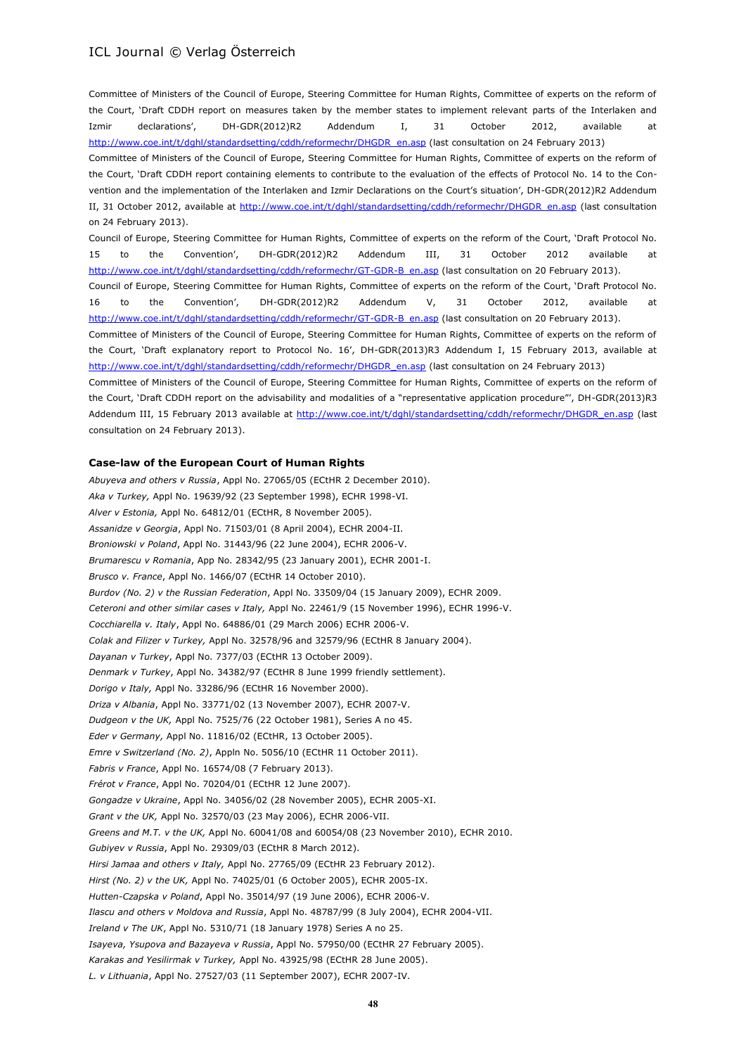Committee of Ministers of the Council of Europe, Steering Committee for Human Rights, Committee of experts on the reform of the Court, 'Draft CDDH report on measures taken by the member states to implement relevant parts of the Interlaken and Izmir declarations', DH-GDR(2012)R2 Addendum I, 31 October 2012, available at http://www.coe.int/t/dghl/standardsetting/cddh/reformechr/DHGDR_en.asp (last consultation on 24 February 2013)

Committee of Ministers of the Council of Europe, Steering Committee for Human Rights, Committee of experts on the reform of the Court, 'Draft CDDH report containing elements to contribute to the evaluation of the effects of Protocol No. 14 to the Convention and the implementation of the Interlaken and Izmir Declarations on the Court's situation', DH-GDR(2012)R2 Addendum II, 31 October 2012, available at http://www.coe.int/t/dghl/standardsetting/cddh/reformechr/DHGDR_en.asp (last consultation on 24 February 2013).

Council of Europe, Steering Committee for Human Rights, Committee of experts on the reform of the Court, 'Draft Protocol No. 15 to the Convention', DH-GDR(2012)R2 Addendum III, 31 October 2012 available at http://www.coe.int/t/dghl/standardsetting/cddh/reformechr/GT-GDR-B_en.asp (last consultation on 20 February 2013).

Council of Europe, Steering Committee for Human Rights, Committee of experts on the reform of the Court, 'Draft Protocol No. 16 to the Convention', DH-GDR(2012)R2 Addendum V, 31 October 2012, available at http://www.coe.int/t/dghl/standardsetting/cddh/reformechr/GT-GDR-B_en.asp (last consultation on 20 February 2013).

Committee of Ministers of the Council of Europe, Steering Committee for Human Rights, Committee of experts on the reform of the Court, 'Draft explanatory report to Protocol No. 16', DH-GDR(2013)R3 Addendum I, 15 February 2013, available at http://www.coe.int/t/dghl/standardsetting/cddh/reformechr/DHGDR_en.asp (last consultation on 24 February 2013)

Committee of Ministers of the Council of Europe, Steering Committee for Human Rights, Committee of experts on the reform of the Court, 'Draft CDDH report on the advisability and modalities of a "representative application procedure"', DH-GDR(2013)R3 Addendum III, 15 February 2013 available at http://www.coe.int/t/dghl/standardsetting/cddh/reformechr/DHGDR_en.asp (last consultation on 24 February 2013).

**Case-law of the European Court of Human Rights**

*Abuyeva and others v Russia*, Appl No. 27065/05 (ECtHR 2 December 2010).
*Aka v Turkey,* Appl No. 19639/92 (23 September 1998), ECHR 1998-VI.
*Alver v Estonia,* Appl No. 64812/01 (ECtHR, 8 November 2005).
*Assanidze v Georgia*, Appl No. 71503/01 (8 April 2004), ECHR 2004-II.
*Broniowski v Poland*, Appl No. 31443/96 (22 June 2004), ECHR 2006-V.
*Brumarescu v Romania*, App No. 28342/95 (23 January 2001), ECHR 2001-I.
*Brusco v. France*, Appl No. 1466/07 (ECtHR 14 October 2010).
*Burdov (No. 2) v the Russian Federation*, Appl No. 33509/04 (15 January 2009), ECHR 2009.
*Ceteroni and other similar cases v Italy,* Appl No. 22461/9 (15 November 1996), ECHR 1996-V.
*Cocchiarella v. Italy*, Appl No. 64886/01 (29 March 2006) ECHR 2006-V.
*Colak and Filizer v Turkey,* Appl No. 32578/96 and 32579/96 (ECtHR 8 January 2004).
*Dayanan v Turkey*, Appl No. 7377/03 (ECtHR 13 October 2009).
*Denmark v Turkey*, Appl No. 34382/97 (ECtHR 8 June 1999 friendly settlement).
*Dorigo v Italy,* Appl No. 33286/96 (ECtHR 16 November 2000).
*Driza v Albania*, Appl No. 33771/02 (13 November 2007), ECHR 2007-V.
*Dudgeon v the UK,* Appl No. 7525/76 (22 October 1981), Series A no 45.
*Eder v Germany,* Appl No. 11816/02 (ECtHR, 13 October 2005).
*Emre v Switzerland (No. 2)*, Appln No. 5056/10 (ECtHR 11 October 2011).
*Fabris v France*, Appl No. 16574/08 (7 February 2013).
*Frérot v France*, Appl No. 70204/01 (ECtHR 12 June 2007).
*Gongadze v Ukraine*, Appl No. 34056/02 (28 November 2005), ECHR 2005-XI.
*Grant v the UK,* Appl No. 32570/03 (23 May 2006), ECHR 2006-VII.
*Greens and M.T. v the UK,* Appl No. 60041/08 and 60054/08 (23 November 2010), ECHR 2010.
*Gubiyev v Russia*, Appl No. 29309/03 (ECtHR 8 March 2012).
*Hirsi Jamaa and others v Italy,* Appl No. 27765/09 (ECtHR 23 February 2012).
*Hirst (No. 2) v the UK,* Appl No. 74025/01 (6 October 2005), ECHR 2005-IX.
*Hutten-Czapska v Poland*, Appl No. 35014/97 (19 June 2006), ECHR 2006-V.
*Ilascu and others v Moldova and Russia*, Appl No. 48787/99 (8 July 2004), ECHR 2004-VII.
*Ireland v The UK*, Appl No. 5310/71 (18 January 1978) Series A no 25.
*Isayeva, Ysupova and Bazayeva v Russia*, Appl No. 57950/00 (ECtHR 27 February 2005).
*Karakas and Yesilirmak v Turkey,* Appl No. 43925/98 (ECtHR 28 June 2005).
*L. v Lithuania*, Appl No. 27527/03 (11 September 2007), ECHR 2007-IV.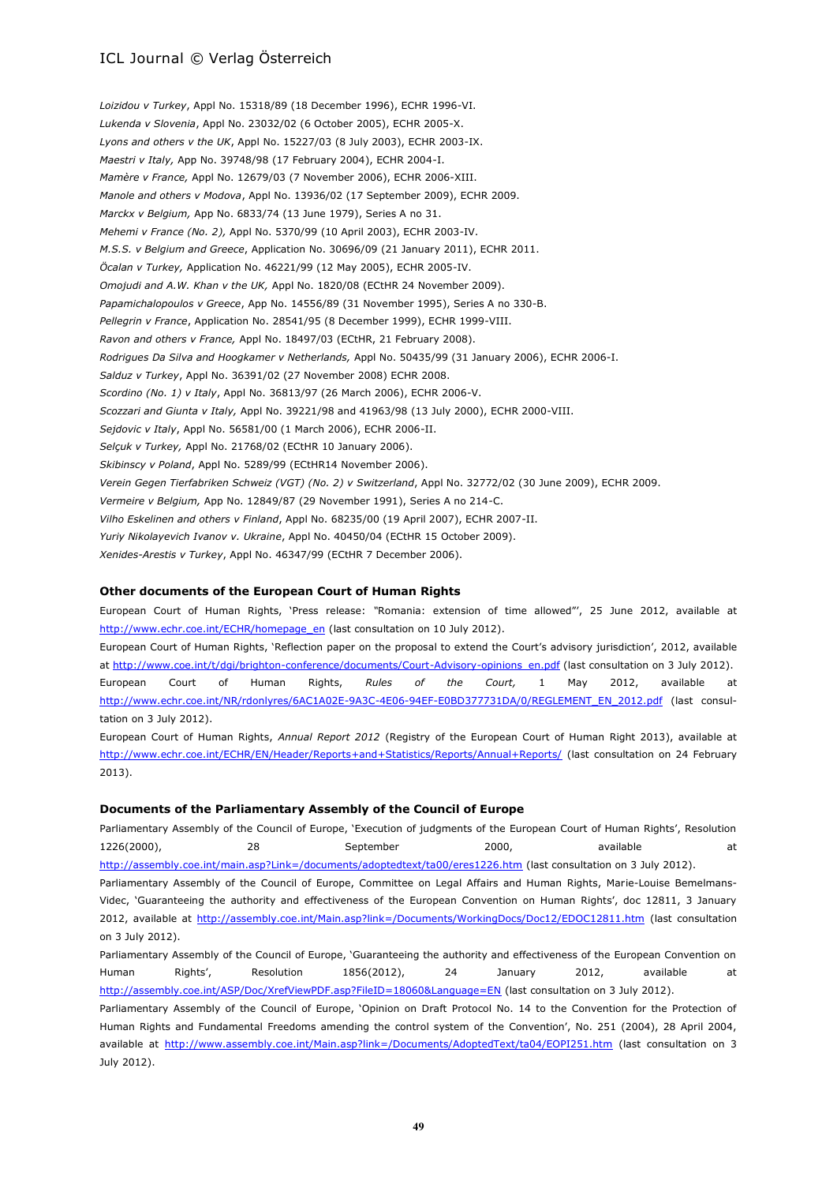*Loizidou v Turkey*, Appl No. 15318/89 (18 December 1996), ECHR 1996-VI.

*Lukenda v Slovenia*, Appl No. 23032/02 (6 October 2005), ECHR 2005-X.

*Lyons and others v the UK*, Appl No. 15227/03 (8 July 2003), ECHR 2003-IX.

*Maestri v Italy,* App No. 39748/98 (17 February 2004), ECHR 2004-I.

*Mamère v France,* Appl No. 12679/03 (7 November 2006), ECHR 2006-XIII.

*Manole and others v Modova*, Appl No. 13936/02 (17 September 2009), ECHR 2009.

*Marckx v Belgium,* App No. 6833/74 (13 June 1979), Series A no 31.

*Mehemi v France (No. 2),* Appl No. 5370/99 (10 April 2003), ECHR 2003-IV.

*M.S.S. v Belgium and Greece*, Application No. 30696/09 (21 January 2011), ECHR 2011.

*Öcalan v Turkey,* Application No. 46221/99 (12 May 2005), ECHR 2005-IV.

*Omojudi and A.W. Khan v the UK,* Appl No. 1820/08 (ECtHR 24 November 2009).

*Papamichalopoulos v Greece*, App No. 14556/89 (31 November 1995), Series A no 330-B.

*Pellegrin v France*, Application No. 28541/95 (8 December 1999), ECHR 1999-VIII.

*Ravon and others v France,* Appl No. 18497/03 (ECtHR, 21 February 2008).

*Rodrigues Da Silva and Hoogkamer v Netherlands,* Appl No. 50435/99 (31 January 2006), ECHR 2006-I.

*Salduz v Turkey*, Appl No. 36391/02 (27 November 2008) ECHR 2008.

*Scordino (No. 1) v Italy*, Appl No. 36813/97 (26 March 2006), ECHR 2006-V.

*Scozzari and Giunta v Italy,* Appl No. 39221/98 and 41963/98 (13 July 2000), ECHR 2000-VIII.

*Sejdovic v Italy*, Appl No. 56581/00 (1 March 2006), ECHR 2006-II.

*Selçuk v Turkey,* Appl No. 21768/02 (ECtHR 10 January 2006).

*Skibinscy v Poland*, Appl No. 5289/99 (ECtHR14 November 2006).

*Verein Gegen Tierfabriken Schweiz (VGT) (No. 2) v Switzerland*, Appl No. 32772/02 (30 June 2009), ECHR 2009.

*Vermeire v Belgium,* App No. 12849/87 (29 November 1991), Series A no 214-C.

*Vilho Eskelinen and others v Finland*, Appl No. 68235/00 (19 April 2007), ECHR 2007-II.

*Yuriy Nikolayevich Ivanov v. Ukraine*, Appl No. 40450/04 (ECtHR 15 October 2009).

*Xenides-Arestis v Turkey*, Appl No. 46347/99 (ECtHR 7 December 2006).

#### Other documents of the European Court of Human Rights

European Court of Human Rights, 'Press release: "Romania: extension of time allowed"', 25 June 2012, available at http://www.echr.coe.int/ECHR/homepage_en (last consultation on 10 July 2012).

European Court of Human Rights, 'Reflection paper on the proposal to extend the Court's advisory jurisdiction', 2012, available at http://www.coe.int/t/dgi/brighton-conference/documents/Court-Advisory-opinions_en.pdf (last consultation on 3 July 2012).

European Court of Human Rights, *Rules of the Court,* 1 May 2012, available at http://www.echr.coe.int/NR/rdonlyres/6AC1A02E-9A3C-4E06-94EF-E0BD377731DA/0/REGLEMENT_EN_2012.pdf (last consultation on 3 July 2012).

European Court of Human Rights, *Annual Report 2012* (Registry of the European Court of Human Right 2013), available at http://www.echr.coe.int/ECHR/EN/Header/Reports+and+Statistics/Reports/Annual+Reports/ (last consultation on 24 February 2013).

#### Documents of the Parliamentary Assembly of the Council of Europe

Parliamentary Assembly of the Council of Europe, 'Execution of judgments of the European Court of Human Rights', Resolution 1226(2000), 28 September 2000, available at http://assembly.coe.int/main.asp?Link=/documents/adoptedtext/ta00/eres1226.htm (last consultation on 3 July 2012).

Parliamentary Assembly of the Council of Europe, Committee on Legal Affairs and Human Rights, Marie-Louise Bemelmans-Videc, 'Guaranteeing the authority and effectiveness of the European Convention on Human Rights', doc 12811, 3 January 2012, available at http://assembly.coe.int/Main.asp?link=/Documents/WorkingDocs/Doc12/EDOC12811.htm (last consultation on 3 July 2012).

Parliamentary Assembly of the Council of Europe, 'Guaranteeing the authority and effectiveness of the European Convention on Human Rights', Resolution 1856(2012), 24 January 2012, available at http://assembly.coe.int/ASP/Doc/XrefViewPDF.asp?FileID=18060&Language=EN (last consultation on 3 July 2012).

Parliamentary Assembly of the Council of Europe, 'Opinion on Draft Protocol No. 14 to the Convention for the Protection of Human Rights and Fundamental Freedoms amending the control system of the Convention', No. 251 (2004), 28 April 2004, available at http://www.assembly.coe.int/Main.asp?link=/Documents/AdoptedText/ta04/EOPI251.htm (last consultation on 3 July 2012).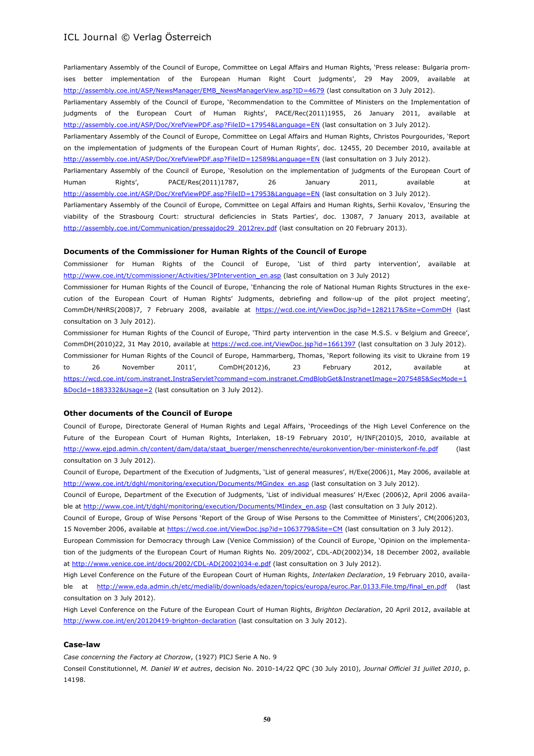Parliamentary Assembly of the Council of Europe, Committee on Legal Affairs and Human Rights, 'Press release: Bulgaria promises better implementation of the European Human Right Court judgments', 29 May 2009, available at http://assembly.coe.int/ASP/NewsManager/EMB_NewsManagerView.asp?ID=4679 (last consultation on 3 July 2012).

Parliamentary Assembly of the Council of Europe, 'Recommendation to the Committee of Ministers on the Implementation of judgments of the European Court of Human Rights', PACE/Rec(2011)1955, 26 January 2011, available at http://assembly.coe.int/ASP/Doc/XrefViewPDF.asp?FileID=17954&Language=EN (last consultation on 3 July 2012).

Parliamentary Assembly of the Council of Europe, Committee on Legal Affairs and Human Rights, Christos Pourgourides, 'Report on the implementation of judgments of the European Court of Human Rights', doc. 12455, 20 December 2010, available at http://assembly.coe.int/ASP/Doc/XrefViewPDF.asp?FileID=12589&Language=EN (last consultation on 3 July 2012).

Parliamentary Assembly of the Council of Europe, 'Resolution on the implementation of judgments of the European Court of Human Rights', PACE/Res(2011)1787, 26 January 2011, available at http://assembly.coe.int/ASP/Doc/XrefViewPDF.asp?FileID=17953&Language=EN (last consultation on 3 July 2012).

Parliamentary Assembly of the Council of Europe, Committee on Legal Affairs and Human Rights, Serhii Kovalov, 'Ensuring the viability of the Strasbourg Court: structural deficiencies in Stats Parties', doc. 13087, 7 January 2013, available at http://assembly.coe.int/Communication/pressajdoc29_2012rev.pdf (last consultation on 20 February 2013).

### Documents of the Commissioner for Human Rights of the Council of Europe

Commissioner for Human Rights of the Council of Europe, 'List of third party intervention', available at http://www.coe.int/t/commissioner/Activities/3PIntervention_en.asp (last consultation on 3 July 2012)

Commissioner for Human Rights of the Council of Europe, 'Enhancing the role of National Human Rights Structures in the execution of the European Court of Human Rights' Judgments, debriefing and follow-up of the pilot project meeting', CommDH/NHRS(2008)7, 7 February 2008, available at https://wcd.coe.int/ViewDoc.jsp?id=1282117&Site=CommDH (last consultation on 3 July 2012).

Commissioner for Human Rights of the Council of Europe, 'Third party intervention in the case M.S.S. v Belgium and Greece', CommDH(2010)22, 31 May 2010, available at https://wcd.coe.int/ViewDoc.jsp?id=1661397 (last consultation on 3 July 2012).

Commissioner for Human Rights of the Council of Europe, Hammarberg, Thomas, 'Report following its visit to Ukraine from 19 to 26 November 2011', ComDH(2012)6, 23 February 2012, available at https://wcd.coe.int/com.instranet.InstraServlet?command=com.instranet.CmdBlobGet&InstranetImage=2075485&SecMode=1&DocId=1883332&Usage=2 (last consultation on 3 July 2012).

### Other documents of the Council of Europe

Council of Europe, Directorate General of Human Rights and Legal Affairs, 'Proceedings of the High Level Conference on the Future of the European Court of Human Rights, Interlaken, 18-19 February 2010', H/INF(2010)5, 2010, available at http://www.ejpd.admin.ch/content/dam/data/staat_buerger/menschenrechte/eurokonvention/ber-ministerkonf-fe.pdf (last consultation on 3 July 2012).

Council of Europe, Department of the Execution of Judgments, 'List of general measures', H/Exe(2006)1, May 2006, available at http://www.coe.int/t/dghl/monitoring/execution/Documents/MGindex_en.asp (last consultation on 3 July 2012).

Council of Europe, Department of the Execution of Judgments, 'List of individual measures' H/Exec (2006)2, April 2006 available at http://www.coe.int/t/dghl/monitoring/execution/Documents/MIindex_en.asp (last consultation on 3 July 2012).

Council of Europe, Group of Wise Persons 'Report of the Group of Wise Persons to the Committee of Ministers', CM(2006)203, 15 November 2006, available at https://wcd.coe.int/ViewDoc.jsp?id=1063779&Site=CM (last consultation on 3 July 2012).

European Commission for Democracy through Law (Venice Commission) of the Council of Europe, 'Opinion on the implementation of the judgments of the European Court of Human Rights No. 209/2002', CDL-AD(2002)34, 18 December 2002, available at http://www.venice.coe.int/docs/2002/CDL-AD(2002)034-e.pdf (last consultation on 3 July 2012).

High Level Conference on the Future of the European Court of Human Rights, *Interlaken Declaration*, 19 February 2010, available at http://www.eda.admin.ch/etc/medialib/downloads/edazen/topics/europa/euroc.Par.0133.File.tmp/final_en.pdf (last consultation on 3 July 2012).

High Level Conference on the Future of the European Court of Human Rights, *Brighton Declaration*, 20 April 2012, available at http://www.coe.int/en/20120419-brighton-declaration (last consultation on 3 July 2012).

### Case-law

*Case concerning the Factory at Chorzow*, (1927) PICJ Serie A No. 9

Conseil Constitutionnel, *M. Daniel W et autres*, decision No. 2010-14/22 QPC (30 July 2010), *Journal Officiel 31 juillet 2010*, p. 14198.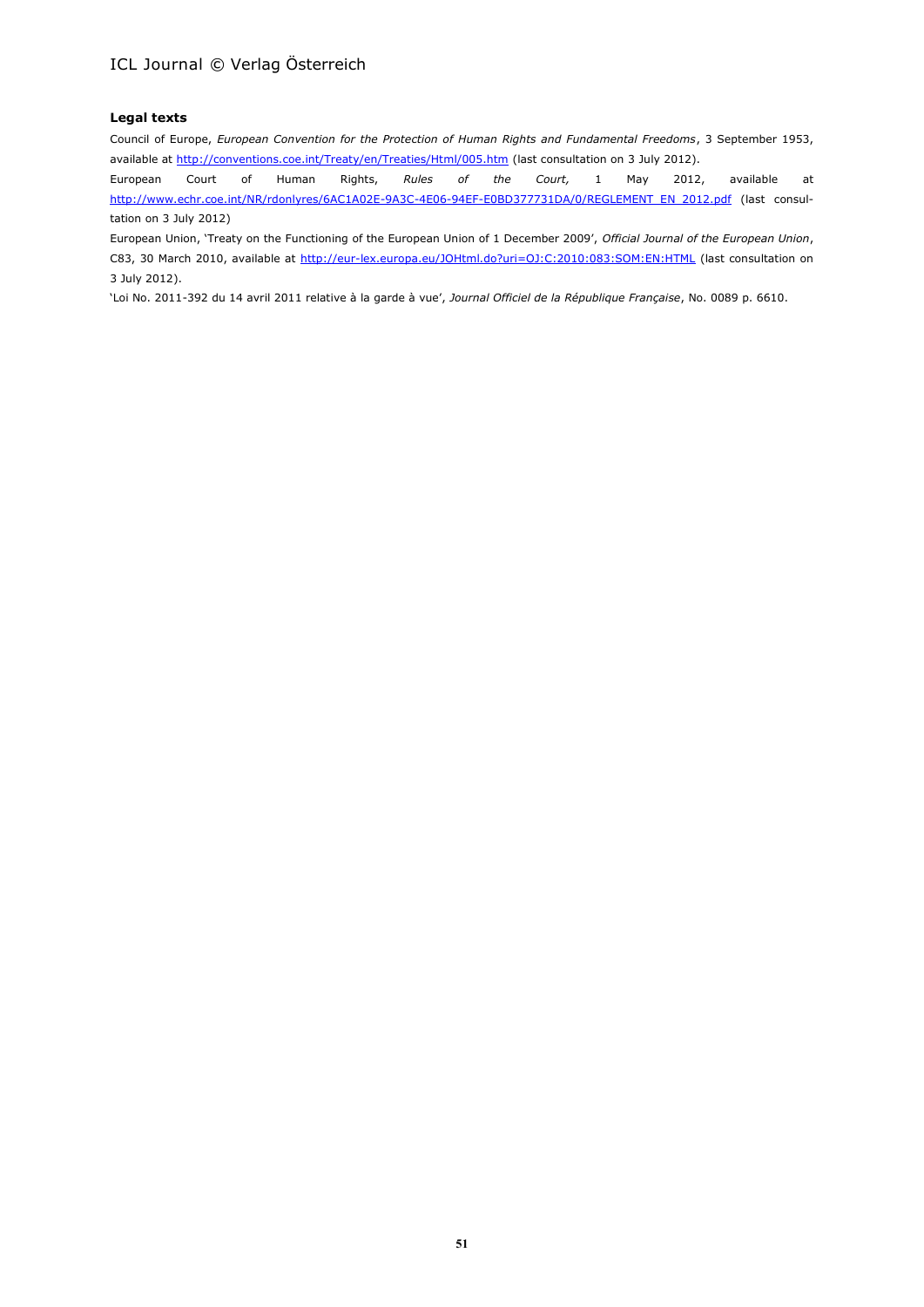**Legal texts**

Council of Europe, *European Convention for the Protection of Human Rights and Fundamental Freedoms*, 3 September 1953, available at http://conventions.coe.int/Treaty/en/Treaties/Html/005.htm (last consultation on 3 July 2012).

European Court of Human Rights, *Rules of the Court,* 1 May 2012, available at http://www.echr.coe.int/NR/rdonlyres/6AC1A02E-9A3C-4E06-94EF-E0BD377731DA/0/REGLEMENT_EN_2012.pdf (last consultation on 3 July 2012)

European Union, 'Treaty on the Functioning of the European Union of 1 December 2009', *Official Journal of the European Union*, C83, 30 March 2010, available at http://eur-lex.europa.eu/JOHtml.do?uri=OJ:C:2010:083:SOM:EN:HTML (last consultation on 3 July 2012).

'Loi No. 2011-392 du 14 avril 2011 relative à la garde à vue', *Journal Officiel de la République Française*, No. 0089 p. 6610.